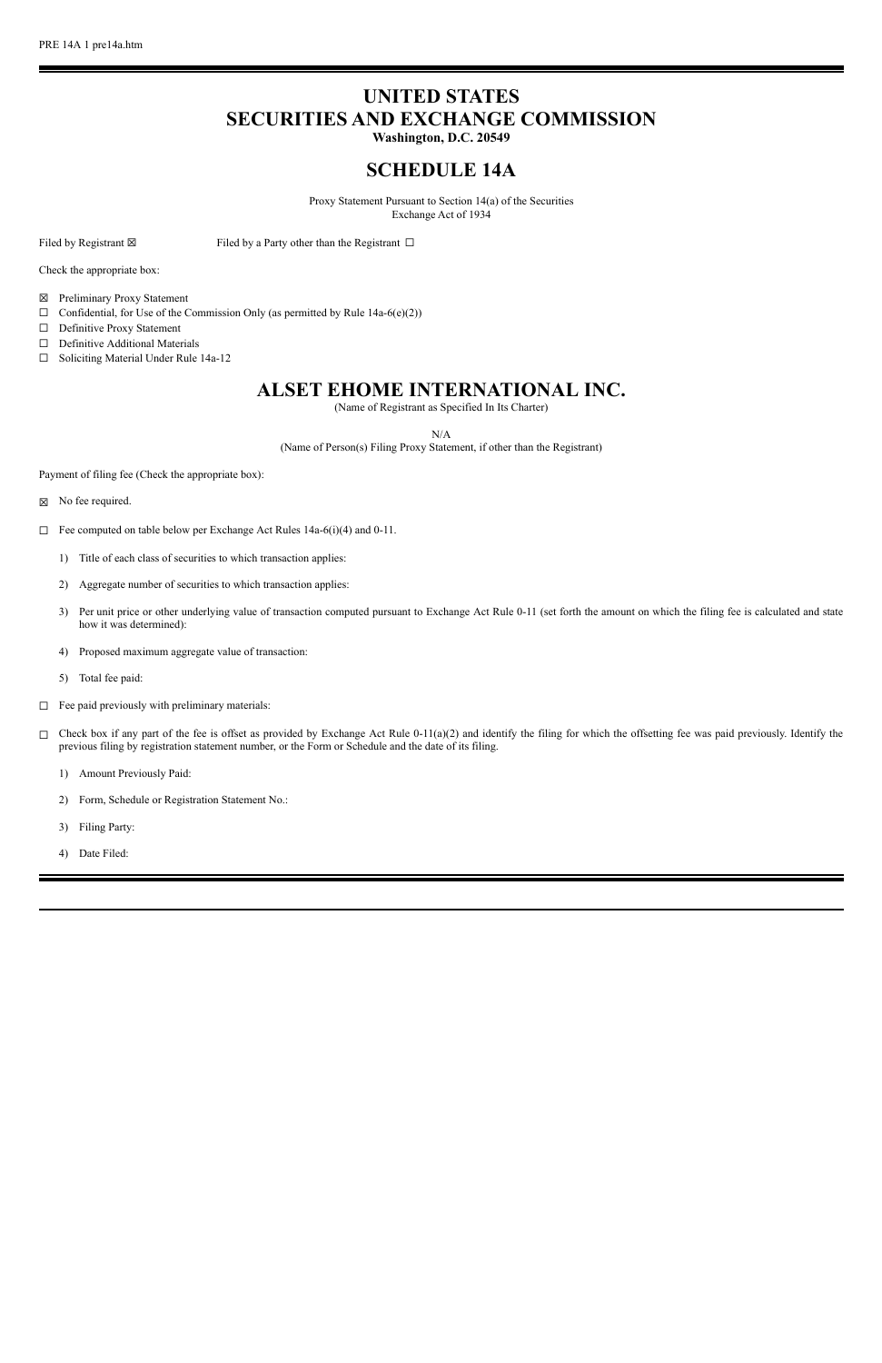PRE 14A 1 pre14a.htm

# UNITED STATES
# SECURITIES AND EXCHANGE COMMISSION

**Washington, D.C. 20549**

## SCHEDULE 14A

Proxy Statement Pursuant to Section 14(a) of the Securities Exchange Act of 1934

Filed by Registrant ☒ Filed by a Party other than the Registrant ☐

Check the appropriate box:

☒ Preliminary Proxy Statement
☐ Confidential, for Use of the Commission Only (as permitted by Rule 14a-6(e)(2))
☐ Definitive Proxy Statement
☐ Definitive Additional Materials
☐ Soliciting Material Under Rule 14a-12

## ALSET EHOME INTERNATIONAL INC.

(Name of Registrant as Specified In Its Charter)

N/A

(Name of Person(s) Filing Proxy Statement, if other than the Registrant)

Payment of filing fee (Check the appropriate box):

☒ No fee required.

☐ Fee computed on table below per Exchange Act Rules 14a-6(i)(4) and 0-11.

1) Title of each class of securities to which transaction applies:

2) Aggregate number of securities to which transaction applies:

3) Per unit price or other underlying value of transaction computed pursuant to Exchange Act Rule 0-11 (set forth the amount on which the filing fee is calculated and state how it was determined):

4) Proposed maximum aggregate value of transaction:

5) Total fee paid:

☐ Fee paid previously with preliminary materials:

☐ Check box if any part of the fee is offset as provided by Exchange Act Rule 0-11(a)(2) and identify the filing for which the offsetting fee was paid previously. Identify the previous filing by registration statement number, or the Form or Schedule and the date of its filing.

1) Amount Previously Paid:

2) Form, Schedule or Registration Statement No.:

3) Filing Party:

4) Date Filed: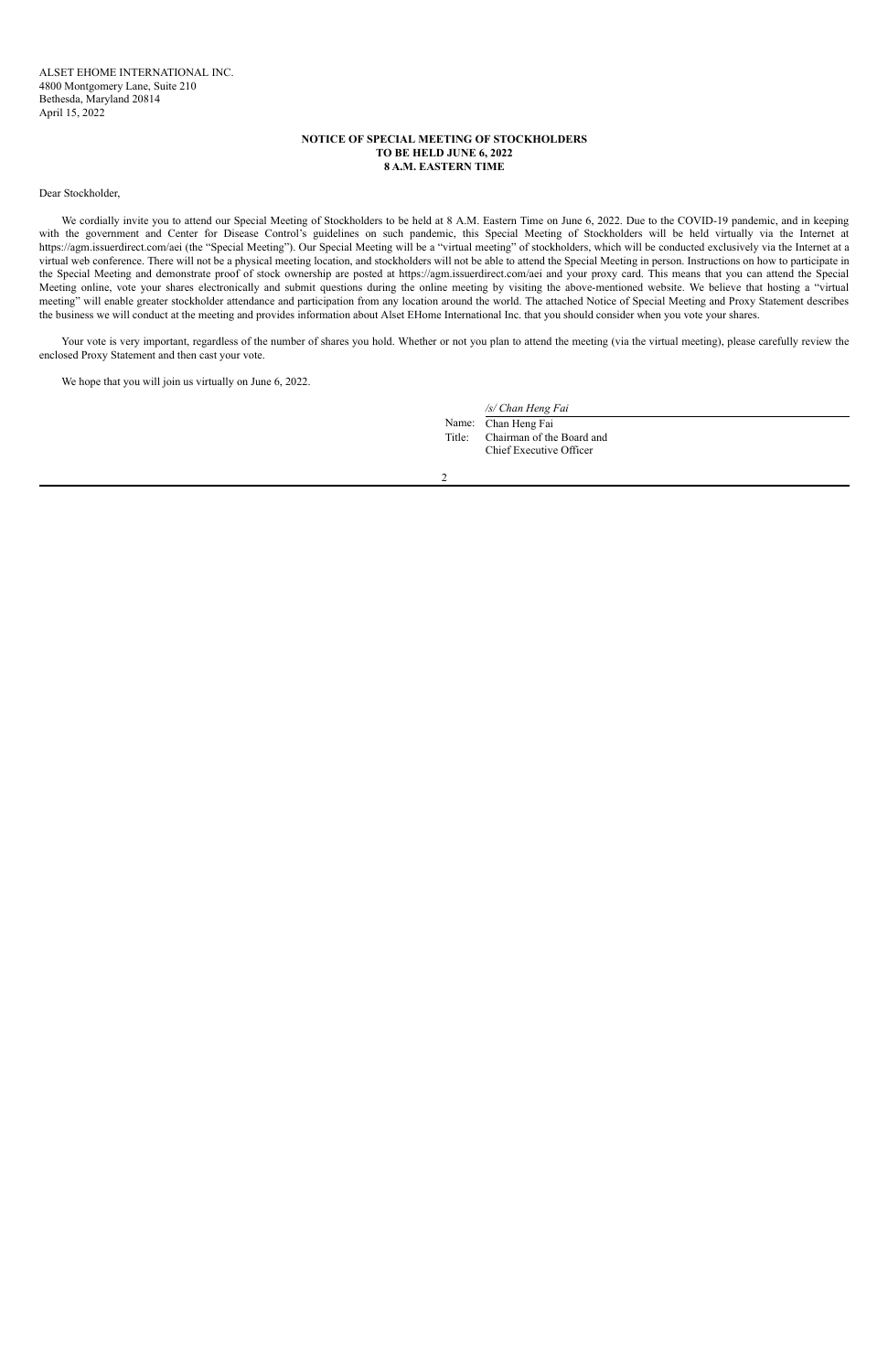ALSET EHOME INTERNATIONAL INC.
4800 Montgomery Lane, Suite 210
Bethesda, Maryland 20814
April 15, 2022

**NOTICE OF SPECIAL MEETING OF STOCKHOLDERS**
**TO BE HELD JUNE 6, 2022**
**8 A.M. EASTERN TIME**

Dear Stockholder,

We cordially invite you to attend our Special Meeting of Stockholders to be held at 8 A.M. Eastern Time on June 6, 2022. Due to the COVID-19 pandemic, and in keeping with the government and Center for Disease Control's guidelines on such pandemic, this Special Meeting of Stockholders will be held virtually via the Internet at https://agm.issuerdirect.com/aei (the "Special Meeting"). Our Special Meeting will be a "virtual meeting" of stockholders, which will be conducted exclusively via the Internet at a virtual web conference. There will not be a physical meeting location, and stockholders will not be able to attend the Special Meeting in person. Instructions on how to participate in the Special Meeting and demonstrate proof of stock ownership are posted at https://agm.issuerdirect.com/aei and your proxy card. This means that you can attend the Special Meeting online, vote your shares electronically and submit questions during the online meeting by visiting the above-mentioned website. We believe that hosting a "virtual meeting" will enable greater stockholder attendance and participation from any location around the world. The attached Notice of Special Meeting and Proxy Statement describes the business we will conduct at the meeting and provides information about Alset EHome International Inc. that you should consider when you vote your shares.

Your vote is very important, regardless of the number of shares you hold. Whether or not you plan to attend the meeting (via the virtual meeting), please carefully review the enclosed Proxy Statement and then cast your vote.

We hope that you will join us virtually on June 6, 2022.

*/s/ Chan Heng Fai*

Name: Chan Heng Fai
Title: Chairman of the Board and Chief Executive Officer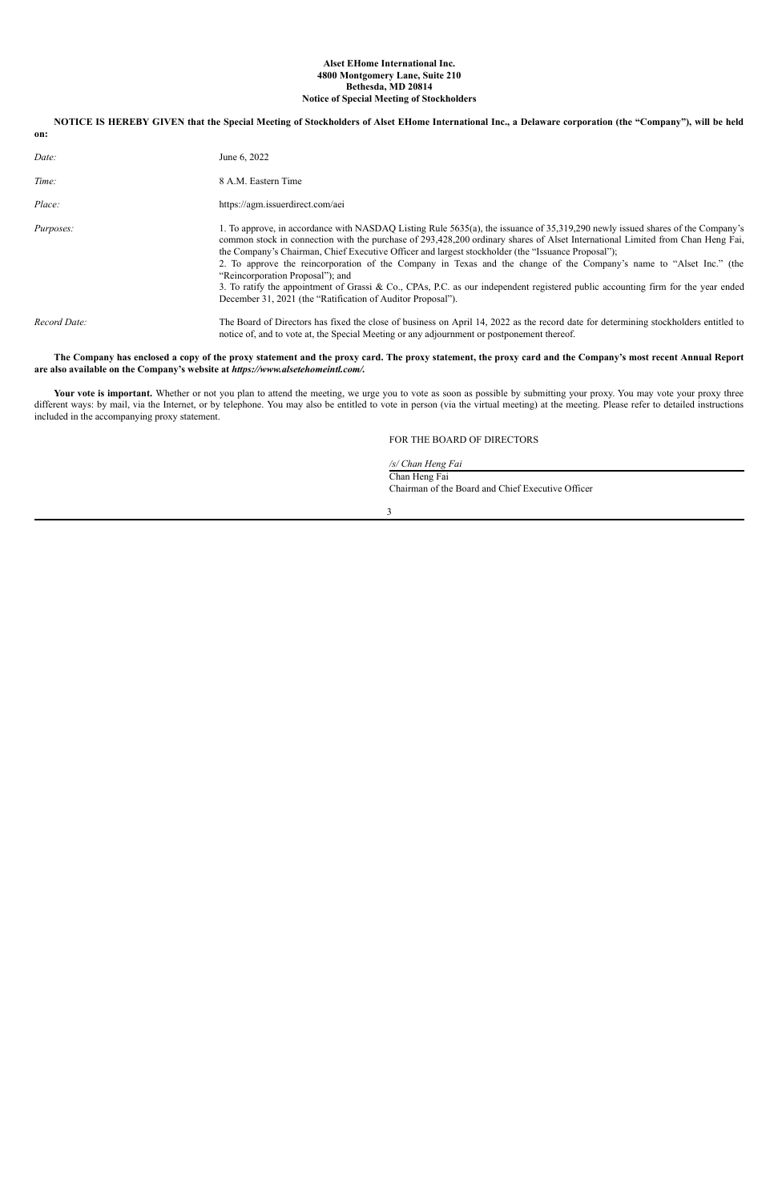**Alset EHome International Inc.**
**4800 Montgomery Lane, Suite 210**
**Bethesda, MD 20814**
**Notice of Special Meeting of Stockholders**

**NOTICE IS HEREBY GIVEN that the Special Meeting of Stockholders of Alset EHome International Inc., a Delaware corporation (the "Company"), will be held on:**

| | |
|---|---|
| *Date:* | June 6, 2022 |
| *Time:* | 8 A.M. Eastern Time |
| *Place:* | https://agm.issuerdirect.com/aei |
| *Purposes:* | 1. To approve, in accordance with NASDAQ Listing Rule 5635(a), the issuance of 35,319,290 newly issued shares of the Company's common stock in connection with the purchase of 293,428,200 ordinary shares of Alset International Limited from Chan Heng Fai, the Company's Chairman, Chief Executive Officer and largest stockholder (the "Issuance Proposal");<br>2. To approve the reincorporation of the Company in Texas and the change of the Company's name to "Alset Inc." (the "Reincorporation Proposal"); and<br>3. To ratify the appointment of Grassi & Co., CPAs, P.C. as our independent registered public accounting firm for the year ended December 31, 2021 (the "Ratification of Auditor Proposal"). |
| *Record Date:* | The Board of Directors has fixed the close of business on April 14, 2022 as the record date for determining stockholders entitled to notice of, and to vote at, the Special Meeting or any adjournment or postponement thereof. |

**The Company has enclosed a copy of the proxy statement and the proxy card. The proxy statement, the proxy card and the Company's most recent Annual Report are also available on the Company's website at *https://www.alsetehomeintl.com/*.**

**Your vote is important.** Whether or not you plan to attend the meeting, we urge you to vote as soon as possible by submitting your proxy. You may vote your proxy three different ways: by mail, via the Internet, or by telephone. You may also be entitled to vote in person (via the virtual meeting) at the meeting. Please refer to detailed instructions included in the accompanying proxy statement.

FOR THE BOARD OF DIRECTORS

*/s/ Chan Heng Fai*
Chan Heng Fai
Chairman of the Board and Chief Executive Officer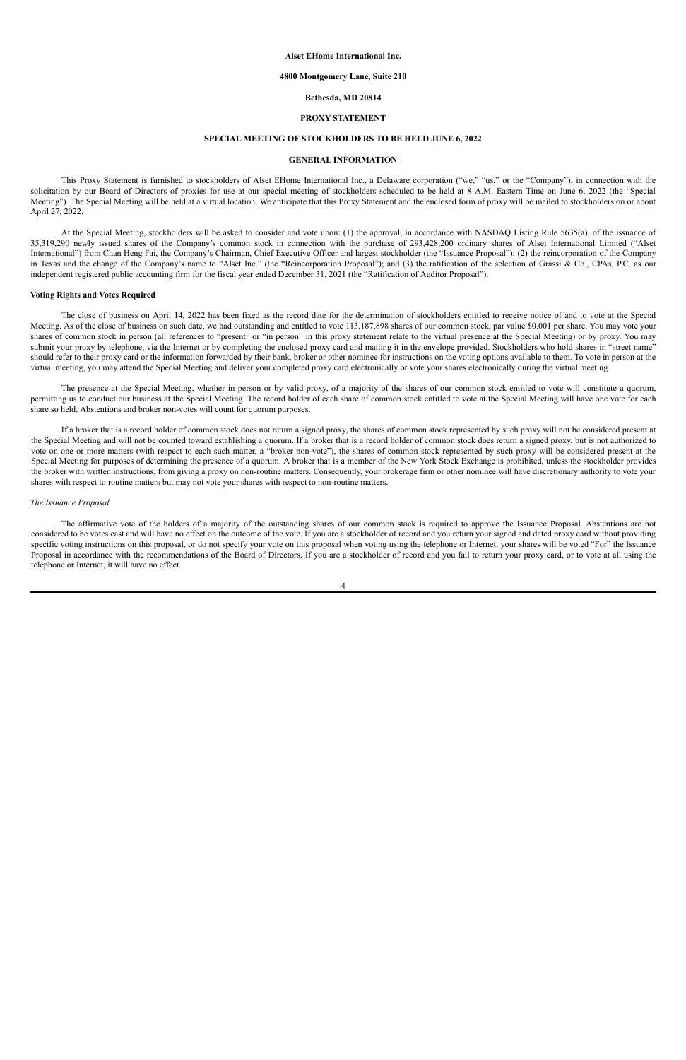**Alset EHome International Inc.**

**4800 Montgomery Lane, Suite 210**

**Bethesda, MD 20814**

**PROXY STATEMENT**

**SPECIAL MEETING OF STOCKHOLDERS TO BE HELD JUNE 6, 2022**

**GENERAL INFORMATION**

This Proxy Statement is furnished to stockholders of Alset EHome International Inc., a Delaware corporation ("we," "us," or the "Company"), in connection with the solicitation by our Board of Directors of proxies for use at our special meeting of stockholders scheduled to be held at 8 A.M. Eastern Time on June 6, 2022 (the "Special Meeting"). The Special Meeting will be held at a virtual location. We anticipate that this Proxy Statement and the enclosed form of proxy will be mailed to stockholders on or about April 27, 2022.

At the Special Meeting, stockholders will be asked to consider and vote upon: (1) the approval, in accordance with NASDAQ Listing Rule 5635(a), of the issuance of 35,319,290 newly issued shares of the Company's common stock in connection with the purchase of 293,428,200 ordinary shares of Alset International Limited ("Alset International") from Chan Heng Fai, the Company's Chairman, Chief Executive Officer and largest stockholder (the "Issuance Proposal"); (2) the reincorporation of the Company in Texas and the change of the Company's name to "Alset Inc." (the "Reincorporation Proposal"); and (3) the ratification of the selection of Grassi & Co., CPAs, P.C. as our independent registered public accounting firm for the fiscal year ended December 31, 2021 (the "Ratification of Auditor Proposal").

**Voting Rights and Votes Required**

The close of business on April 14, 2022 has been fixed as the record date for the determination of stockholders entitled to receive notice of and to vote at the Special Meeting. As of the close of business on such date, we had outstanding and entitled to vote 113,187,898 shares of our common stock, par value $0.001 per share. You may vote your shares of common stock in person (all references to "present" or "in person" in this proxy statement relate to the virtual presence at the Special Meeting) or by proxy. You may submit your proxy by telephone, via the Internet or by completing the enclosed proxy card and mailing it in the envelope provided. Stockholders who hold shares in "street name" should refer to their proxy card or the information forwarded by their bank, broker or other nominee for instructions on the voting options available to them. To vote in person at the virtual meeting, you may attend the Special Meeting and deliver your completed proxy card electronically or vote your shares electronically during the virtual meeting.

The presence at the Special Meeting, whether in person or by valid proxy, of a majority of the shares of our common stock entitled to vote will constitute a quorum, permitting us to conduct our business at the Special Meeting. The record holder of each share of common stock entitled to vote at the Special Meeting will have one vote for each share so held. Abstentions and broker non-votes will count for quorum purposes.

If a broker that is a record holder of common stock does not return a signed proxy, the shares of common stock represented by such proxy will not be considered present at the Special Meeting and will not be counted toward establishing a quorum. If a broker that is a record holder of common stock does return a signed proxy, but is not authorized to vote on one or more matters (with respect to each such matter, a "broker non-vote"), the shares of common stock represented by such proxy will be considered present at the Special Meeting for purposes of determining the presence of a quorum. A broker that is a member of the New York Stock Exchange is prohibited, unless the stockholder provides the broker with written instructions, from giving a proxy on non-routine matters. Consequently, your brokerage firm or other nominee will have discretionary authority to vote your shares with respect to routine matters but may not vote your shares with respect to non-routine matters.

*The Issuance Proposal*

The affirmative vote of the holders of a majority of the outstanding shares of our common stock is required to approve the Issuance Proposal. Abstentions are not considered to be votes cast and will have no effect on the outcome of the vote. If you are a stockholder of record and you return your signed and dated proxy card without providing specific voting instructions on this proposal, or do not specify your vote on this proposal when voting using the telephone or Internet, your shares will be voted "For" the Issuance Proposal in accordance with the recommendations of the Board of Directors. If you are a stockholder of record and you fail to return your proxy card, or to vote at all using the telephone or Internet, it will have no effect.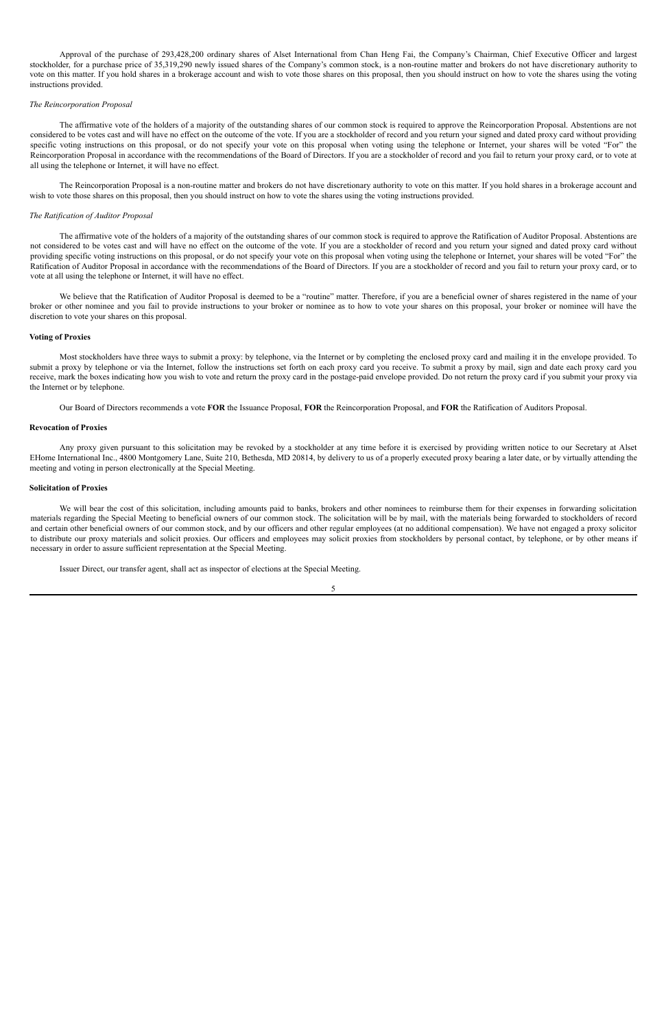Approval of the purchase of 293,428,200 ordinary shares of Alset International from Chan Heng Fai, the Company's Chairman, Chief Executive Officer and largest stockholder, for a purchase price of 35,319,290 newly issued shares of the Company's common stock, is a non-routine matter and brokers do not have discretionary authority to vote on this matter. If you hold shares in a brokerage account and wish to vote those shares on this proposal, then you should instruct on how to vote the shares using the voting instructions provided.

*The Reincorporation Proposal*

The affirmative vote of the holders of a majority of the outstanding shares of our common stock is required to approve the Reincorporation Proposal. Abstentions are not considered to be votes cast and will have no effect on the outcome of the vote. If you are a stockholder of record and you return your signed and dated proxy card without providing specific voting instructions on this proposal, or do not specify your vote on this proposal when voting using the telephone or Internet, your shares will be voted "For" the Reincorporation Proposal in accordance with the recommendations of the Board of Directors. If you are a stockholder of record and you fail to return your proxy card, or to vote at all using the telephone or Internet, it will have no effect.

The Reincorporation Proposal is a non-routine matter and brokers do not have discretionary authority to vote on this matter. If you hold shares in a brokerage account and wish to vote those shares on this proposal, then you should instruct on how to vote the shares using the voting instructions provided.

*The Ratification of Auditor Proposal*

The affirmative vote of the holders of a majority of the outstanding shares of our common stock is required to approve the Ratification of Auditor Proposal. Abstentions are not considered to be votes cast and will have no effect on the outcome of the vote. If you are a stockholder of record and you return your signed and dated proxy card without providing specific voting instructions on this proposal, or do not specify your vote on this proposal when voting using the telephone or Internet, your shares will be voted "For" the Ratification of Auditor Proposal in accordance with the recommendations of the Board of Directors. If you are a stockholder of record and you fail to return your proxy card, or to vote at all using the telephone or Internet, it will have no effect.

We believe that the Ratification of Auditor Proposal is deemed to be a "routine" matter. Therefore, if you are a beneficial owner of shares registered in the name of your broker or other nominee and you fail to provide instructions to your broker or nominee as to how to vote your shares on this proposal, your broker or nominee will have the discretion to vote your shares on this proposal.

**Voting of Proxies**

Most stockholders have three ways to submit a proxy: by telephone, via the Internet or by completing the enclosed proxy card and mailing it in the envelope provided. To submit a proxy by telephone or via the Internet, follow the instructions set forth on each proxy card you receive. To submit a proxy by mail, sign and date each proxy card you receive, mark the boxes indicating how you wish to vote and return the proxy card in the postage-paid envelope provided. Do not return the proxy card if you submit your proxy via the Internet or by telephone.

Our Board of Directors recommends a vote **FOR** the Issuance Proposal, **FOR** the Reincorporation Proposal, and **FOR** the Ratification of Auditors Proposal.

**Revocation of Proxies**

Any proxy given pursuant to this solicitation may be revoked by a stockholder at any time before it is exercised by providing written notice to our Secretary at Alset EHome International Inc., 4800 Montgomery Lane, Suite 210, Bethesda, MD 20814, by delivery to us of a properly executed proxy bearing a later date, or by virtually attending the meeting and voting in person electronically at the Special Meeting.

**Solicitation of Proxies**

We will bear the cost of this solicitation, including amounts paid to banks, brokers and other nominees to reimburse them for their expenses in forwarding solicitation materials regarding the Special Meeting to beneficial owners of our common stock. The solicitation will be by mail, with the materials being forwarded to stockholders of record and certain other beneficial owners of our common stock, and by our officers and other regular employees (at no additional compensation). We have not engaged a proxy solicitor to distribute our proxy materials and solicit proxies. Our officers and employees may solicit proxies from stockholders by personal contact, by telephone, or by other means if necessary in order to assure sufficient representation at the Special Meeting.

Issuer Direct, our transfer agent, shall act as inspector of elections at the Special Meeting.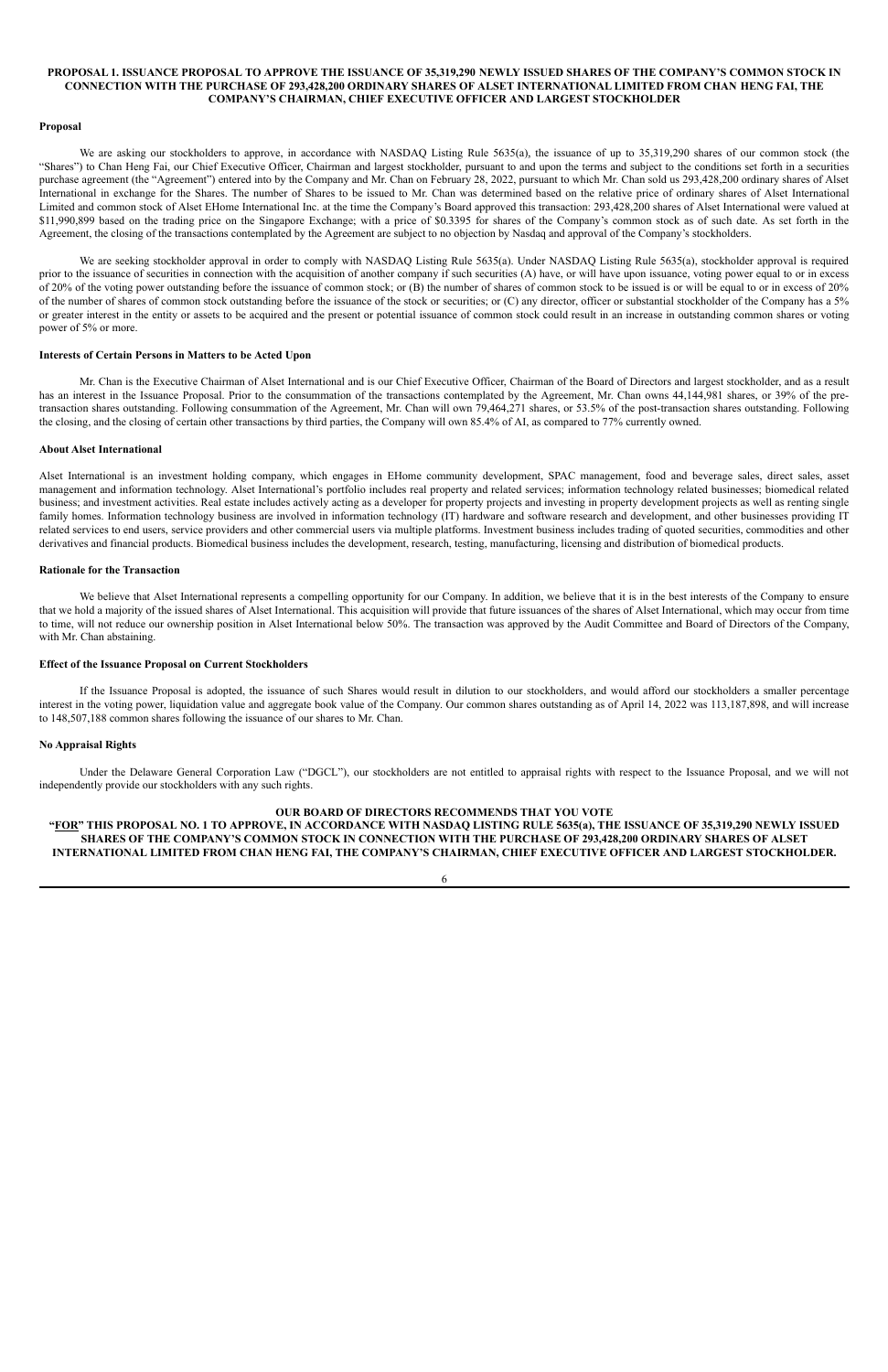## PROPOSAL 1. ISSUANCE PROPOSAL TO APPROVE THE ISSUANCE OF 35,319,290 NEWLY ISSUED SHARES OF THE COMPANY'S COMMON STOCK IN CONNECTION WITH THE PURCHASE OF 293,428,200 ORDINARY SHARES OF ALSET INTERNATIONAL LIMITED FROM CHAN HENG FAI, THE COMPANY'S CHAIRMAN, CHIEF EXECUTIVE OFFICER AND LARGEST STOCKHOLDER

### Proposal

We are asking our stockholders to approve, in accordance with NASDAQ Listing Rule 5635(a), the issuance of up to 35,319,290 shares of our common stock (the "Shares") to Chan Heng Fai, our Chief Executive Officer, Chairman and largest stockholder, pursuant to and upon the terms and subject to the conditions set forth in a securities purchase agreement (the "Agreement") entered into by the Company and Mr. Chan on February 28, 2022, pursuant to which Mr. Chan sold us 293,428,200 ordinary shares of Alset International in exchange for the Shares. The number of Shares to be issued to Mr. Chan was determined based on the relative price of ordinary shares of Alset International Limited and common stock of Alset EHome International Inc. at the time the Company's Board approved this transaction: 293,428,200 shares of Alset International were valued at $11,990,899 based on the trading price on the Singapore Exchange; with a price of $0.3395 for shares of the Company's common stock as of such date. As set forth in the Agreement, the closing of the transactions contemplated by the Agreement are subject to no objection by Nasdaq and approval of the Company's stockholders.

We are seeking stockholder approval in order to comply with NASDAQ Listing Rule 5635(a). Under NASDAQ Listing Rule 5635(a), stockholder approval is required prior to the issuance of securities in connection with the acquisition of another company if such securities (A) have, or will have upon issuance, voting power equal to or in excess of 20% of the voting power outstanding before the issuance of common stock; or (B) the number of shares of common stock to be issued is or will be equal to or in excess of 20% of the number of shares of common stock outstanding before the issuance of the stock or securities; or (C) any director, officer or substantial stockholder of the Company has a 5% or greater interest in the entity or assets to be acquired and the present or potential issuance of common stock could result in an increase in outstanding common shares or voting power of 5% or more.

### Interests of Certain Persons in Matters to be Acted Upon

Mr. Chan is the Executive Chairman of Alset International and is our Chief Executive Officer, Chairman of the Board of Directors and largest stockholder, and as a result has an interest in the Issuance Proposal. Prior to the consummation of the transactions contemplated by the Agreement, Mr. Chan owns 44,144,981 shares, or 39% of the pre-transaction shares outstanding. Following consummation of the Agreement, Mr. Chan will own 79,464,271 shares, or 53.5% of the post-transaction shares outstanding. Following the closing, and the closing of certain other transactions by third parties, the Company will own 85.4% of AI, as compared to 77% currently owned.

### About Alset International

Alset International is an investment holding company, which engages in EHome community development, SPAC management, food and beverage sales, direct sales, asset management and information technology. Alset International's portfolio includes real property and related services; information technology related businesses; biomedical related business; and investment activities. Real estate includes actively acting as a developer for property projects and investing in property development projects as well as renting single family homes. Information technology business are involved in information technology (IT) hardware and software research and development, and other businesses providing IT related services to end users, service providers and other commercial users via multiple platforms. Investment business includes trading of quoted securities, commodities and other derivatives and financial products. Biomedical business includes the development, research, testing, manufacturing, licensing and distribution of biomedical products.

### Rationale for the Transaction

We believe that Alset International represents a compelling opportunity for our Company. In addition, we believe that it is in the best interests of the Company to ensure that we hold a majority of the issued shares of Alset International. This acquisition will provide that future issuances of the shares of Alset International, which may occur from time to time, will not reduce our ownership position in Alset International below 50%. The transaction was approved by the Audit Committee and Board of Directors of the Company, with Mr. Chan abstaining.

### Effect of the Issuance Proposal on Current Stockholders

If the Issuance Proposal is adopted, the issuance of such Shares would result in dilution to our stockholders, and would afford our stockholders a smaller percentage interest in the voting power, liquidation value and aggregate book value of the Company. Our common shares outstanding as of April 14, 2022 was 113,187,898, and will increase to 148,507,188 common shares following the issuance of our shares to Mr. Chan.

### No Appraisal Rights

Under the Delaware General Corporation Law ("DGCL"), our stockholders are not entitled to appraisal rights with respect to the Issuance Proposal, and we will not independently provide our stockholders with any such rights.

**OUR BOARD OF DIRECTORS RECOMMENDS THAT YOU VOTE "FOR" THIS PROPOSAL NO. 1 TO APPROVE, IN ACCORDANCE WITH NASDAQ LISTING RULE 5635(a), THE ISSUANCE OF 35,319,290 NEWLY ISSUED SHARES OF THE COMPANY'S COMMON STOCK IN CONNECTION WITH THE PURCHASE OF 293,428,200 ORDINARY SHARES OF ALSET INTERNATIONAL LIMITED FROM CHAN HENG FAI, THE COMPANY'S CHAIRMAN, CHIEF EXECUTIVE OFFICER AND LARGEST STOCKHOLDER.**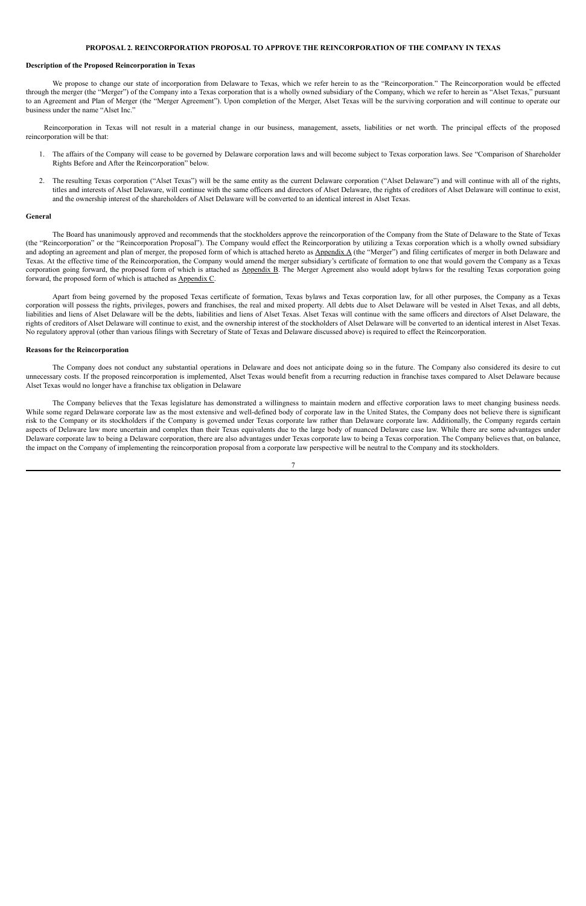**PROPOSAL 2. REINCORPORATION PROPOSAL TO APPROVE THE REINCORPORATION OF THE COMPANY IN TEXAS**

**Description of the Proposed Reincorporation in Texas**

We propose to change our state of incorporation from Delaware to Texas, which we refer herein to as the "Reincorporation." The Reincorporation would be effected through the merger (the "Merger") of the Company into a Texas corporation that is a wholly owned subsidiary of the Company, which we refer to herein as "Alset Texas," pursuant to an Agreement and Plan of Merger (the "Merger Agreement"). Upon completion of the Merger, Alset Texas will be the surviving corporation and will continue to operate our business under the name "Alset Inc."

Reincorporation in Texas will not result in a material change in our business, management, assets, liabilities or net worth. The principal effects of the proposed reincorporation will be that:

1. The affairs of the Company will cease to be governed by Delaware corporation laws and will become subject to Texas corporation laws. See "Comparison of Shareholder Rights Before and After the Reincorporation" below.
2. The resulting Texas corporation ("Alset Texas") will be the same entity as the current Delaware corporation ("Alset Delaware") and will continue with all of the rights, titles and interests of Alset Delaware, will continue with the same officers and directors of Alset Delaware, the rights of creditors of Alset Delaware will continue to exist, and the ownership interest of the shareholders of Alset Delaware will be converted to an identical interest in Alset Texas.

**General**

The Board has unanimously approved and recommends that the stockholders approve the reincorporation of the Company from the State of Delaware to the State of Texas (the "Reincorporation" or the "Reincorporation Proposal"). The Company would effect the Reincorporation by utilizing a Texas corporation which is a wholly owned subsidiary and adopting an agreement and plan of merger, the proposed form of which is attached hereto as Appendix A (the "Merger") and filing certificates of merger in both Delaware and Texas. At the effective time of the Reincorporation, the Company would amend the merger subsidiary's certificate of formation to one that would govern the Company as a Texas corporation going forward, the proposed form of which is attached as Appendix B. The Merger Agreement also would adopt bylaws for the resulting Texas corporation going forward, the proposed form of which is attached as Appendix C.

Apart from being governed by the proposed Texas certificate of formation, Texas bylaws and Texas corporation law, for all other purposes, the Company as a Texas corporation will possess the rights, privileges, powers and franchises, the real and mixed property. All debts due to Alset Delaware will be vested in Alset Texas, and all debts, liabilities and liens of Alset Delaware will be the debts, liabilities and liens of Alset Texas. Alset Texas will continue with the same officers and directors of Alset Delaware, the rights of creditors of Alset Delaware will continue to exist, and the ownership interest of the stockholders of Alset Delaware will be converted to an identical interest in Alset Texas. No regulatory approval (other than various filings with Secretary of State of Texas and Delaware discussed above) is required to effect the Reincorporation.

**Reasons for the Reincorporation**

The Company does not conduct any substantial operations in Delaware and does not anticipate doing so in the future. The Company also considered its desire to cut unnecessary costs. If the proposed reincorporation is implemented, Alset Texas would benefit from a recurring reduction in franchise taxes compared to Alset Delaware because Alset Texas would no longer have a franchise tax obligation in Delaware

The Company believes that the Texas legislature has demonstrated a willingness to maintain modern and effective corporation laws to meet changing business needs. While some regard Delaware corporate law as the most extensive and well-defined body of corporate law in the United States, the Company does not believe there is significant risk to the Company or its stockholders if the Company is governed under Texas corporate law rather than Delaware corporate law. Additionally, the Company regards certain aspects of Delaware law more uncertain and complex than their Texas equivalents due to the large body of nuanced Delaware case law. While there are some advantages under Delaware corporate law to being a Delaware corporation, there are also advantages under Texas corporate law to being a Texas corporation. The Company believes that, on balance, the impact on the Company of implementing the reincorporation proposal from a corporate law perspective will be neutral to the Company and its stockholders.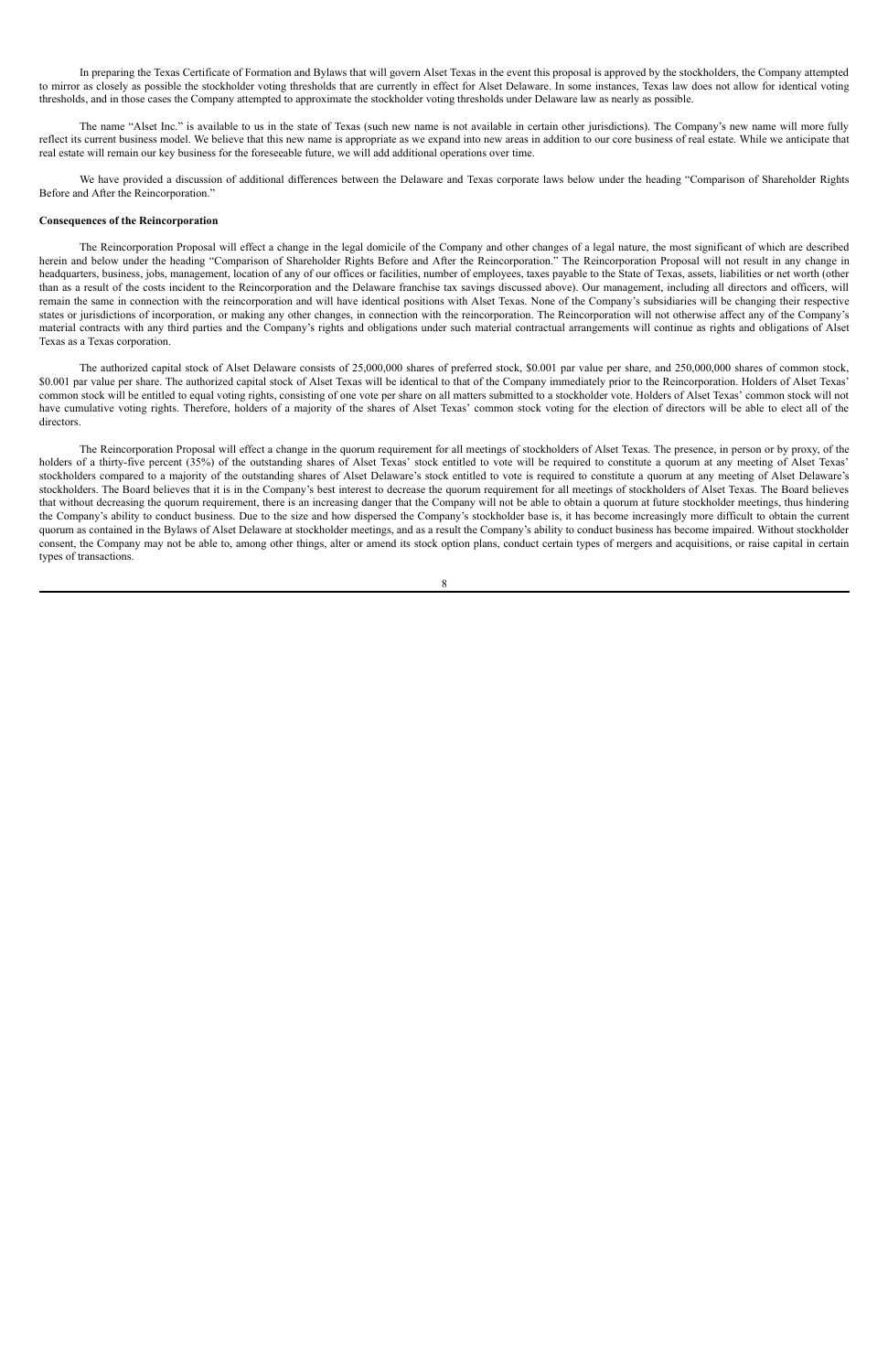In preparing the Texas Certificate of Formation and Bylaws that will govern Alset Texas in the event this proposal is approved by the stockholders, the Company attempted to mirror as closely as possible the stockholder voting thresholds that are currently in effect for Alset Delaware. In some instances, Texas law does not allow for identical voting thresholds, and in those cases the Company attempted to approximate the stockholder voting thresholds under Delaware law as nearly as possible.

The name "Alset Inc." is available to us in the state of Texas (such new name is not available in certain other jurisdictions). The Company's new name will more fully reflect its current business model. We believe that this new name is appropriate as we expand into new areas in addition to our core business of real estate. While we anticipate that real estate will remain our key business for the foreseeable future, we will add additional operations over time.

We have provided a discussion of additional differences between the Delaware and Texas corporate laws below under the heading "Comparison of Shareholder Rights Before and After the Reincorporation."

**Consequences of the Reincorporation**

The Reincorporation Proposal will effect a change in the legal domicile of the Company and other changes of a legal nature, the most significant of which are described herein and below under the heading "Comparison of Shareholder Rights Before and After the Reincorporation." The Reincorporation Proposal will not result in any change in headquarters, business, jobs, management, location of any of our offices or facilities, number of employees, taxes payable to the State of Texas, assets, liabilities or net worth (other than as a result of the costs incident to the Reincorporation and the Delaware franchise tax savings discussed above). Our management, including all directors and officers, will remain the same in connection with the reincorporation and will have identical positions with Alset Texas. None of the Company's subsidiaries will be changing their respective states or jurisdictions of incorporation, or making any other changes, in connection with the reincorporation. The Reincorporation will not otherwise affect any of the Company's material contracts with any third parties and the Company's rights and obligations under such material contractual arrangements will continue as rights and obligations of Alset Texas as a Texas corporation.

The authorized capital stock of Alset Delaware consists of 25,000,000 shares of preferred stock, $0.001 par value per share, and 250,000,000 shares of common stock, $0.001 par value per share. The authorized capital stock of Alset Texas will be identical to that of the Company immediately prior to the Reincorporation. Holders of Alset Texas' common stock will be entitled to equal voting rights, consisting of one vote per share on all matters submitted to a stockholder vote. Holders of Alset Texas' common stock will not have cumulative voting rights. Therefore, holders of a majority of the shares of Alset Texas' common stock voting for the election of directors will be able to elect all of the directors.

The Reincorporation Proposal will effect a change in the quorum requirement for all meetings of stockholders of Alset Texas. The presence, in person or by proxy, of the holders of a thirty-five percent (35%) of the outstanding shares of Alset Texas' stock entitled to vote will be required to constitute a quorum at any meeting of Alset Texas' stockholders compared to a majority of the outstanding shares of Alset Delaware's stock entitled to vote is required to constitute a quorum at any meeting of Alset Delaware's stockholders. The Board believes that it is in the Company's best interest to decrease the quorum requirement for all meetings of stockholders of Alset Texas. The Board believes that without decreasing the quorum requirement, there is an increasing danger that the Company will not be able to obtain a quorum at future stockholder meetings, thus hindering the Company's ability to conduct business. Due to the size and how dispersed the Company's stockholder base is, it has become increasingly more difficult to obtain the current quorum as contained in the Bylaws of Alset Delaware at stockholder meetings, and as a result the Company's ability to conduct business has become impaired. Without stockholder consent, the Company may not be able to, among other things, alter or amend its stock option plans, conduct certain types of mergers and acquisitions, or raise capital in certain types of transactions.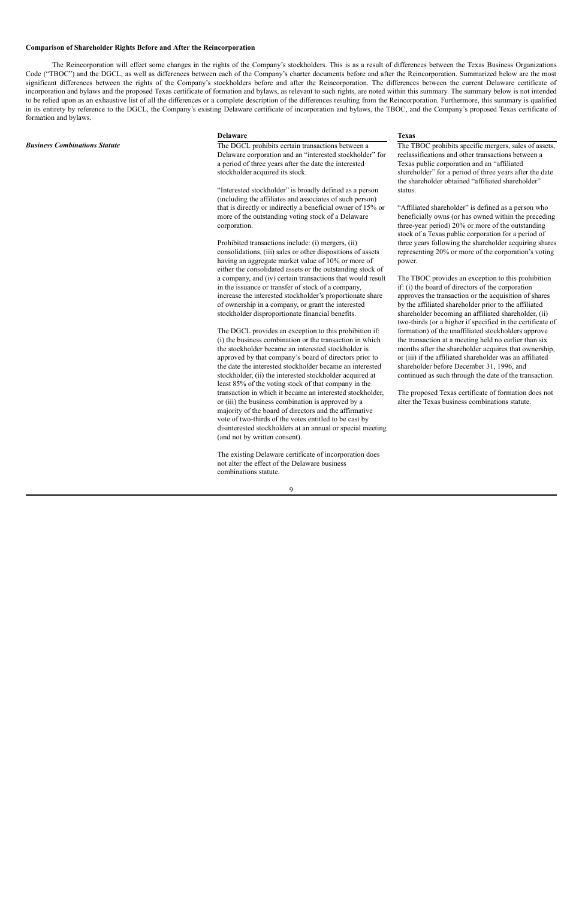**Comparison of Shareholder Rights Before and After the Reincorporation**

The Reincorporation will effect some changes in the rights of the Company's stockholders. This is as a result of differences between the Texas Business Organizations Code ("TBOC") and the DGCL, as well as differences between each of the Company's charter documents before and after the Reincorporation. Summarized below are the most significant differences between the rights of the Company's stockholders before and after the Reincorporation. The differences between the current Delaware certificate of incorporation and bylaws and the proposed Texas certificate of formation and bylaws, as relevant to such rights, are noted within this summary. The summary below is not intended to be relied upon as an exhaustive list of all the differences or a complete description of the differences resulting from the Reincorporation. Furthermore, this summary is qualified in its entirety by reference to the DGCL, the Company's existing Delaware certificate of incorporation and bylaws, the TBOC, and the Company's proposed Texas certificate of formation and bylaws.

| | Delaware | Texas |
|---|---|---|
| ***Business Combinations Statute*** | The DGCL prohibits certain transactions between a Delaware corporation and an "interested stockholder" for a period of three years after the date the interested stockholder acquired its stock.<br><br>"Interested stockholder" is broadly defined as a person (including the affiliates and associates of such person) that is directly or indirectly a beneficial owner of 15% or more of the outstanding voting stock of a Delaware corporation.<br><br>Prohibited transactions include: (i) mergers, (ii) consolidations, (iii) sales or other dispositions of assets having an aggregate market value of 10% or more of either the consolidated assets or the outstanding stock of a company, and (iv) certain transactions that would result in the issuance or transfer of stock of a company, increase the interested stockholder's proportionate share of ownership in a company, or grant the interested stockholder disproportionate financial benefits.<br><br>The DGCL provides an exception to this prohibition if: (i) the business combination or the transaction in which the stockholder became an interested stockholder is approved by that company's board of directors prior to the date the interested stockholder became an interested stockholder, (ii) the interested stockholder acquired at least 85% of the voting stock of that company in the transaction in which it became an interested stockholder, or (iii) the business combination is approved by a majority of the board of directors and the affirmative vote of two-thirds of the votes entitled to be cast by disinterested stockholders at an annual or special meeting (and not by written consent).<br><br>The existing Delaware certificate of incorporation does not alter the effect of the Delaware business combinations statute. | The TBOC prohibits specific mergers, sales of assets, reclassifications and other transactions between a Texas public corporation and an "affiliated shareholder" for a period of three years after the date the shareholder obtained "affiliated shareholder" status.<br><br>"Affiliated shareholder" is defined as a person who beneficially owns (or has owned within the preceding three-year period) 20% or more of the outstanding stock of a Texas public corporation for a period of three years following the shareholder acquiring shares representing 20% or more of the corporation's voting power.<br><br>The TBOC provides an exception to this prohibition if: (i) the board of directors of the corporation approves the transaction or the acquisition of shares by the affiliated shareholder prior to the affiliated shareholder becoming an affiliated shareholder, (ii) two-thirds (or a higher if specified in the certificate of formation) of the unaffiliated stockholders approve the transaction at a meeting held no earlier than six months after the shareholder acquires that ownership, or (iii) if the affiliated shareholder was an affiliated shareholder before December 31, 1996, and continued as such through the date of the transaction.<br><br>The proposed Texas certificate of formation does not alter the Texas business combinations statute. |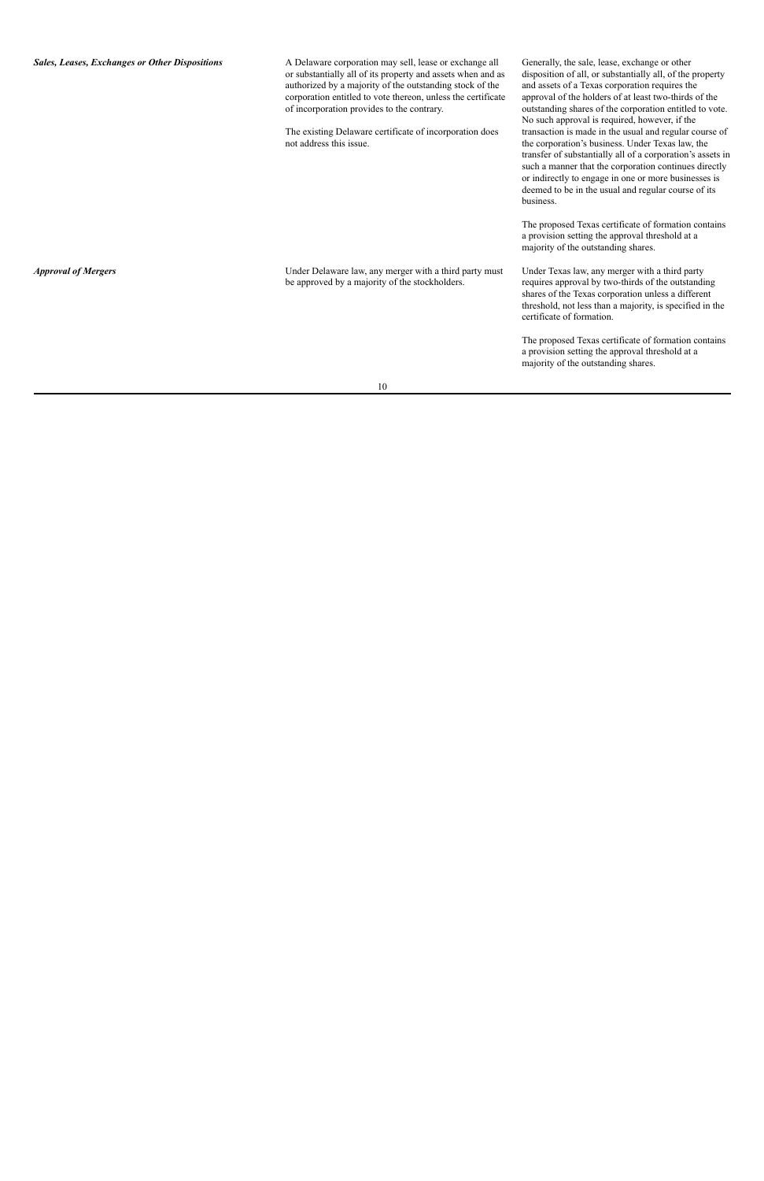| | | |
|---|---|---|
| ***Sales, Leases, Exchanges or Other Dispositions*** | A Delaware corporation may sell, lease or exchange all or substantially all of its property and assets when and as authorized by a majority of the outstanding stock of the corporation entitled to vote thereon, unless the certificate of incorporation provides to the contrary.<br><br>The existing Delaware certificate of incorporation does not address this issue. | Generally, the sale, lease, exchange or other disposition of all, or substantially all, of the property and assets of a Texas corporation requires the approval of the holders of at least two-thirds of the outstanding shares of the corporation entitled to vote. No such approval is required, however, if the transaction is made in the usual and regular course of the corporation's business. Under Texas law, the transfer of substantially all of a corporation's assets in such a manner that the corporation continues directly or indirectly to engage in one or more businesses is deemed to be in the usual and regular course of its business.<br><br>The proposed Texas certificate of formation contains a provision setting the approval threshold at a majority of the outstanding shares. |
| ***Approval of Mergers*** | Under Delaware law, any merger with a third party must be approved by a majority of the stockholders. | Under Texas law, any merger with a third party requires approval by two-thirds of the outstanding shares of the Texas corporation unless a different threshold, not less than a majority, is specified in the certificate of formation.<br><br>The proposed Texas certificate of formation contains a provision setting the approval threshold at a majority of the outstanding shares. |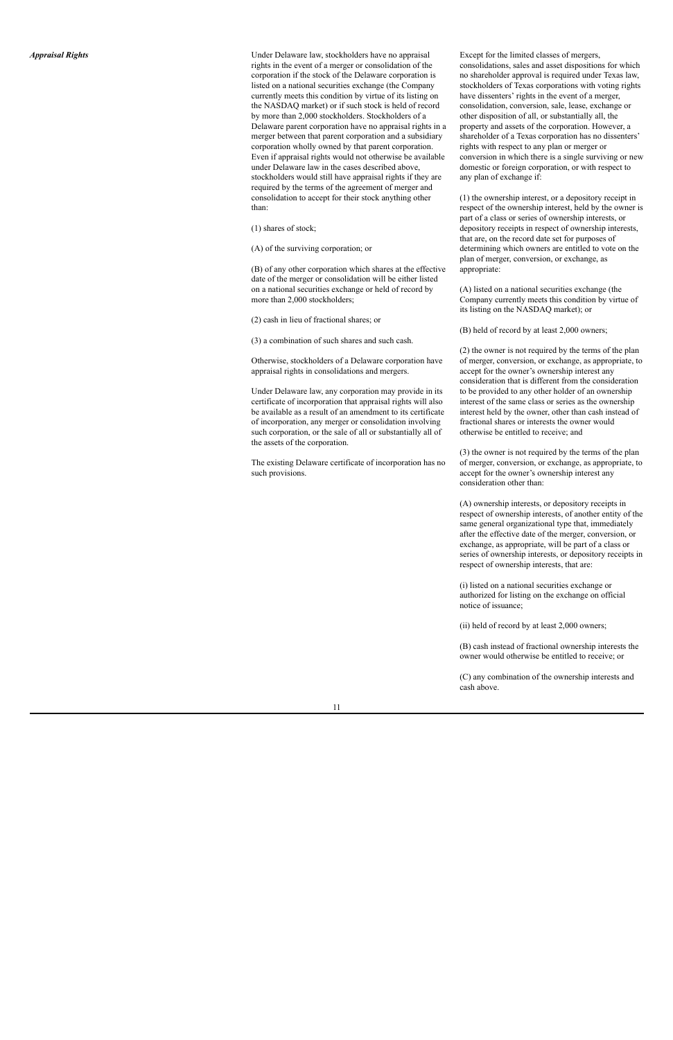***Appraisal Rights***

Under Delaware law, stockholders have no appraisal rights in the event of a merger or consolidation of the corporation if the stock of the Delaware corporation is listed on a national securities exchange (the Company currently meets this condition by virtue of its listing on the NASDAQ market) or if such stock is held of record by more than 2,000 stockholders. Stockholders of a Delaware parent corporation have no appraisal rights in a merger between that parent corporation and a subsidiary corporation wholly owned by that parent corporation. Even if appraisal rights would not otherwise be available under Delaware law in the cases described above, stockholders would still have appraisal rights if they are required by the terms of the agreement of merger and consolidation to accept for their stock anything other than:

(1) shares of stock;

(A) of the surviving corporation; or

(B) of any other corporation which shares at the effective date of the merger or consolidation will be either listed on a national securities exchange or held of record by more than 2,000 stockholders;

(2) cash in lieu of fractional shares; or

(3) a combination of such shares and such cash.

Otherwise, stockholders of a Delaware corporation have appraisal rights in consolidations and mergers.

Under Delaware law, any corporation may provide in its certificate of incorporation that appraisal rights will also be available as a result of an amendment to its certificate of incorporation, any merger or consolidation involving such corporation, or the sale of all or substantially all of the assets of the corporation.

The existing Delaware certificate of incorporation has no such provisions.

Except for the limited classes of mergers, consolidations, sales and asset dispositions for which no shareholder approval is required under Texas law, stockholders of Texas corporations with voting rights have dissenters' rights in the event of a merger, consolidation, conversion, sale, lease, exchange or other disposition of all, or substantially all, the property and assets of the corporation. However, a shareholder of a Texas corporation has no dissenters' rights with respect to any plan or merger or conversion in which there is a single surviving or new domestic or foreign corporation, or with respect to any plan of exchange if:

(1) the ownership interest, or a depository receipt in respect of the ownership interest, held by the owner is part of a class or series of ownership interests, or depository receipts in respect of ownership interests, that are, on the record date set for purposes of determining which owners are entitled to vote on the plan of merger, conversion, or exchange, as appropriate:

(A) listed on a national securities exchange (the Company currently meets this condition by virtue of its listing on the NASDAQ market); or

(B) held of record by at least 2,000 owners;

(2) the owner is not required by the terms of the plan of merger, conversion, or exchange, as appropriate, to accept for the owner's ownership interest any consideration that is different from the consideration to be provided to any other holder of an ownership interest of the same class or series as the ownership interest held by the owner, other than cash instead of fractional shares or interests the owner would otherwise be entitled to receive; and

(3) the owner is not required by the terms of the plan of merger, conversion, or exchange, as appropriate, to accept for the owner's ownership interest any consideration other than:

(A) ownership interests, or depository receipts in respect of ownership interests, of another entity of the same general organizational type that, immediately after the effective date of the merger, conversion, or exchange, as appropriate, will be part of a class or series of ownership interests, or depository receipts in respect of ownership interests, that are:

(i) listed on a national securities exchange or authorized for listing on the exchange on official notice of issuance;

(ii) held of record by at least 2,000 owners;

(B) cash instead of fractional ownership interests the owner would otherwise be entitled to receive; or

(C) any combination of the ownership interests and cash above.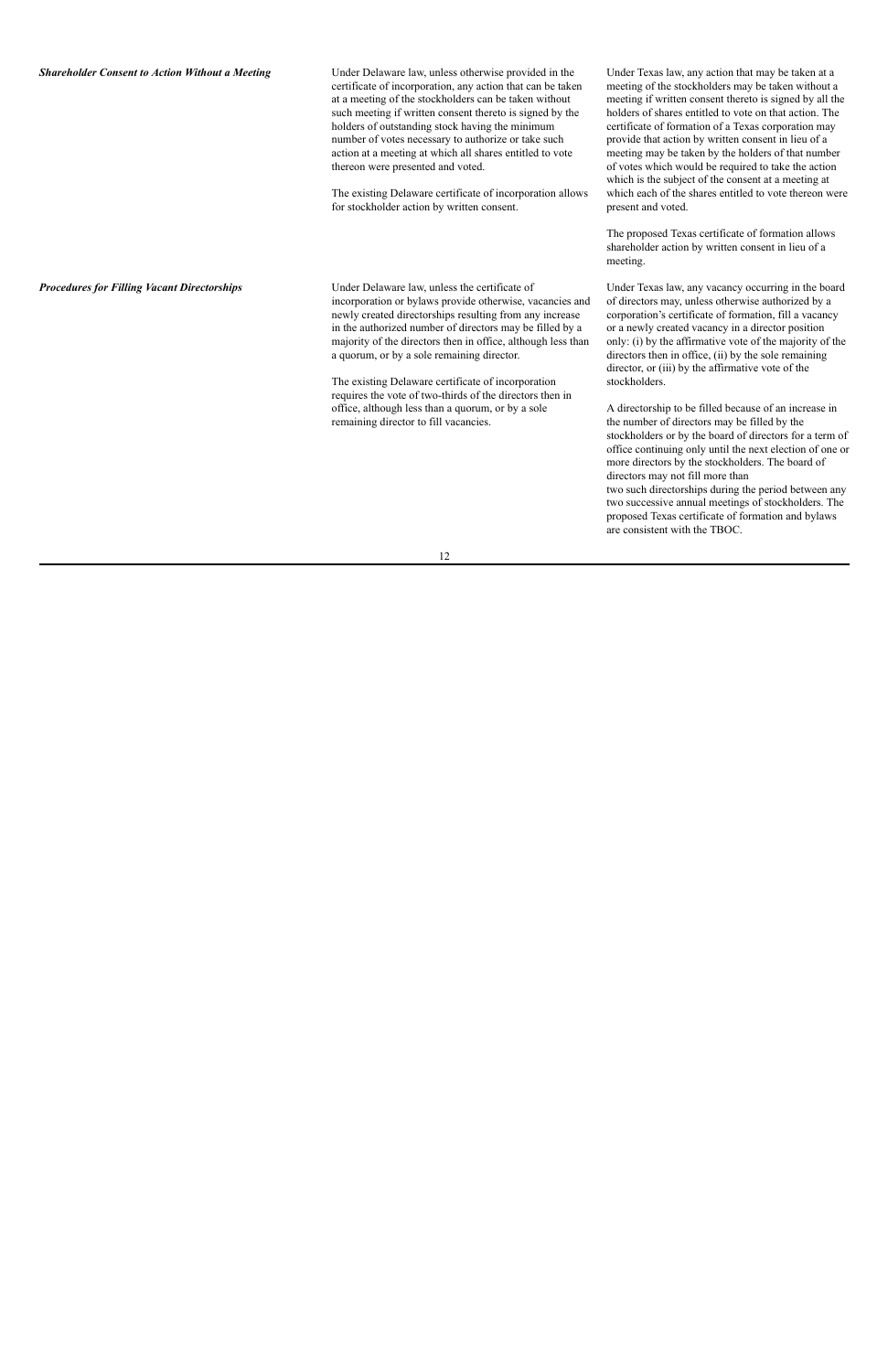| | | |
|---|---|---|
| ***Shareholder Consent to Action Without a Meeting*** | Under Delaware law, unless otherwise provided in the certificate of incorporation, any action that can be taken at a meeting of the stockholders can be taken without such meeting if written consent thereto is signed by the holders of outstanding stock having the minimum number of votes necessary to authorize or take such action at a meeting at which all shares entitled to vote thereon were presented and voted.<br><br>The existing Delaware certificate of incorporation allows for stockholder action by written consent. | Under Texas law, any action that may be taken at a meeting of the stockholders may be taken without a meeting if written consent thereto is signed by all the holders of shares entitled to vote on that action. The certificate of formation of a Texas corporation may provide that action by written consent in lieu of a meeting may be taken by the holders of that number of votes which would be required to take the action which is the subject of the consent at a meeting at which each of the shares entitled to vote thereon were present and voted.<br><br>The proposed Texas certificate of formation allows shareholder action by written consent in lieu of a meeting. |
| ***Procedures for Filling Vacant Directorships*** | Under Delaware law, unless the certificate of incorporation or bylaws provide otherwise, vacancies and newly created directorships resulting from any increase in the authorized number of directors may be filled by a majority of the directors then in office, although less than a quorum, or by a sole remaining director.<br><br>The existing Delaware certificate of incorporation requires the vote of two-thirds of the directors then in office, although less than a quorum, or by a sole remaining director to fill vacancies. | Under Texas law, any vacancy occurring in the board of directors may, unless otherwise authorized by a corporation's certificate of formation, fill a vacancy or a newly created vacancy in a director position only: (i) by the affirmative vote of the majority of the directors then in office, (ii) by the sole remaining director, or (iii) by the affirmative vote of the stockholders.<br><br>A directorship to be filled because of an increase in the number of directors may be filled by the stockholders or by the board of directors for a term of office continuing only until the next election of one or more directors by the stockholders. The board of directors may not fill more than two such directorships during the period between any two successive annual meetings of stockholders. The proposed Texas certificate of formation and bylaws are consistent with the TBOC. |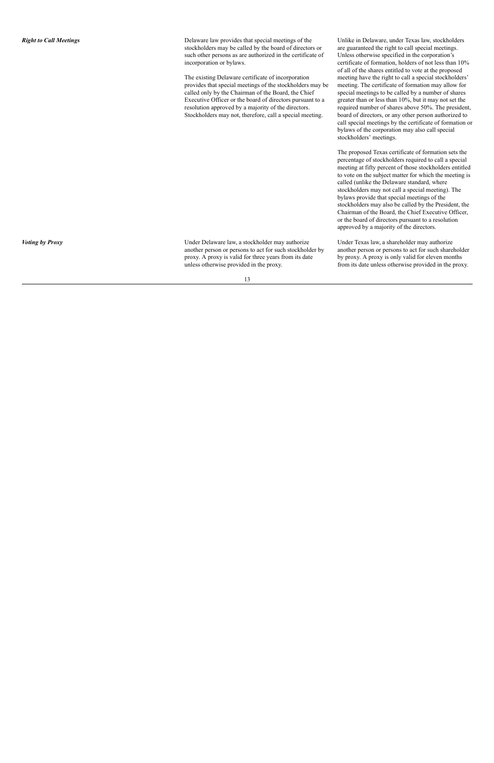| | | |
|---|---|---|
| ***Right to Call Meetings*** | Delaware law provides that special meetings of the stockholders may be called by the board of directors or such other persons as are authorized in the certificate of incorporation or bylaws.<br><br>The existing Delaware certificate of incorporation provides that special meetings of the stockholders may be called only by the Chairman of the Board, the Chief Executive Officer or the board of directors pursuant to a resolution approved by a majority of the directors. Stockholders may not, therefore, call a special meeting. | Unlike in Delaware, under Texas law, stockholders are guaranteed the right to call special meetings. Unless otherwise specified in the corporation's certificate of formation, holders of not less than 10% of all of the shares entitled to vote at the proposed meeting have the right to call a special stockholders' meeting. The certificate of formation may allow for special meetings to be called by a number of shares greater than or less than 10%, but it may not set the required number of shares above 50%. The president, board of directors, or any other person authorized to call special meetings by the certificate of formation or bylaws of the corporation may also call special stockholders' meetings.<br><br>The proposed Texas certificate of formation sets the percentage of stockholders required to call a special meeting at fifty percent of those stockholders entitled to vote on the subject matter for which the meeting is called (unlike the Delaware standard, where stockholders may not call a special meeting). The bylaws provide that special meetings of the stockholders may also be called by the President, the Chairman of the Board, the Chief Executive Officer, or the board of directors pursuant to a resolution approved by a majority of the directors. |
| ***Voting by Proxy*** | Under Delaware law, a stockholder may authorize another person or persons to act for such stockholder by proxy. A proxy is valid for three years from its date unless otherwise provided in the proxy. | Under Texas law, a shareholder may authorize another person or persons to act for such shareholder by proxy. A proxy is only valid for eleven months from its date unless otherwise provided in the proxy. |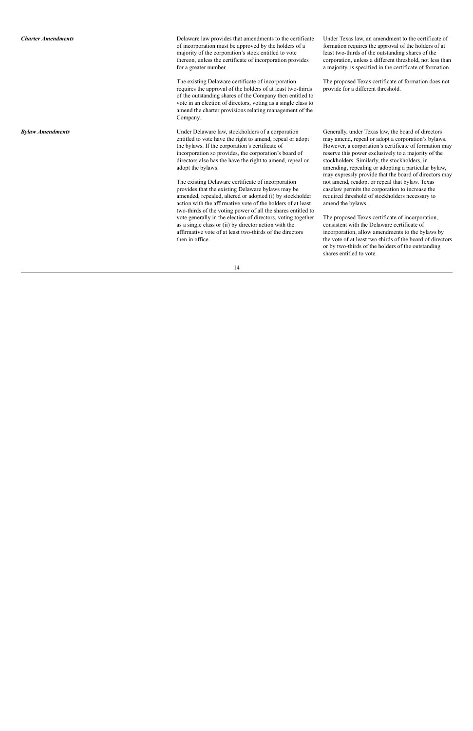| | | |
|---|---|---|
| ***Charter Amendments*** | Delaware law provides that amendments to the certificate of incorporation must be approved by the holders of a majority of the corporation's stock entitled to vote thereon, unless the certificate of incorporation provides for a greater number.<br><br>The existing Delaware certificate of incorporation requires the approval of the holders of at least two-thirds of the outstanding shares of the Company then entitled to vote in an election of directors, voting as a single class to amend the charter provisions relating management of the Company. | Under Texas law, an amendment to the certificate of formation requires the approval of the holders of at least two-thirds of the outstanding shares of the corporation, unless a different threshold, not less than a majority, is specified in the certificate of formation.<br><br>The proposed Texas certificate of formation does not provide for a different threshold. |
| ***Bylaw Amendments*** | Under Delaware law, stockholders of a corporation entitled to vote have the right to amend, repeal or adopt the bylaws. If the corporation's certificate of incorporation so provides, the corporation's board of directors also has the have the right to amend, repeal or adopt the bylaws.<br><br>The existing Delaware certificate of incorporation provides that the existing Delaware bylaws may be amended, repealed, altered or adopted (i) by stockholder action with the affirmative vote of the holders of at least two-thirds of the voting power of all the shares entitled to vote generally in the election of directors, voting together as a single class or (ii) by director action with the affirmative vote of at least two-thirds of the directors then in office. | Generally, under Texas law, the board of directors may amend, repeal or adopt a corporation's bylaws. However, a corporation's certificate of formation may reserve this power exclusively to a majority of the stockholders. Similarly, the stockholders, in amending, repealing or adopting a particular bylaw, may expressly provide that the board of directors may not amend, readopt or repeal that bylaw. Texas caselaw permits the corporation to increase the required threshold of stockholders necessary to amend the bylaws.<br><br>The proposed Texas certificate of incorporation, consistent with the Delaware certificate of incorporation, allow amendments to the bylaws by the vote of at least two-thirds of the board of directors or by two-thirds of the holders of the outstanding shares entitled to vote. |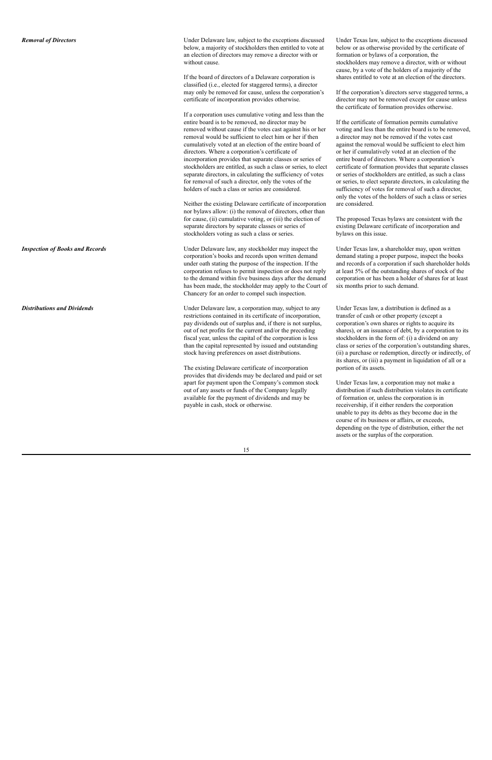| | | |
|---|---|---|
| ***Removal of Directors*** | Under Delaware law, subject to the exceptions discussed below, a majority of stockholders then entitled to vote at an election of directors may remove a director with or without cause.<br><br>If the board of directors of a Delaware corporation is classified (i.e., elected for staggered terms), a director may only be removed for cause, unless the corporation's certificate of incorporation provides otherwise.<br><br>If a corporation uses cumulative voting and less than the entire board is to be removed, no director may be removed without cause if the votes cast against his or her removal would be sufficient to elect him or her if then cumulatively voted at an election of the entire board of directors. Where a corporation's certificate of incorporation provides that separate classes or series of stockholders are entitled, as such a class or series, to elect separate directors, in calculating the sufficiency of votes for removal of such a director, only the votes of the holders of such a class or series are considered.<br><br>Neither the existing Delaware certificate of incorporation nor bylaws allow: (i) the removal of directors, other than for cause, (ii) cumulative voting, or (iii) the election of separate directors by separate classes or series of stockholders voting as such a class or series. | Under Texas law, subject to the exceptions discussed below or as otherwise provided by the certificate of formation or bylaws of a corporation, the stockholders may remove a director, with or without cause, by a vote of the holders of a majority of the shares entitled to vote at an election of the directors.<br><br>If the corporation's directors serve staggered terms, a director may not be removed except for cause unless the certificate of formation provides otherwise.<br><br>If the certificate of formation permits cumulative voting and less than the entire board is to be removed, a director may not be removed if the votes cast against the removal would be sufficient to elect him or her if cumulatively voted at an election of the entire board of directors. Where a corporation's certificate of formation provides that separate classes or series of stockholders are entitled, as such a class or series, to elect separate directors, in calculating the sufficiency of votes for removal of such a director, only the votes of the holders of such a class or series are considered.<br><br>The proposed Texas bylaws are consistent with the existing Delaware certificate of incorporation and bylaws on this issue. |
| ***Inspection of Books and Records*** | Under Delaware law, any stockholder may inspect the corporation's books and records upon written demand under oath stating the purpose of the inspection. If the corporation refuses to permit inspection or does not reply to the demand within five business days after the demand has been made, the stockholder may apply to the Court of Chancery for an order to compel such inspection. | Under Texas law, a shareholder may, upon written demand stating a proper purpose, inspect the books and records of a corporation if such shareholder holds at least 5% of the outstanding shares of stock of the corporation or has been a holder of shares for at least six months prior to such demand. |
| ***Distributions and Dividends*** | Under Delaware law, a corporation may, subject to any restrictions contained in its certificate of incorporation, pay dividends out of surplus and, if there is not surplus, out of net profits for the current and/or the preceding fiscal year, unless the capital of the corporation is less than the capital represented by issued and outstanding stock having preferences on asset distributions.<br><br>The existing Delaware certificate of incorporation provides that dividends may be declared and paid or set apart for payment upon the Company's common stock out of any assets or funds of the Company legally available for the payment of dividends and may be payable in cash, stock or otherwise. | Under Texas law, a distribution is defined as a transfer of cash or other property (except a corporation's own shares or rights to acquire its shares), or an issuance of debt, by a corporation to its stockholders in the form of: (i) a dividend on any class or series of the corporation's outstanding shares, (ii) a purchase or redemption, directly or indirectly, of its shares, or (iii) a payment in liquidation of all or a portion of its assets.<br><br>Under Texas law, a corporation may not make a distribution if such distribution violates its certificate of formation or, unless the corporation is in receivership, if it either renders the corporation unable to pay its debts as they become due in the course of its business or affairs, or exceeds, depending on the type of distribution, either the net assets or the surplus of the corporation. |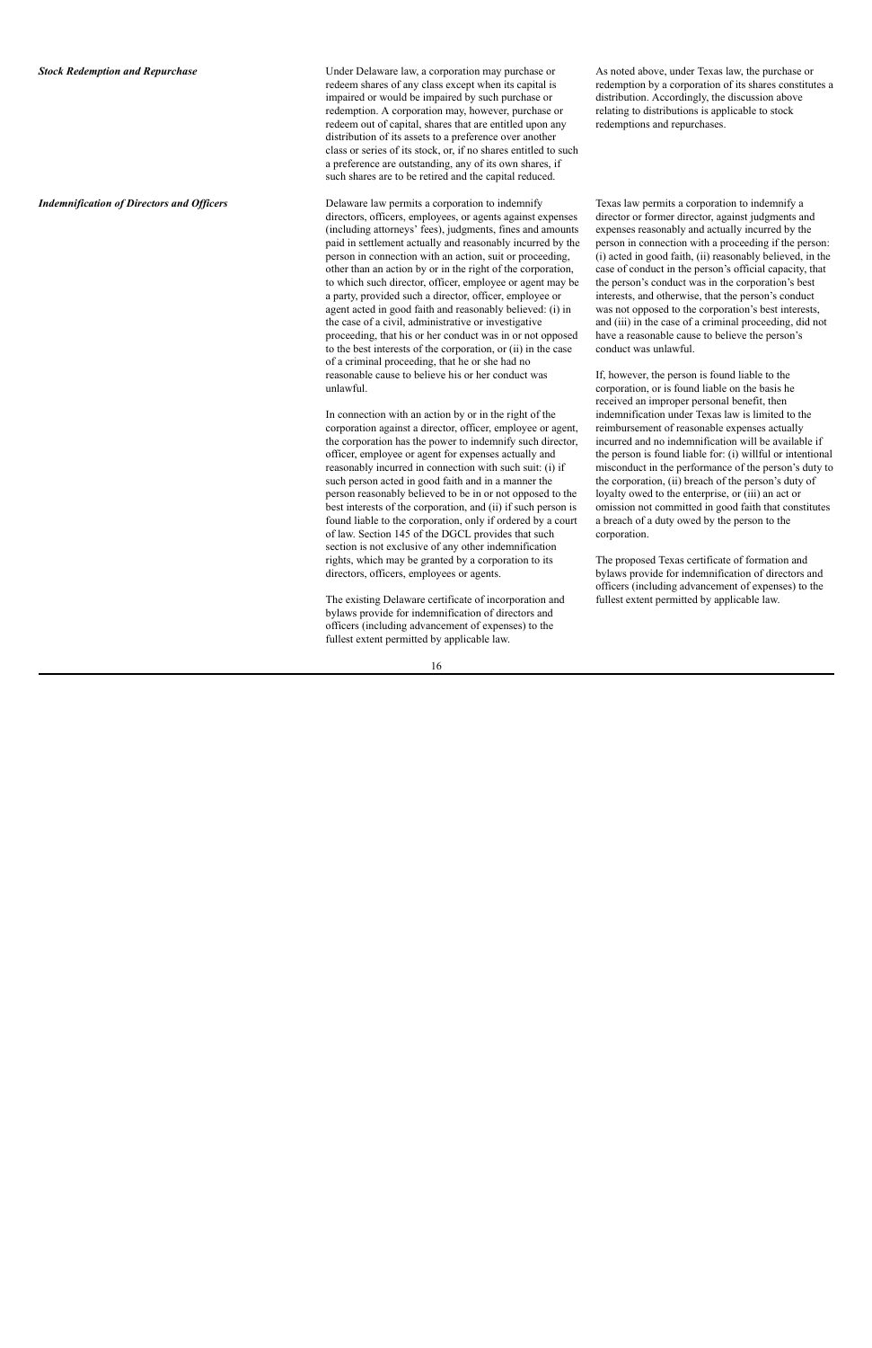| | | |
|---|---|---|
| ***Stock Redemption and Repurchase*** | Under Delaware law, a corporation may purchase or redeem shares of any class except when its capital is impaired or would be impaired by such purchase or redemption. A corporation may, however, purchase or redeem out of capital, shares that are entitled upon any distribution of its assets to a preference over another class or series of its stock, or, if no shares entitled to such a preference are outstanding, any of its own shares, if such shares are to be retired and the capital reduced. | As noted above, under Texas law, the purchase or redemption by a corporation of its shares constitutes a distribution. Accordingly, the discussion above relating to distributions is applicable to stock redemptions and repurchases. |
| ***Indemnification of Directors and Officers*** | Delaware law permits a corporation to indemnify directors, officers, employees, or agents against expenses (including attorneys' fees), judgments, fines and amounts paid in settlement actually and reasonably incurred by the person in connection with an action, suit or proceeding, other than an action by or in the right of the corporation, to which such director, officer, employee or agent may be a party, provided such a director, officer, employee or agent acted in good faith and reasonably believed: (i) in the case of a civil, administrative or investigative proceeding, that his or her conduct was in or not opposed to the best interests of the corporation, or (ii) in the case of a criminal proceeding, that he or she had no reasonable cause to believe his or her conduct was unlawful.<br><br>In connection with an action by or in the right of the corporation against a director, officer, employee or agent, the corporation has the power to indemnify such director, officer, employee or agent for expenses actually and reasonably incurred in connection with such suit: (i) if such person acted in good faith and in a manner the person reasonably believed to be in or not opposed to the best interests of the corporation, and (ii) if such person is found liable to the corporation, only if ordered by a court of law. Section 145 of the DGCL provides that such section is not exclusive of any other indemnification rights, which may be granted by a corporation to its directors, officers, employees or agents.<br><br>The existing Delaware certificate of incorporation and bylaws provide for indemnification of directors and officers (including advancement of expenses) to the fullest extent permitted by applicable law. | Texas law permits a corporation to indemnify a director or former director, against judgments and expenses reasonably and actually incurred by the person in connection with a proceeding if the person: (i) acted in good faith, (ii) reasonably believed, in the case of conduct in the person's official capacity, that the person's conduct was in the corporation's best interests, and otherwise, that the person's conduct was not opposed to the corporation's best interests, and (iii) in the case of a criminal proceeding, did not have a reasonable cause to believe the person's conduct was unlawful.<br><br>If, however, the person is found liable to the corporation, or is found liable on the basis he received an improper personal benefit, then indemnification under Texas law is limited to the reimbursement of reasonable expenses actually incurred and no indemnification will be available if the person is found liable for: (i) willful or intentional misconduct in the performance of the person's duty to the corporation, (ii) breach of the person's duty of loyalty owed to the enterprise, or (iii) an act or omission not committed in good faith that constitutes a breach of a duty owed by the person to the corporation.<br><br>The proposed Texas certificate of formation and bylaws provide for indemnification of directors and officers (including advancement of expenses) to the fullest extent permitted by applicable law. |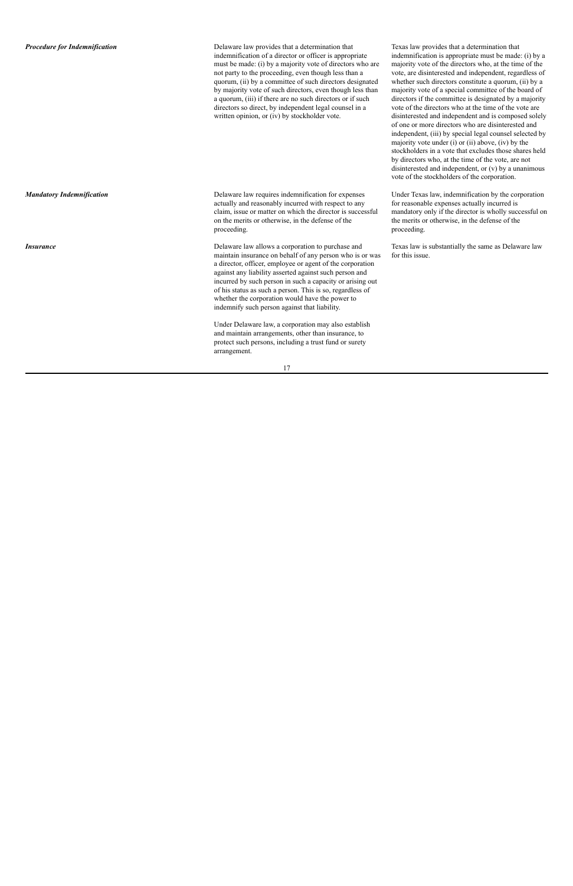| | | |
|---|---|---|
| ***Procedure for Indemnification*** | Delaware law provides that a determination that indemnification of a director or officer is appropriate must be made: (i) by a majority vote of directors who are not party to the proceeding, even though less than a quorum, (ii) by a committee of such directors designated by majority vote of such directors, even though less than a quorum, (iii) if there are no such directors or if such directors so direct, by independent legal counsel in a written opinion, or (iv) by stockholder vote. | Texas law provides that a determination that indemnification is appropriate must be made: (i) by a majority vote of the directors who, at the time of the vote, are disinterested and independent, regardless of whether such directors constitute a quorum, (ii) by a majority vote of a special committee of the board of directors if the committee is designated by a majority vote of the directors who at the time of the vote are disinterested and independent and is composed solely of one or more directors who are disinterested and independent, (iii) by special legal counsel selected by majority vote under (i) or (ii) above, (iv) by the stockholders in a vote that excludes those shares held by directors who, at the time of the vote, are not disinterested and independent, or (v) by a unanimous vote of the stockholders of the corporation. |
| ***Mandatory Indemnification*** | Delaware law requires indemnification for expenses actually and reasonably incurred with respect to any claim, issue or matter on which the director is successful on the merits or otherwise, in the defense of the proceeding. | Under Texas law, indemnification by the corporation for reasonable expenses actually incurred is mandatory only if the director is wholly successful on the merits or otherwise, in the defense of the proceeding. |
| ***Insurance*** | Delaware law allows a corporation to purchase and maintain insurance on behalf of any person who is or was a director, officer, employee or agent of the corporation against any liability asserted against such person and incurred by such person in such a capacity or arising out of his status as such a person. This is so, regardless of whether the corporation would have the power to indemnify such person against that liability.<br><br>Under Delaware law, a corporation may also establish and maintain arrangements, other than insurance, to protect such persons, including a trust fund or surety arrangement. | Texas law is substantially the same as Delaware law for this issue. |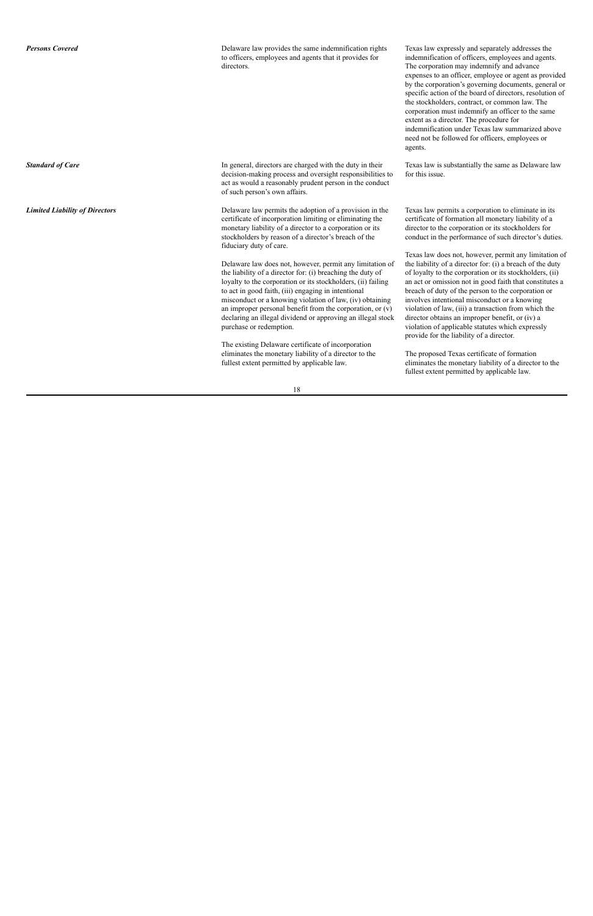| | | |
|---|---|---|
| ***Persons Covered*** | Delaware law provides the same indemnification rights to officers, employees and agents that it provides for directors. | Texas law expressly and separately addresses the indemnification of officers, employees and agents. The corporation may indemnify and advance expenses to an officer, employee or agent as provided by the corporation's governing documents, general or specific action of the board of directors, resolution of the stockholders, contract, or common law. The corporation must indemnify an officer to the same extent as a director. The procedure for indemnification under Texas law summarized above need not be followed for officers, employees or agents. |
| ***Standard of Care*** | In general, directors are charged with the duty in their decision-making process and oversight responsibilities to act as would a reasonably prudent person in the conduct of such person's own affairs. | Texas law is substantially the same as Delaware law for this issue. |
| ***Limited Liability of Directors*** | Delaware law permits the adoption of a provision in the certificate of incorporation limiting or eliminating the monetary liability of a director to a corporation or its stockholders by reason of a director's breach of the fiduciary duty of care.<br><br>Delaware law does not, however, permit any limitation of the liability of a director for: (i) breaching the duty of loyalty to the corporation or its stockholders, (ii) failing to act in good faith, (iii) engaging in intentional misconduct or a knowing violation of law, (iv) obtaining an improper personal benefit from the corporation, or (v) declaring an illegal dividend or approving an illegal stock purchase or redemption.<br><br>The existing Delaware certificate of incorporation eliminates the monetary liability of a director to the fullest extent permitted by applicable law. | Texas law permits a corporation to eliminate in its certificate of formation all monetary liability of a director to the corporation or its stockholders for conduct in the performance of such director's duties.<br><br>Texas law does not, however, permit any limitation of the liability of a director for: (i) a breach of the duty of loyalty to the corporation or its stockholders, (ii) an act or omission not in good faith that constitutes a breach of duty of the person to the corporation or involves intentional misconduct or a knowing violation of law, (iii) a transaction from which the director obtains an improper benefit, or (iv) a violation of applicable statutes which expressly provide for the liability of a director.<br><br>The proposed Texas certificate of formation eliminates the monetary liability of a director to the fullest extent permitted by applicable law. |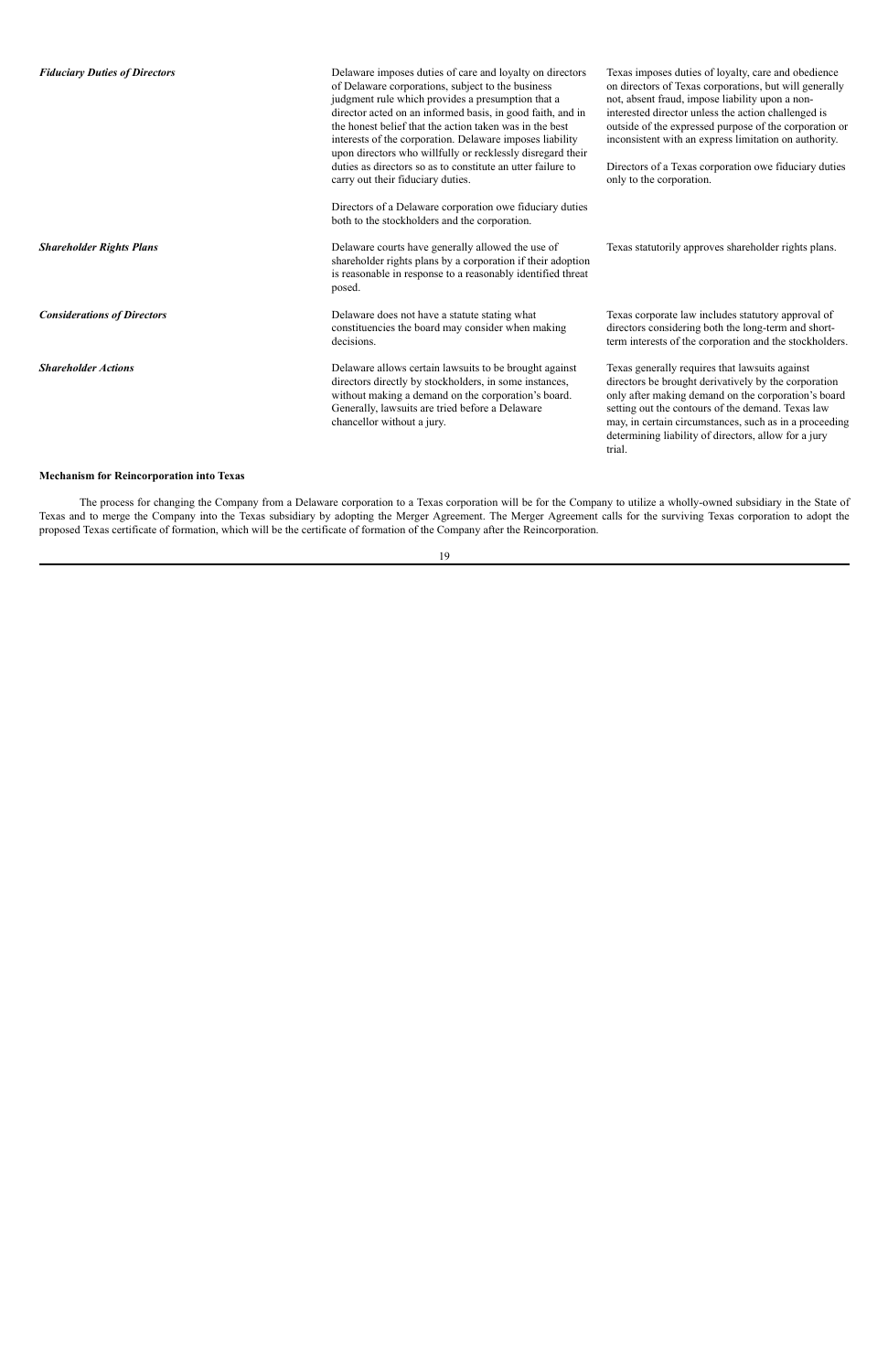| | | |
|---|---|---|
| ***Fiduciary Duties of Directors*** | Delaware imposes duties of care and loyalty on directors of Delaware corporations, subject to the business judgment rule which provides a presumption that a director acted on an informed basis, in good faith, and in the honest belief that the action taken was in the best interests of the corporation. Delaware imposes liability upon directors who willfully or recklessly disregard their duties as directors so as to constitute an utter failure to carry out their fiduciary duties.<br><br>Directors of a Delaware corporation owe fiduciary duties both to the stockholders and the corporation. | Texas imposes duties of loyalty, care and obedience on directors of Texas corporations, but will generally not, absent fraud, impose liability upon a non-interested director unless the action challenged is outside of the expressed purpose of the corporation or inconsistent with an express limitation on authority.<br><br>Directors of a Texas corporation owe fiduciary duties only to the corporation. |
| ***Shareholder Rights Plans*** | Delaware courts have generally allowed the use of shareholder rights plans by a corporation if their adoption is reasonable in response to a reasonably identified threat posed. | Texas statutorily approves shareholder rights plans. |
| ***Considerations of Directors*** | Delaware does not have a statute stating what constituencies the board may consider when making decisions. | Texas corporate law includes statutory approval of directors considering both the long-term and short-term interests of the corporation and the stockholders. |
| ***Shareholder Actions*** | Delaware allows certain lawsuits to be brought against directors directly by stockholders, in some instances, without making a demand on the corporation's board. Generally, lawsuits are tried before a Delaware chancellor without a jury. | Texas generally requires that lawsuits against directors be brought derivatively by the corporation only after making demand on the corporation's board setting out the contours of the demand. Texas law may, in certain circumstances, such as in a proceeding determining liability of directors, allow for a jury trial. |

**Mechanism for Reincorporation into Texas**

The process for changing the Company from a Delaware corporation to a Texas corporation will be for the Company to utilize a wholly-owned subsidiary in the State of Texas and to merge the Company into the Texas subsidiary by adopting the Merger Agreement. The Merger Agreement calls for the surviving Texas corporation to adopt the proposed Texas certificate of formation, which will be the certificate of formation of the Company after the Reincorporation.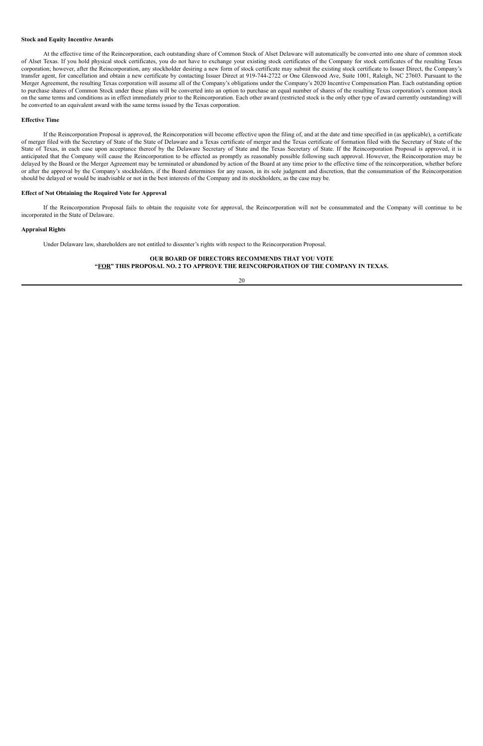**Stock and Equity Incentive Awards**

At the effective time of the Reincorporation, each outstanding share of Common Stock of Alset Delaware will automatically be converted into one share of common stock of Alset Texas. If you hold physical stock certificates, you do not have to exchange your existing stock certificates of the Company for stock certificates of the resulting Texas corporation; however, after the Reincorporation, any stockholder desiring a new form of stock certificate may submit the existing stock certificate to Issuer Direct, the Company's transfer agent, for cancellation and obtain a new certificate by contacting Issuer Direct at 919-744-2722 or One Glenwood Ave, Suite 1001, Raleigh, NC 27603. Pursuant to the Merger Agreement, the resulting Texas corporation will assume all of the Company's obligations under the Company's 2020 Incentive Compensation Plan. Each outstanding option to purchase shares of Common Stock under these plans will be converted into an option to purchase an equal number of shares of the resulting Texas corporation's common stock on the same terms and conditions as in effect immediately prior to the Reincorporation. Each other award (restricted stock is the only other type of award currently outstanding) will be converted to an equivalent award with the same terms issued by the Texas corporation.

**Effective Time**

If the Reincorporation Proposal is approved, the Reincorporation will become effective upon the filing of, and at the date and time specified in (as applicable), a certificate of merger filed with the Secretary of State of the State of Delaware and a Texas certificate of merger and the Texas certificate of formation filed with the Secretary of State of the State of Texas, in each case upon acceptance thereof by the Delaware Secretary of State and the Texas Secretary of State. If the Reincorporation Proposal is approved, it is anticipated that the Company will cause the Reincorporation to be effected as promptly as reasonably possible following such approval. However, the Reincorporation may be delayed by the Board or the Merger Agreement may be terminated or abandoned by action of the Board at any time prior to the effective time of the reincorporation, whether before or after the approval by the Company's stockholders, if the Board determines for any reason, in its sole judgment and discretion, that the consummation of the Reincorporation should be delayed or would be inadvisable or not in the best interests of the Company and its stockholders, as the case may be.

**Effect of Not Obtaining the Required Vote for Approval**

If the Reincorporation Proposal fails to obtain the requisite vote for approval, the Reincorporation will not be consummated and the Company will continue to be incorporated in the State of Delaware.

**Appraisal Rights**

Under Delaware law, shareholders are not entitled to dissenter's rights with respect to the Reincorporation Proposal.

**OUR BOARD OF DIRECTORS RECOMMENDS THAT YOU VOTE "FOR" THIS PROPOSAL NO. 2 TO APPROVE THE REINCORPORATION OF THE COMPANY IN TEXAS.**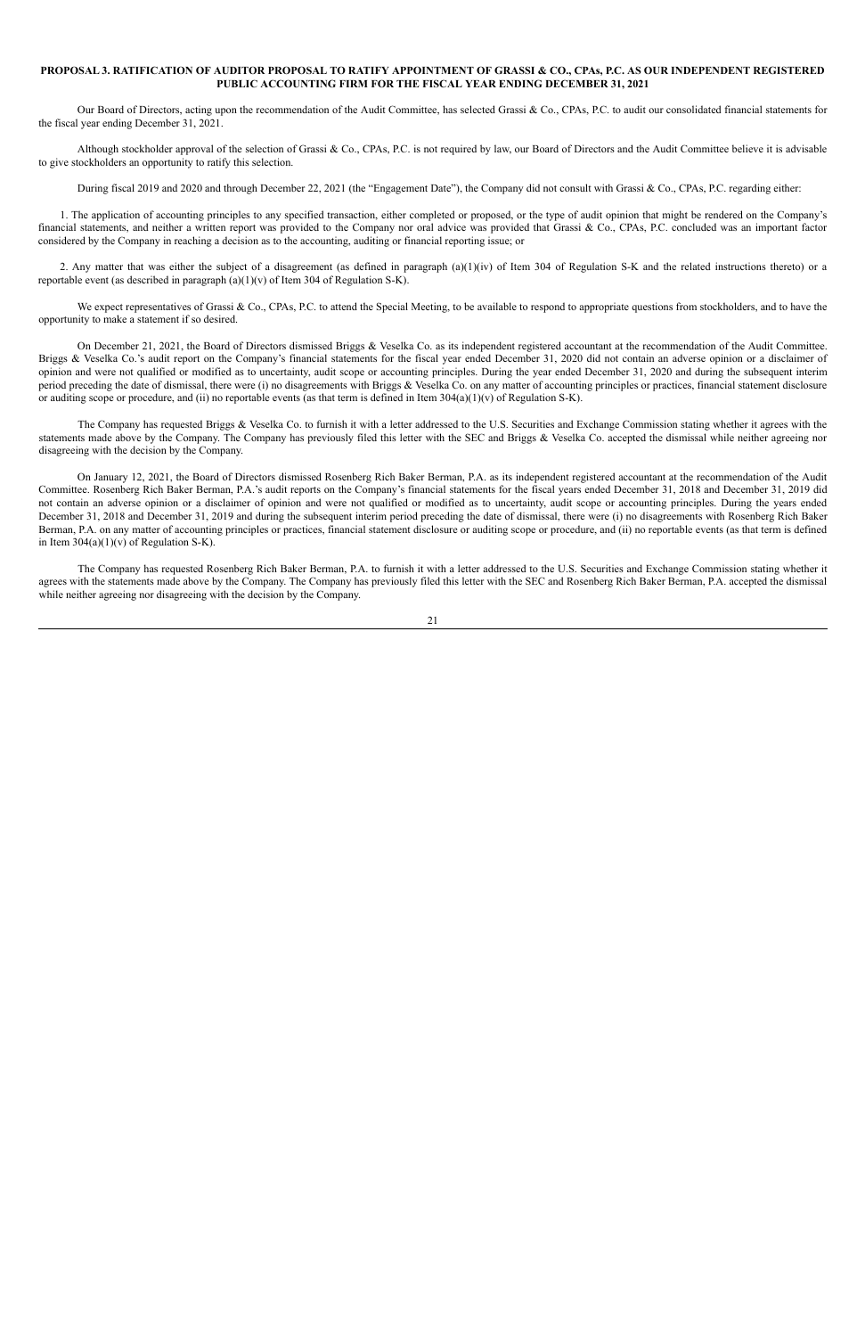**PROPOSAL 3. RATIFICATION OF AUDITOR PROPOSAL TO RATIFY APPOINTMENT OF GRASSI & CO., CPAs, P.C. AS OUR INDEPENDENT REGISTERED PUBLIC ACCOUNTING FIRM FOR THE FISCAL YEAR ENDING DECEMBER 31, 2021**

Our Board of Directors, acting upon the recommendation of the Audit Committee, has selected Grassi & Co., CPAs, P.C. to audit our consolidated financial statements for the fiscal year ending December 31, 2021.

Although stockholder approval of the selection of Grassi & Co., CPAs, P.C. is not required by law, our Board of Directors and the Audit Committee believe it is advisable to give stockholders an opportunity to ratify this selection.

During fiscal 2019 and 2020 and through December 22, 2021 (the "Engagement Date"), the Company did not consult with Grassi & Co., CPAs, P.C. regarding either:

1. The application of accounting principles to any specified transaction, either completed or proposed, or the type of audit opinion that might be rendered on the Company's financial statements, and neither a written report was provided to the Company nor oral advice was provided that Grassi & Co., CPAs, P.C. concluded was an important factor considered by the Company in reaching a decision as to the accounting, auditing or financial reporting issue; or

2. Any matter that was either the subject of a disagreement (as defined in paragraph (a)(1)(iv) of Item 304 of Regulation S-K and the related instructions thereto) or a reportable event (as described in paragraph (a)(1)(v) of Item 304 of Regulation S-K).

We expect representatives of Grassi & Co., CPAs, P.C. to attend the Special Meeting, to be available to respond to appropriate questions from stockholders, and to have the opportunity to make a statement if so desired.

On December 21, 2021, the Board of Directors dismissed Briggs & Veselka Co. as its independent registered accountant at the recommendation of the Audit Committee. Briggs & Veselka Co.'s audit report on the Company's financial statements for the fiscal year ended December 31, 2020 did not contain an adverse opinion or a disclaimer of opinion and were not qualified or modified as to uncertainty, audit scope or accounting principles. During the year ended December 31, 2020 and during the subsequent interim period preceding the date of dismissal, there were (i) no disagreements with Briggs & Veselka Co. on any matter of accounting principles or practices, financial statement disclosure or auditing scope or procedure, and (ii) no reportable events (as that term is defined in Item 304(a)(1)(v) of Regulation S-K).

The Company has requested Briggs & Veselka Co. to furnish it with a letter addressed to the U.S. Securities and Exchange Commission stating whether it agrees with the statements made above by the Company. The Company has previously filed this letter with the SEC and Briggs & Veselka Co. accepted the dismissal while neither agreeing nor disagreeing with the decision by the Company.

On January 12, 2021, the Board of Directors dismissed Rosenberg Rich Baker Berman, P.A. as its independent registered accountant at the recommendation of the Audit Committee. Rosenberg Rich Baker Berman, P.A.'s audit reports on the Company's financial statements for the fiscal years ended December 31, 2018 and December 31, 2019 did not contain an adverse opinion or a disclaimer of opinion and were not qualified or modified as to uncertainty, audit scope or accounting principles. During the years ended December 31, 2018 and December 31, 2019 and during the subsequent interim period preceding the date of dismissal, there were (i) no disagreements with Rosenberg Rich Baker Berman, P.A. on any matter of accounting principles or practices, financial statement disclosure or auditing scope or procedure, and (ii) no reportable events (as that term is defined in Item 304(a)(1)(v) of Regulation S-K).

The Company has requested Rosenberg Rich Baker Berman, P.A. to furnish it with a letter addressed to the U.S. Securities and Exchange Commission stating whether it agrees with the statements made above by the Company. The Company has previously filed this letter with the SEC and Rosenberg Rich Baker Berman, P.A. accepted the dismissal while neither agreeing nor disagreeing with the decision by the Company.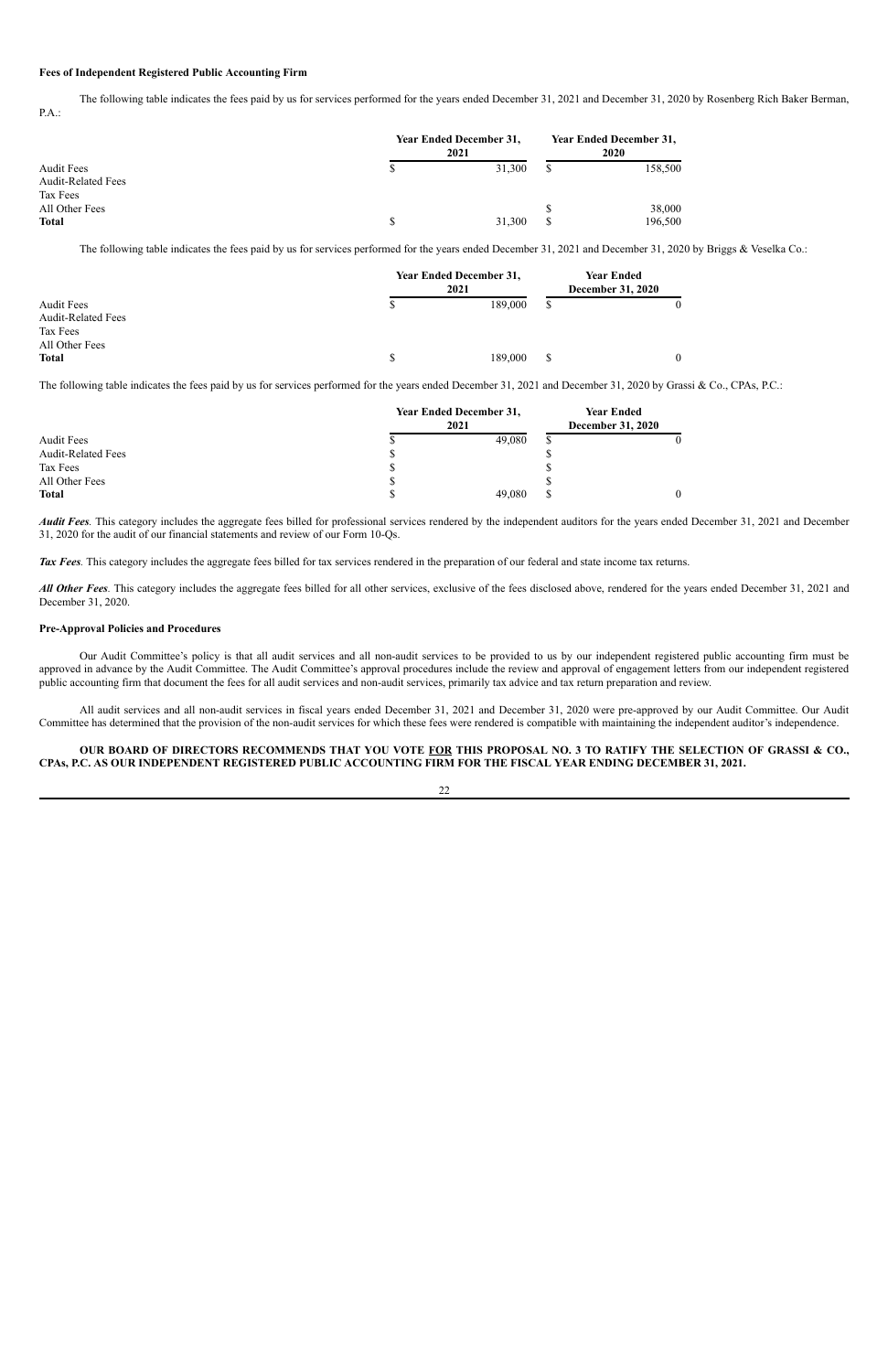#### Fees of Independent Registered Public Accounting Firm

The following table indicates the fees paid by us for services performed for the years ended December 31, 2021 and December 31, 2020 by Rosenberg Rich Baker Berman, P.A.:

| | Year Ended December 31, 2021 | Year Ended December 31, 2020 |
|---|---|---|
| Audit Fees | $ 31,300 | $ 158,500 |
| Audit-Related Fees | | |
| Tax Fees | | |
| All Other Fees | | $ 38,000 |
| **Total** | $ 31,300 | $ 196,500 |

The following table indicates the fees paid by us for services performed for the years ended December 31, 2021 and December 31, 2020 by Briggs & Veselka Co.:

| | Year Ended December 31, 2021 | Year Ended December 31, 2020 |
|---|---|---|
| Audit Fees | $ 189,000 | $ 0 |
| Audit-Related Fees | | |
| Tax Fees | | |
| All Other Fees | | |
| **Total** | $ 189,000 | $ 0 |

The following table indicates the fees paid by us for services performed for the years ended December 31, 2021 and December 31, 2020 by Grassi & Co., CPAs, P.C.:

| | Year Ended December 31, 2021 | Year Ended December 31, 2020 |
|---|---|---|
| Audit Fees | $ 49,080 | $ 0 |
| Audit-Related Fees | $ | $ |
| Tax Fees | $ | $ |
| All Other Fees | $ | $ |
| **Total** | $ 49,080 | $ 0 |

***Audit Fees***. This category includes the aggregate fees billed for professional services rendered by the independent auditors for the years ended December 31, 2021 and December 31, 2020 for the audit of our financial statements and review of our Form 10-Qs.

***Tax Fees***. This category includes the aggregate fees billed for tax services rendered in the preparation of our federal and state income tax returns.

***All Other Fees***. This category includes the aggregate fees billed for all other services, exclusive of the fees disclosed above, rendered for the years ended December 31, 2021 and December 31, 2020.

#### Pre-Approval Policies and Procedures

Our Audit Committee's policy is that all audit services and all non-audit services to be provided to us by our independent registered public accounting firm must be approved in advance by the Audit Committee. The Audit Committee's approval procedures include the review and approval of engagement letters from our independent registered public accounting firm that document the fees for all audit services and non-audit services, primarily tax advice and tax return preparation and review.

All audit services and all non-audit services in fiscal years ended December 31, 2021 and December 31, 2020 were pre-approved by our Audit Committee. Our Audit Committee has determined that the provision of the non-audit services for which these fees were rendered is compatible with maintaining the independent auditor's independence.

**OUR BOARD OF DIRECTORS RECOMMENDS THAT YOU VOTE FOR THIS PROPOSAL NO. 3 TO RATIFY THE SELECTION OF GRASSI & CO., CPAs, P.C. AS OUR INDEPENDENT REGISTERED PUBLIC ACCOUNTING FIRM FOR THE FISCAL YEAR ENDING DECEMBER 31, 2021.**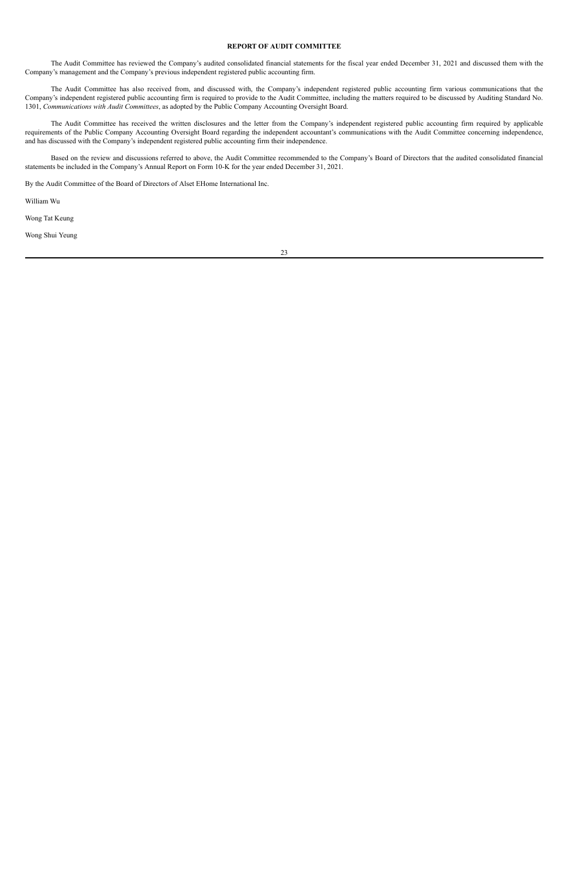## REPORT OF AUDIT COMMITTEE

The Audit Committee has reviewed the Company's audited consolidated financial statements for the fiscal year ended December 31, 2021 and discussed them with the Company's management and the Company's previous independent registered public accounting firm.

The Audit Committee has also received from, and discussed with, the Company's independent registered public accounting firm various communications that the Company's independent registered public accounting firm is required to provide to the Audit Committee, including the matters required to be discussed by Auditing Standard No. 1301, *Communications with Audit Committees*, as adopted by the Public Company Accounting Oversight Board.

The Audit Committee has received the written disclosures and the letter from the Company's independent registered public accounting firm required by applicable requirements of the Public Company Accounting Oversight Board regarding the independent accountant's communications with the Audit Committee concerning independence, and has discussed with the Company's independent registered public accounting firm their independence.

Based on the review and discussions referred to above, the Audit Committee recommended to the Company's Board of Directors that the audited consolidated financial statements be included in the Company's Annual Report on Form 10-K for the year ended December 31, 2021.

By the Audit Committee of the Board of Directors of Alset EHome International Inc.

William Wu

Wong Tat Keung

Wong Shui Yeung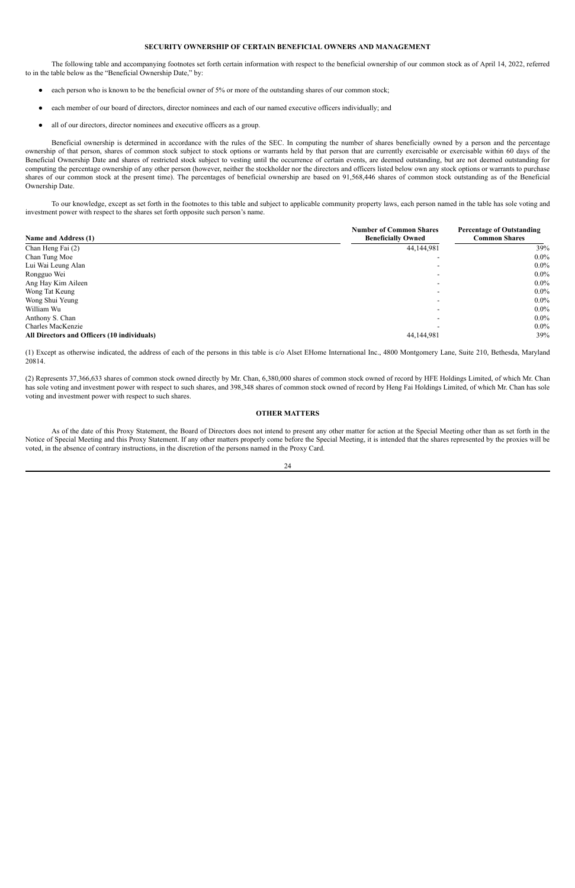## SECURITY OWNERSHIP OF CERTAIN BENEFICIAL OWNERS AND MANAGEMENT

The following table and accompanying footnotes set forth certain information with respect to the beneficial ownership of our common stock as of April 14, 2022, referred to in the table below as the "Beneficial Ownership Date," by:

- each person who is known to be the beneficial owner of 5% or more of the outstanding shares of our common stock;
- each member of our board of directors, director nominees and each of our named executive officers individually; and
- all of our directors, director nominees and executive officers as a group.

Beneficial ownership is determined in accordance with the rules of the SEC. In computing the number of shares beneficially owned by a person and the percentage ownership of that person, shares of common stock subject to stock options or warrants held by that person that are currently exercisable or exercisable within 60 days of the Beneficial Ownership Date and shares of restricted stock subject to vesting until the occurrence of certain events, are deemed outstanding, but are not deemed outstanding for computing the percentage ownership of any other person (however, neither the stockholder nor the directors and officers listed below own any stock options or warrants to purchase shares of our common stock at the present time). The percentages of beneficial ownership are based on 91,568,446 shares of common stock outstanding as of the Beneficial Ownership Date.

To our knowledge, except as set forth in the footnotes to this table and subject to applicable community property laws, each person named in the table has sole voting and investment power with respect to the shares set forth opposite such person's name.

| Name and Address (1) | Number of Common Shares Beneficially Owned | Percentage of Outstanding Common Shares |
|---|---|---|
| Chan Heng Fai (2) | 44,144,981 | 39% |
| Chan Tung Moe | - | 0.0% |
| Lui Wai Leung Alan | - | 0.0% |
| Rongguo Wei | - | 0.0% |
| Ang Hay Kim Aileen | - | 0.0% |
| Wong Tat Keung | - | 0.0% |
| Wong Shui Yeung | - | 0.0% |
| William Wu | - | 0.0% |
| Anthony S. Chan | - | 0.0% |
| Charles MacKenzie | - | 0.0% |
| **All Directors and Officers (10 individuals)** | 44,144,981 | 39% |

(1) Except as otherwise indicated, the address of each of the persons in this table is c/o Alset EHome International Inc., 4800 Montgomery Lane, Suite 210, Bethesda, Maryland 20814.

(2) Represents 37,366,633 shares of common stock owned directly by Mr. Chan, 6,380,000 shares of common stock owned of record by HFE Holdings Limited, of which Mr. Chan has sole voting and investment power with respect to such shares, and 398,348 shares of common stock owned of record by Heng Fai Holdings Limited, of which Mr. Chan has sole voting and investment power with respect to such shares.

## OTHER MATTERS

As of the date of this Proxy Statement, the Board of Directors does not intend to present any other matter for action at the Special Meeting other than as set forth in the Notice of Special Meeting and this Proxy Statement. If any other matters properly come before the Special Meeting, it is intended that the shares represented by the proxies will be voted, in the absence of contrary instructions, in the discretion of the persons named in the Proxy Card.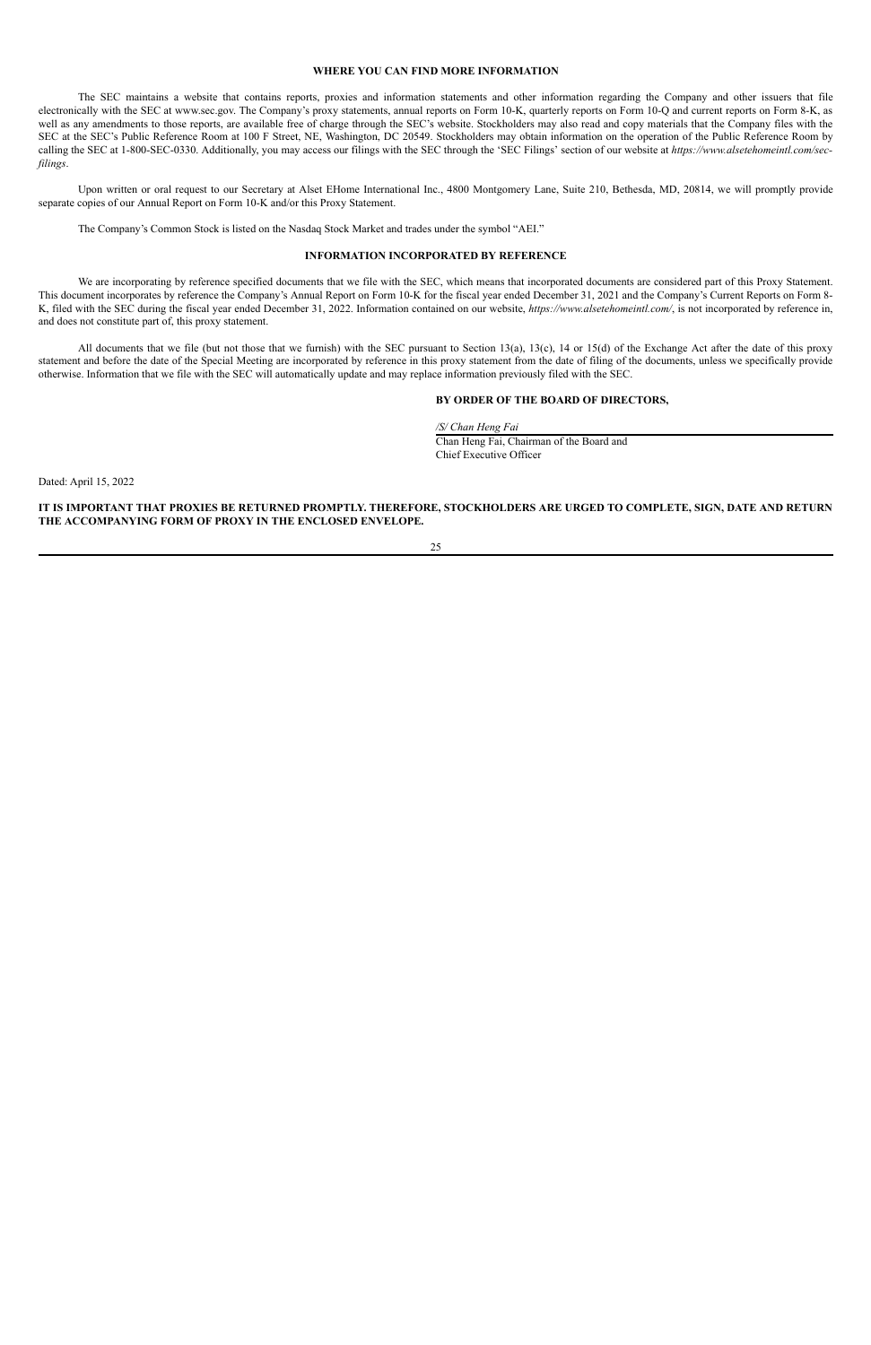## WHERE YOU CAN FIND MORE INFORMATION

The SEC maintains a website that contains reports, proxies and information statements and other information regarding the Company and other issuers that file electronically with the SEC at www.sec.gov. The Company's proxy statements, annual reports on Form 10-K, quarterly reports on Form 10-Q and current reports on Form 8-K, as well as any amendments to those reports, are available free of charge through the SEC's website. Stockholders may also read and copy materials that the Company files with the SEC at the SEC's Public Reference Room at 100 F Street, NE, Washington, DC 20549. Stockholders may obtain information on the operation of the Public Reference Room by calling the SEC at 1-800-SEC-0330. Additionally, you may access our filings with the SEC through the 'SEC Filings' section of our website at *https://www.alsetehomeintl.com/sec-filings*.

Upon written or oral request to our Secretary at Alset EHome International Inc., 4800 Montgomery Lane, Suite 210, Bethesda, MD, 20814, we will promptly provide separate copies of our Annual Report on Form 10-K and/or this Proxy Statement.

The Company's Common Stock is listed on the Nasdaq Stock Market and trades under the symbol "AEI."

## INFORMATION INCORPORATED BY REFERENCE

We are incorporating by reference specified documents that we file with the SEC, which means that incorporated documents are considered part of this Proxy Statement. This document incorporates by reference the Company's Annual Report on Form 10-K for the fiscal year ended December 31, 2021 and the Company's Current Reports on Form 8-K, filed with the SEC during the fiscal year ended December 31, 2022. Information contained on our website, *https://www.alsetehomeintl.com/*, is not incorporated by reference in, and does not constitute part of, this proxy statement.

All documents that we file (but not those that we furnish) with the SEC pursuant to Section 13(a), 13(c), 14 or 15(d) of the Exchange Act after the date of this proxy statement and before the date of the Special Meeting are incorporated by reference in this proxy statement from the date of filing of the documents, unless we specifically provide otherwise. Information that we file with the SEC will automatically update and may replace information previously filed with the SEC.

**BY ORDER OF THE BOARD OF DIRECTORS,**

*/S/ Chan Heng Fai*

Chan Heng Fai, Chairman of the Board and
Chief Executive Officer

Dated: April 15, 2022

**IT IS IMPORTANT THAT PROXIES BE RETURNED PROMPTLY. THEREFORE, STOCKHOLDERS ARE URGED TO COMPLETE, SIGN, DATE AND RETURN THE ACCOMPANYING FORM OF PROXY IN THE ENCLOSED ENVELOPE.**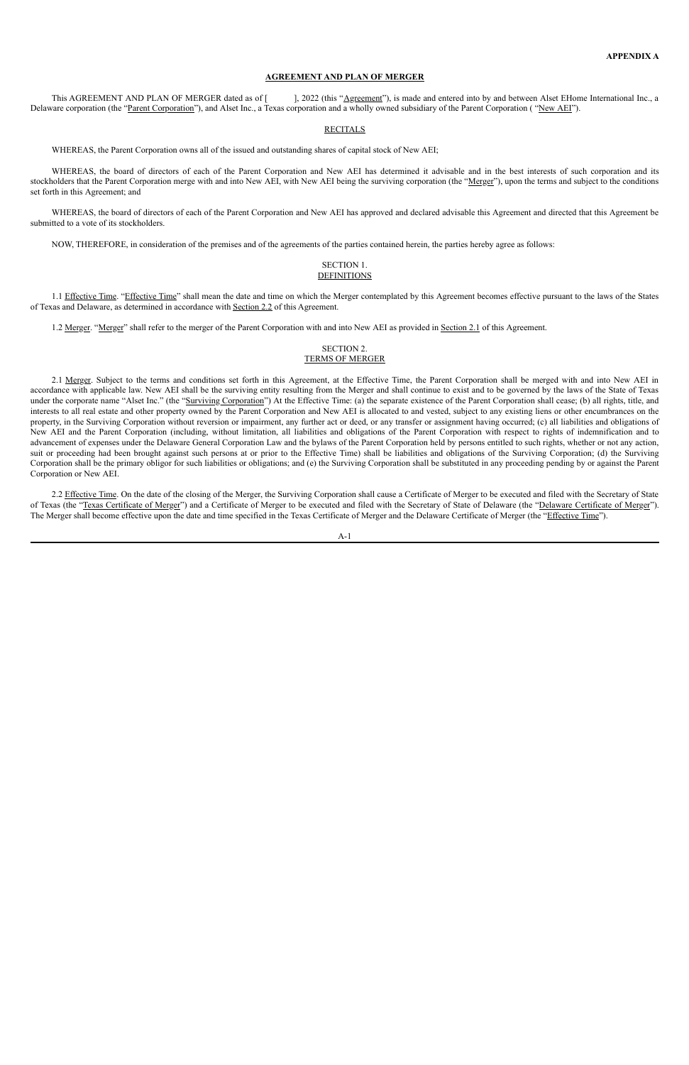**APPENDIX A**

**AGREEMENT AND PLAN OF MERGER**

This AGREEMENT AND PLAN OF MERGER dated as of [          ], 2022 (this "Agreement"), is made and entered into by and between Alset EHome International Inc., a Delaware corporation (the "Parent Corporation"), and Alset Inc., a Texas corporation and a wholly owned subsidiary of the Parent Corporation ( "New AEI").

RECITALS

WHEREAS, the Parent Corporation owns all of the issued and outstanding shares of capital stock of New AEI;

WHEREAS, the board of directors of each of the Parent Corporation and New AEI has determined it advisable and in the best interests of such corporation and its stockholders that the Parent Corporation merge with and into New AEI, with New AEI being the surviving corporation (the "Merger"), upon the terms and subject to the conditions set forth in this Agreement; and

WHEREAS, the board of directors of each of the Parent Corporation and New AEI has approved and declared advisable this Agreement and directed that this Agreement be submitted to a vote of its stockholders.

NOW, THEREFORE, in consideration of the premises and of the agreements of the parties contained herein, the parties hereby agree as follows:

SECTION 1.
DEFINITIONS

1.1 Effective Time. "Effective Time" shall mean the date and time on which the Merger contemplated by this Agreement becomes effective pursuant to the laws of the States of Texas and Delaware, as determined in accordance with Section 2.2 of this Agreement.

1.2 Merger. "Merger" shall refer to the merger of the Parent Corporation with and into New AEI as provided in Section 2.1 of this Agreement.

SECTION 2.
TERMS OF MERGER

2.1 Merger. Subject to the terms and conditions set forth in this Agreement, at the Effective Time, the Parent Corporation shall be merged with and into New AEI in accordance with applicable law. New AEI shall be the surviving entity resulting from the Merger and shall continue to exist and to be governed by the laws of the State of Texas under the corporate name "Alset Inc." (the "Surviving Corporation") At the Effective Time: (a) the separate existence of the Parent Corporation shall cease; (b) all rights, title, and interests to all real estate and other property owned by the Parent Corporation and New AEI is allocated to and vested, subject to any existing liens or other encumbrances on the property, in the Surviving Corporation without reversion or impairment, any further act or deed, or any transfer or assignment having occurred; (c) all liabilities and obligations of New AEI and the Parent Corporation (including, without limitation, all liabilities and obligations of the Parent Corporation with respect to rights of indemnification and to advancement of expenses under the Delaware General Corporation Law and the bylaws of the Parent Corporation held by persons entitled to such rights, whether or not any action, suit or proceeding had been brought against such persons at or prior to the Effective Time) shall be liabilities and obligations of the Surviving Corporation; (d) the Surviving Corporation shall be the primary obligor for such liabilities or obligations; and (e) the Surviving Corporation shall be substituted in any proceeding pending by or against the Parent Corporation or New AEI.

2.2 Effective Time. On the date of the closing of the Merger, the Surviving Corporation shall cause a Certificate of Merger to be executed and filed with the Secretary of State of Texas (the "Texas Certificate of Merger") and a Certificate of Merger to be executed and filed with the Secretary of State of Delaware (the "Delaware Certificate of Merger"). The Merger shall become effective upon the date and time specified in the Texas Certificate of Merger and the Delaware Certificate of Merger (the "Effective Time").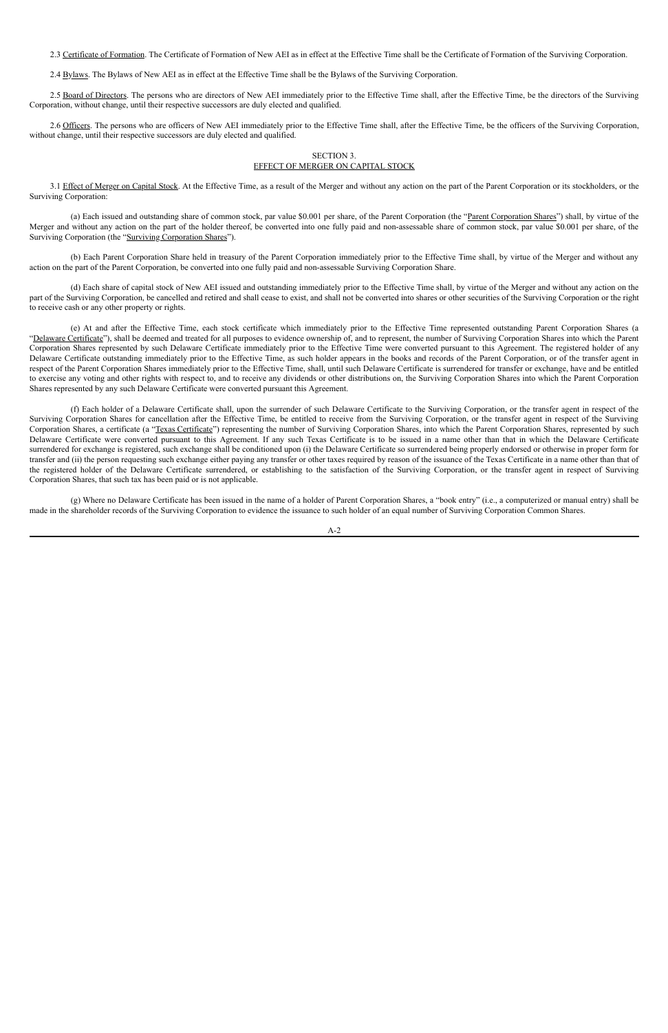2.3 Certificate of Formation. The Certificate of Formation of New AEI as in effect at the Effective Time shall be the Certificate of Formation of the Surviving Corporation.

2.4 Bylaws. The Bylaws of New AEI as in effect at the Effective Time shall be the Bylaws of the Surviving Corporation.

2.5 Board of Directors. The persons who are directors of New AEI immediately prior to the Effective Time shall, after the Effective Time, be the directors of the Surviving Corporation, without change, until their respective successors are duly elected and qualified.

2.6 Officers. The persons who are officers of New AEI immediately prior to the Effective Time shall, after the Effective Time, be the officers of the Surviving Corporation, without change, until their respective successors are duly elected and qualified.

## SECTION 3.
## EFFECT OF MERGER ON CAPITAL STOCK

3.1 Effect of Merger on Capital Stock. At the Effective Time, as a result of the Merger and without any action on the part of the Parent Corporation or its stockholders, or the Surviving Corporation:

(a) Each issued and outstanding share of common stock, par value $0.001 per share, of the Parent Corporation (the "Parent Corporation Shares") shall, by virtue of the Merger and without any action on the part of the holder thereof, be converted into one fully paid and non-assessable share of common stock, par value $0.001 per share, of the Surviving Corporation (the "Surviving Corporation Shares").

(b) Each Parent Corporation Share held in treasury of the Parent Corporation immediately prior to the Effective Time shall, by virtue of the Merger and without any action on the part of the Parent Corporation, be converted into one fully paid and non-assessable Surviving Corporation Share.

(d) Each share of capital stock of New AEI issued and outstanding immediately prior to the Effective Time shall, by virtue of the Merger and without any action on the part of the Surviving Corporation, be cancelled and retired and shall cease to exist, and shall not be converted into shares or other securities of the Surviving Corporation or the right to receive cash or any other property or rights.

(e) At and after the Effective Time, each stock certificate which immediately prior to the Effective Time represented outstanding Parent Corporation Shares (a "Delaware Certificate"), shall be deemed and treated for all purposes to evidence ownership of, and to represent, the number of Surviving Corporation Shares into which the Parent Corporation Shares represented by such Delaware Certificate immediately prior to the Effective Time were converted pursuant to this Agreement. The registered holder of any Delaware Certificate outstanding immediately prior to the Effective Time, as such holder appears in the books and records of the Parent Corporation, or of the transfer agent in respect of the Parent Corporation Shares immediately prior to the Effective Time, shall, until such Delaware Certificate is surrendered for transfer or exchange, have and be entitled to exercise any voting and other rights with respect to, and to receive any dividends or other distributions on, the Surviving Corporation Shares into which the Parent Corporation Shares represented by any such Delaware Certificate were converted pursuant this Agreement.

(f) Each holder of a Delaware Certificate shall, upon the surrender of such Delaware Certificate to the Surviving Corporation, or the transfer agent in respect of the Surviving Corporation Shares for cancellation after the Effective Time, be entitled to receive from the Surviving Corporation, or the transfer agent in respect of the Surviving Corporation Shares, a certificate (a "Texas Certificate") representing the number of Surviving Corporation Shares, into which the Parent Corporation Shares, represented by such Delaware Certificate were converted pursuant to this Agreement. If any such Texas Certificate is to be issued in a name other than that in which the Delaware Certificate surrendered for exchange is registered, such exchange shall be conditioned upon (i) the Delaware Certificate so surrendered being properly endorsed or otherwise in proper form for transfer and (ii) the person requesting such exchange either paying any transfer or other taxes required by reason of the issuance of the Texas Certificate in a name other than that of the registered holder of the Delaware Certificate surrendered, or establishing to the satisfaction of the Surviving Corporation, or the transfer agent in respect of Surviving Corporation Shares, that such tax has been paid or is not applicable.

(g) Where no Delaware Certificate has been issued in the name of a holder of Parent Corporation Shares, a "book entry" (i.e., a computerized or manual entry) shall be made in the shareholder records of the Surviving Corporation to evidence the issuance to such holder of an equal number of Surviving Corporation Common Shares.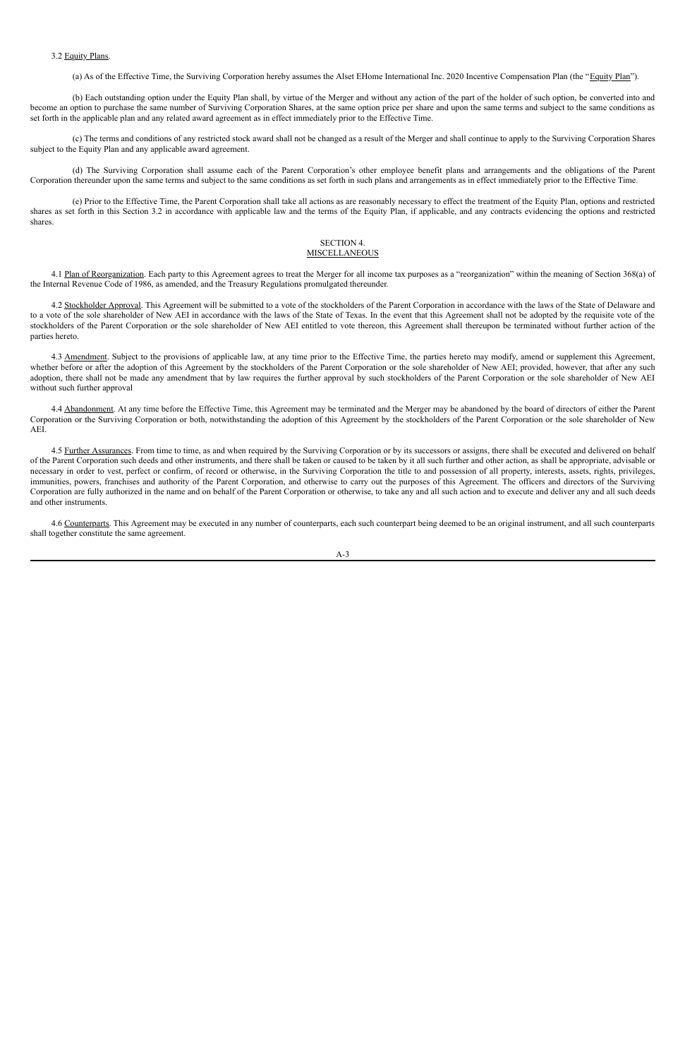3.2 Equity Plans.

(a) As of the Effective Time, the Surviving Corporation hereby assumes the Alset EHome International Inc. 2020 Incentive Compensation Plan (the "Equity Plan").

(b) Each outstanding option under the Equity Plan shall, by virtue of the Merger and without any action of the part of the holder of such option, be converted into and become an option to purchase the same number of Surviving Corporation Shares, at the same option price per share and upon the same terms and subject to the same conditions as set forth in the applicable plan and any related award agreement as in effect immediately prior to the Effective Time.

(c) The terms and conditions of any restricted stock award shall not be changed as a result of the Merger and shall continue to apply to the Surviving Corporation Shares subject to the Equity Plan and any applicable award agreement.

(d) The Surviving Corporation shall assume each of the Parent Corporation's other employee benefit plans and arrangements and the obligations of the Parent Corporation thereunder upon the same terms and subject to the same conditions as set forth in such plans and arrangements as in effect immediately prior to the Effective Time.

(e) Prior to the Effective Time, the Parent Corporation shall take all actions as are reasonably necessary to effect the treatment of the Equity Plan, options and restricted shares as set forth in this Section 3.2 in accordance with applicable law and the terms of the Equity Plan, if applicable, and any contracts evidencing the options and restricted shares.

## SECTION 4.
## MISCELLANEOUS

4.1 Plan of Reorganization. Each party to this Agreement agrees to treat the Merger for all income tax purposes as a "reorganization" within the meaning of Section 368(a) of the Internal Revenue Code of 1986, as amended, and the Treasury Regulations promulgated thereunder.

4.2 Stockholder Approval. This Agreement will be submitted to a vote of the stockholders of the Parent Corporation in accordance with the laws of the State of Delaware and to a vote of the sole shareholder of New AEI in accordance with the laws of the State of Texas. In the event that this Agreement shall not be adopted by the requisite vote of the stockholders of the Parent Corporation or the sole shareholder of New AEI entitled to vote thereon, this Agreement shall thereupon be terminated without further action of the parties hereto.

4.3 Amendment. Subject to the provisions of applicable law, at any time prior to the Effective Time, the parties hereto may modify, amend or supplement this Agreement, whether before or after the adoption of this Agreement by the stockholders of the Parent Corporation or the sole shareholder of New AEI; provided, however, that after any such adoption, there shall not be made any amendment that by law requires the further approval by such stockholders of the Parent Corporation or the sole shareholder of New AEI without such further approval

4.4 Abandonment. At any time before the Effective Time, this Agreement may be terminated and the Merger may be abandoned by the board of directors of either the Parent Corporation or the Surviving Corporation or both, notwithstanding the adoption of this Agreement by the stockholders of the Parent Corporation or the sole shareholder of New AEI.

4.5 Further Assurances. From time to time, as and when required by the Surviving Corporation or by its successors or assigns, there shall be executed and delivered on behalf of the Parent Corporation such deeds and other instruments, and there shall be taken or caused to be taken by it all such further and other action, as shall be appropriate, advisable or necessary in order to vest, perfect or confirm, of record or otherwise, in the Surviving Corporation the title to and possession of all property, interests, assets, rights, privileges, immunities, powers, franchises and authority of the Parent Corporation, and otherwise to carry out the purposes of this Agreement. The officers and directors of the Surviving Corporation are fully authorized in the name and on behalf of the Parent Corporation or otherwise, to take any and all such action and to execute and deliver any and all such deeds and other instruments.

4.6 Counterparts. This Agreement may be executed in any number of counterparts, each such counterpart being deemed to be an original instrument, and all such counterparts shall together constitute the same agreement.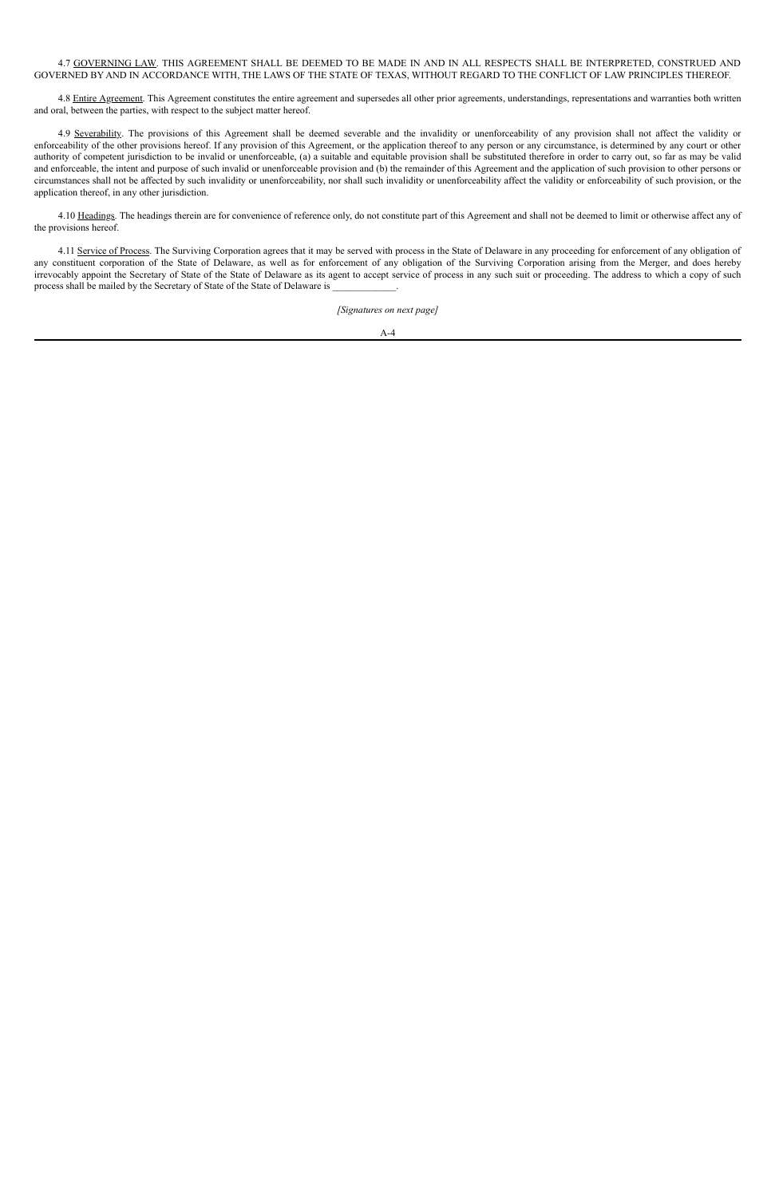4.7 GOVERNING LAW. THIS AGREEMENT SHALL BE DEEMED TO BE MADE IN AND IN ALL RESPECTS SHALL BE INTERPRETED, CONSTRUED AND GOVERNED BY AND IN ACCORDANCE WITH, THE LAWS OF THE STATE OF TEXAS, WITHOUT REGARD TO THE CONFLICT OF LAW PRINCIPLES THEREOF.

4.8 Entire Agreement. This Agreement constitutes the entire agreement and supersedes all other prior agreements, understandings, representations and warranties both written and oral, between the parties, with respect to the subject matter hereof.

4.9 Severability. The provisions of this Agreement shall be deemed severable and the invalidity or unenforceability of any provision shall not affect the validity or enforceability of the other provisions hereof. If any provision of this Agreement, or the application thereof to any person or any circumstance, is determined by any court or other authority of competent jurisdiction to be invalid or unenforceable, (a) a suitable and equitable provision shall be substituted therefore in order to carry out, so far as may be valid and enforceable, the intent and purpose of such invalid or unenforceable provision and (b) the remainder of this Agreement and the application of such provision to other persons or circumstances shall not be affected by such invalidity or unenforceability, nor shall such invalidity or unenforceability affect the validity or enforceability of such provision, or the application thereof, in any other jurisdiction.

4.10 Headings. The headings therein are for convenience of reference only, do not constitute part of this Agreement and shall not be deemed to limit or otherwise affect any of the provisions hereof.

4.11 Service of Process. The Surviving Corporation agrees that it may be served with process in the State of Delaware in any proceeding for enforcement of any obligation of any constituent corporation of the State of Delaware, as well as for enforcement of any obligation of the Surviving Corporation arising from the Merger, and does hereby irrevocably appoint the Secretary of State of the State of Delaware as its agent to accept service of process in any such suit or proceeding. The address to which a copy of such process shall be mailed by the Secretary of State of the State of Delaware is _____________.

*[Signatures on next page]*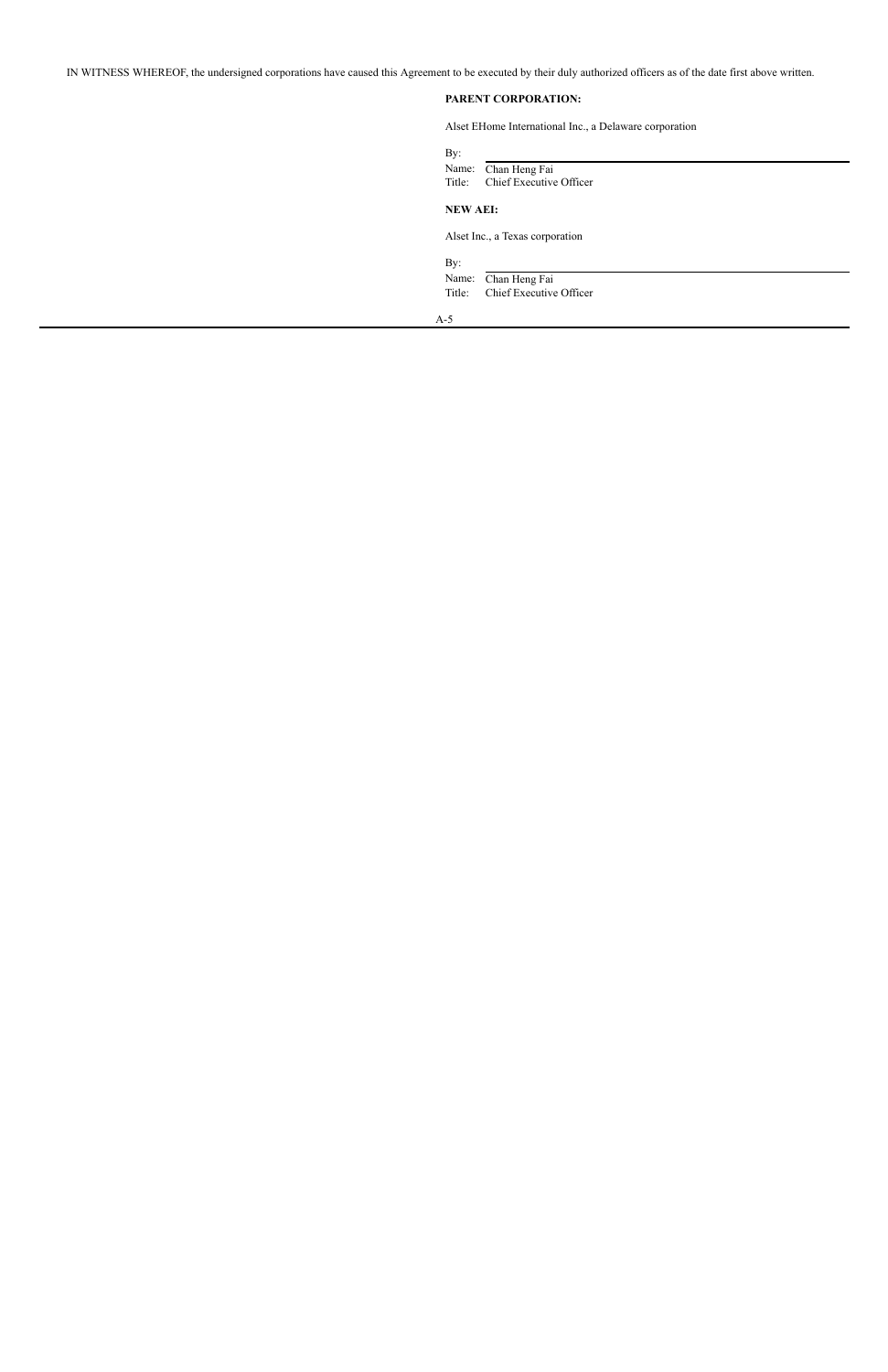IN WITNESS WHEREOF, the undersigned corporations have caused this Agreement to be executed by their duly authorized officers as of the date first above written.

**PARENT CORPORATION:**

Alset EHome International Inc., a Delaware corporation

By: \_\_\_\_\_\_\_\_\_\_\_\_\_\_\_\_\_\_\_\_\_\_\_\_\_\_\_\_\_\_\_\_

Name: Chan Heng Fai
Title: Chief Executive Officer

**NEW AEI:**

Alset Inc., a Texas corporation

By: \_\_\_\_\_\_\_\_\_\_\_\_\_\_\_\_\_\_\_\_\_\_\_\_\_\_\_\_\_\_\_\_

Name: Chan Heng Fai
Title: Chief Executive Officer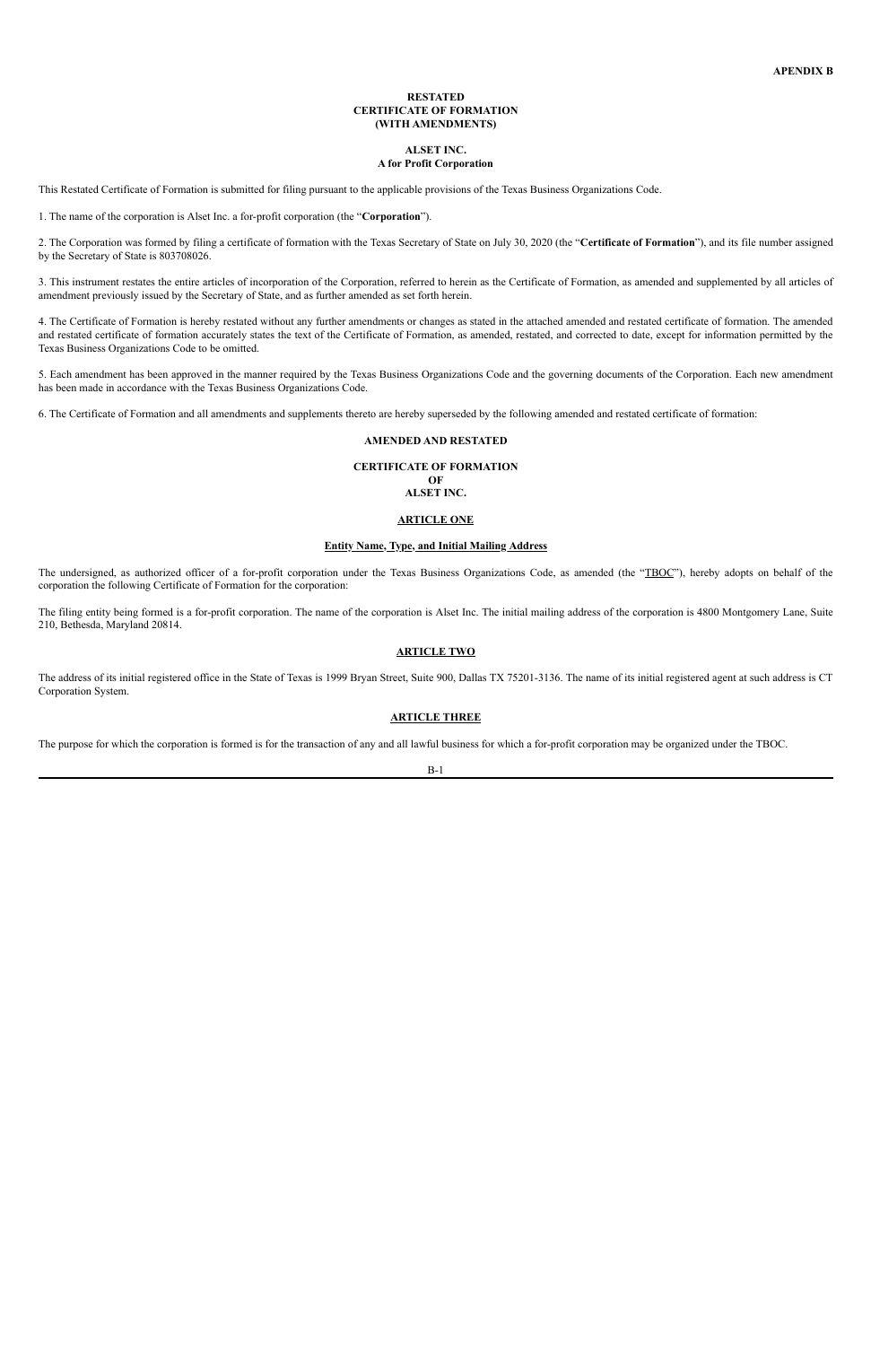**APENDIX B**

**RESTATED**
**CERTIFICATE OF FORMATION**
**(WITH AMENDMENTS)**

**ALSET INC.**
**A for Profit Corporation**

This Restated Certificate of Formation is submitted for filing pursuant to the applicable provisions of the Texas Business Organizations Code.

1. The name of the corporation is Alset Inc. a for-profit corporation (the "**Corporation**").

2. The Corporation was formed by filing a certificate of formation with the Texas Secretary of State on July 30, 2020 (the "**Certificate of Formation**"), and its file number assigned by the Secretary of State is 803708026.

3. This instrument restates the entire articles of incorporation of the Corporation, referred to herein as the Certificate of Formation, as amended and supplemented by all articles of amendment previously issued by the Secretary of State, and as further amended as set forth herein.

4. The Certificate of Formation is hereby restated without any further amendments or changes as stated in the attached amended and restated certificate of formation. The amended and restated certificate of formation accurately states the text of the Certificate of Formation, as amended, restated, and corrected to date, except for information permitted by the Texas Business Organizations Code to be omitted.

5. Each amendment has been approved in the manner required by the Texas Business Organizations Code and the governing documents of the Corporation. Each new amendment has been made in accordance with the Texas Business Organizations Code.

6. The Certificate of Formation and all amendments and supplements thereto are hereby superseded by the following amended and restated certificate of formation:

**AMENDED AND RESTATED**

**CERTIFICATE OF FORMATION**
**OF**
**ALSET INC.**

**ARTICLE ONE**

**Entity Name, Type, and Initial Mailing Address**

The undersigned, as authorized officer of a for-profit corporation under the Texas Business Organizations Code, as amended (the "TBOC"), hereby adopts on behalf of the corporation the following Certificate of Formation for the corporation:

The filing entity being formed is a for-profit corporation. The name of the corporation is Alset Inc. The initial mailing address of the corporation is 4800 Montgomery Lane, Suite 210, Bethesda, Maryland 20814.

**ARTICLE TWO**

The address of its initial registered office in the State of Texas is 1999 Bryan Street, Suite 900, Dallas TX 75201-3136. The name of its initial registered agent at such address is CT Corporation System.

**ARTICLE THREE**

The purpose for which the corporation is formed is for the transaction of any and all lawful business for which a for-profit corporation may be organized under the TBOC.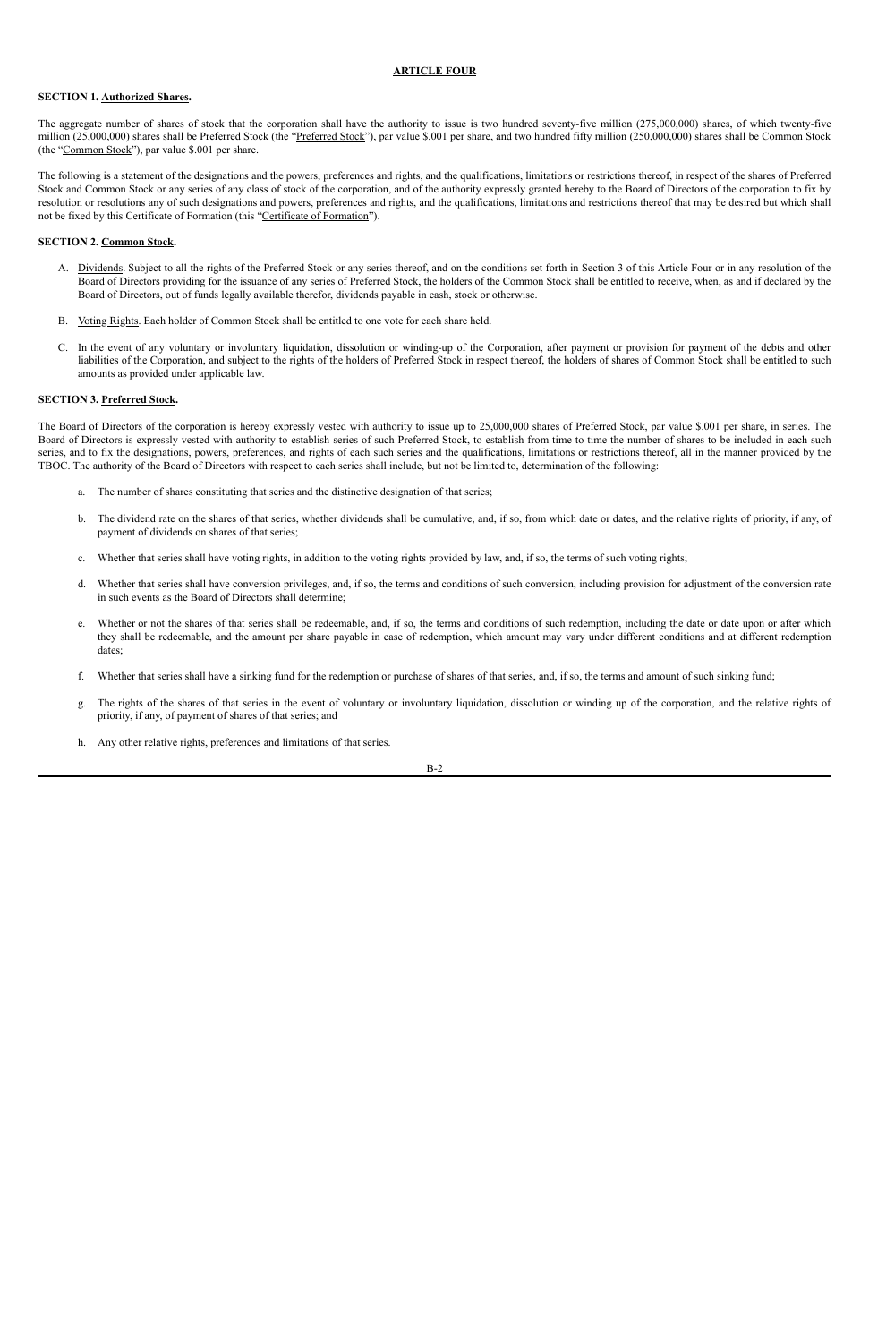## ARTICLE FOUR

**SECTION 1. Authorized Shares.**

The aggregate number of shares of stock that the corporation shall have the authority to issue is two hundred seventy-five million (275,000,000) shares, of which twenty-five million (25,000,000) shares shall be Preferred Stock (the "Preferred Stock"), par value $.001 per share, and two hundred fifty million (250,000,000) shares shall be Common Stock (the "Common Stock"), par value $.001 per share.

The following is a statement of the designations and the powers, preferences and rights, and the qualifications, limitations or restrictions thereof, in respect of the shares of Preferred Stock and Common Stock or any series of any class of stock of the corporation, and of the authority expressly granted hereby to the Board of Directors of the corporation to fix by resolution or resolutions any of such designations and powers, preferences and rights, and the qualifications, limitations and restrictions thereof that may be desired but which shall not be fixed by this Certificate of Formation (this "Certificate of Formation").

**SECTION 2. Common Stock.**

A. Dividends. Subject to all the rights of the Preferred Stock or any series thereof, and on the conditions set forth in Section 3 of this Article Four or in any resolution of the Board of Directors providing for the issuance of any series of Preferred Stock, the holders of the Common Stock shall be entitled to receive, when, as and if declared by the Board of Directors, out of funds legally available therefor, dividends payable in cash, stock or otherwise.

B. Voting Rights. Each holder of Common Stock shall be entitled to one vote for each share held.

C. In the event of any voluntary or involuntary liquidation, dissolution or winding-up of the Corporation, after payment or provision for payment of the debts and other liabilities of the Corporation, and subject to the rights of the holders of Preferred Stock in respect thereof, the holders of shares of Common Stock shall be entitled to such amounts as provided under applicable law.

**SECTION 3. Preferred Stock.**

The Board of Directors of the corporation is hereby expressly vested with authority to issue up to 25,000,000 shares of Preferred Stock, par value $.001 per share, in series. The Board of Directors is expressly vested with authority to establish series of such Preferred Stock, to establish from time to time the number of shares to be included in each such series, and to fix the designations, powers, preferences, and rights of each such series and the qualifications, limitations or restrictions thereof, all in the manner provided by the TBOC. The authority of the Board of Directors with respect to each series shall include, but not be limited to, determination of the following:

a. The number of shares constituting that series and the distinctive designation of that series;

b. The dividend rate on the shares of that series, whether dividends shall be cumulative, and, if so, from which date or dates, and the relative rights of priority, if any, of payment of dividends on shares of that series;

c. Whether that series shall have voting rights, in addition to the voting rights provided by law, and, if so, the terms of such voting rights;

d. Whether that series shall have conversion privileges, and, if so, the terms and conditions of such conversion, including provision for adjustment of the conversion rate in such events as the Board of Directors shall determine;

e. Whether or not the shares of that series shall be redeemable, and, if so, the terms and conditions of such redemption, including the date or date upon or after which they shall be redeemable, and the amount per share payable in case of redemption, which amount may vary under different conditions and at different redemption dates;

f. Whether that series shall have a sinking fund for the redemption or purchase of shares of that series, and, if so, the terms and amount of such sinking fund;

g. The rights of the shares of that series in the event of voluntary or involuntary liquidation, dissolution or winding up of the corporation, and the relative rights of priority, if any, of payment of shares of that series; and

h. Any other relative rights, preferences and limitations of that series.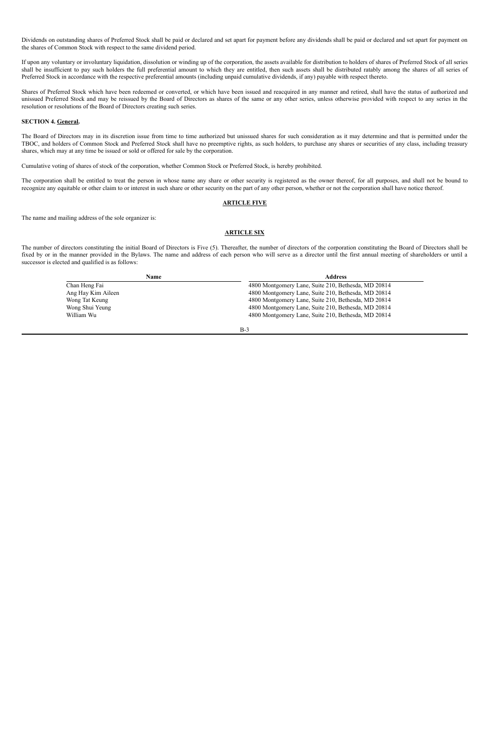Dividends on outstanding shares of Preferred Stock shall be paid or declared and set apart for payment before any dividends shall be paid or declared and set apart for payment on the shares of Common Stock with respect to the same dividend period.

If upon any voluntary or involuntary liquidation, dissolution or winding up of the corporation, the assets available for distribution to holders of shares of Preferred Stock of all series shall be insufficient to pay such holders the full preferential amount to which they are entitled, then such assets shall be distributed ratably among the shares of all series of Preferred Stock in accordance with the respective preferential amounts (including unpaid cumulative dividends, if any) payable with respect thereto.

Shares of Preferred Stock which have been redeemed or converted, or which have been issued and reacquired in any manner and retired, shall have the status of authorized and unissued Preferred Stock and may be reissued by the Board of Directors as shares of the same or any other series, unless otherwise provided with respect to any series in the resolution or resolutions of the Board of Directors creating such series.

**SECTION 4. General.**

The Board of Directors may in its discretion issue from time to time authorized but unissued shares for such consideration as it may determine and that is permitted under the TBOC, and holders of Common Stock and Preferred Stock shall have no preemptive rights, as such holders, to purchase any shares or securities of any class, including treasury shares, which may at any time be issued or sold or offered for sale by the corporation.

Cumulative voting of shares of stock of the corporation, whether Common Stock or Preferred Stock, is hereby prohibited.

The corporation shall be entitled to treat the person in whose name any share or other security is registered as the owner thereof, for all purposes, and shall not be bound to recognize any equitable or other claim to or interest in such share or other security on the part of any other person, whether or not the corporation shall have notice thereof.

## ARTICLE FIVE

The name and mailing address of the sole organizer is:

## ARTICLE SIX

The number of directors constituting the initial Board of Directors is Five (5). Thereafter, the number of directors of the corporation constituting the Board of Directors shall be fixed by or in the manner provided in the Bylaws. The name and address of each person who will serve as a director until the first annual meeting of shareholders or until a successor is elected and qualified is as follows:

| Name | Address |
|---|---|
| Chan Heng Fai | 4800 Montgomery Lane, Suite 210, Bethesda, MD 20814 |
| Ang Hay Kim Aileen | 4800 Montgomery Lane, Suite 210, Bethesda, MD 20814 |
| Wong Tat Keung | 4800 Montgomery Lane, Suite 210, Bethesda, MD 20814 |
| Wong Shui Yeung | 4800 Montgomery Lane, Suite 210, Bethesda, MD 20814 |
| William Wu | 4800 Montgomery Lane, Suite 210, Bethesda, MD 20814 |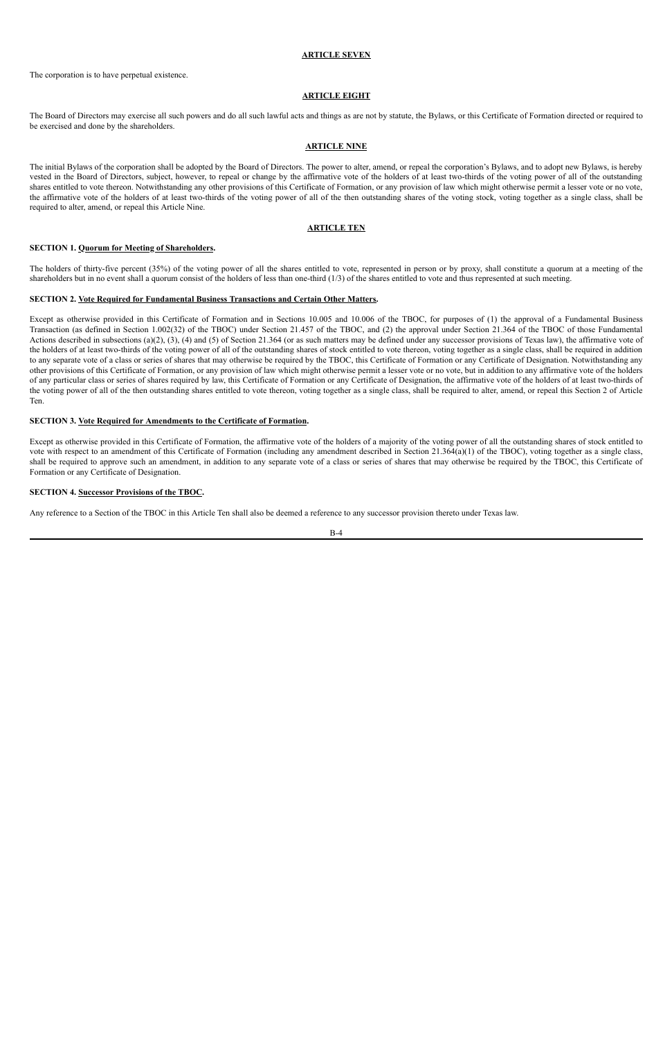## ARTICLE SEVEN

The corporation is to have perpetual existence.

## ARTICLE EIGHT

The Board of Directors may exercise all such powers and do all such lawful acts and things as are not by statute, the Bylaws, or this Certificate of Formation directed or required to be exercised and done by the shareholders.

## ARTICLE NINE

The initial Bylaws of the corporation shall be adopted by the Board of Directors. The power to alter, amend, or repeal the corporation's Bylaws, and to adopt new Bylaws, is hereby vested in the Board of Directors, subject, however, to repeal or change by the affirmative vote of the holders of at least two-thirds of the voting power of all of the outstanding shares entitled to vote thereon. Notwithstanding any other provisions of this Certificate of Formation, or any provision of law which might otherwise permit a lesser vote or no vote, the affirmative vote of the holders of at least two-thirds of the voting power of all of the then outstanding shares of the voting stock, voting together as a single class, shall be required to alter, amend, or repeal this Article Nine.

## ARTICLE TEN

**SECTION 1. Quorum for Meeting of Shareholders.**

The holders of thirty-five percent (35%) of the voting power of all the shares entitled to vote, represented in person or by proxy, shall constitute a quorum at a meeting of the shareholders but in no event shall a quorum consist of the holders of less than one-third (1/3) of the shares entitled to vote and thus represented at such meeting.

**SECTION 2. Vote Required for Fundamental Business Transactions and Certain Other Matters.**

Except as otherwise provided in this Certificate of Formation and in Sections 10.005 and 10.006 of the TBOC, for purposes of (1) the approval of a Fundamental Business Transaction (as defined in Section 1.002(32) of the TBOC) under Section 21.457 of the TBOC, and (2) the approval under Section 21.364 of the TBOC of those Fundamental Actions described in subsections (a)(2), (3), (4) and (5) of Section 21.364 (or as such matters may be defined under any successor provisions of Texas law), the affirmative vote of the holders of at least two-thirds of the voting power of all of the outstanding shares of stock entitled to vote thereon, voting together as a single class, shall be required in addition to any separate vote of a class or series of shares that may otherwise be required by the TBOC, this Certificate of Formation or any Certificate of Designation. Notwithstanding any other provisions of this Certificate of Formation, or any provision of law which might otherwise permit a lesser vote or no vote, but in addition to any affirmative vote of the holders of any particular class or series of shares required by law, this Certificate of Formation or any Certificate of Designation, the affirmative vote of the holders of at least two-thirds of the voting power of all of the then outstanding shares entitled to vote thereon, voting together as a single class, shall be required to alter, amend, or repeal this Section 2 of Article Ten.

**SECTION 3. Vote Required for Amendments to the Certificate of Formation.**

Except as otherwise provided in this Certificate of Formation, the affirmative vote of the holders of a majority of the voting power of all the outstanding shares of stock entitled to vote with respect to an amendment of this Certificate of Formation (including any amendment described in Section 21.364(a)(1) of the TBOC), voting together as a single class, shall be required to approve such an amendment, in addition to any separate vote of a class or series of shares that may otherwise be required by the TBOC, this Certificate of Formation or any Certificate of Designation.

**SECTION 4. Successor Provisions of the TBOC.**

Any reference to a Section of the TBOC in this Article Ten shall also be deemed a reference to any successor provision thereto under Texas law.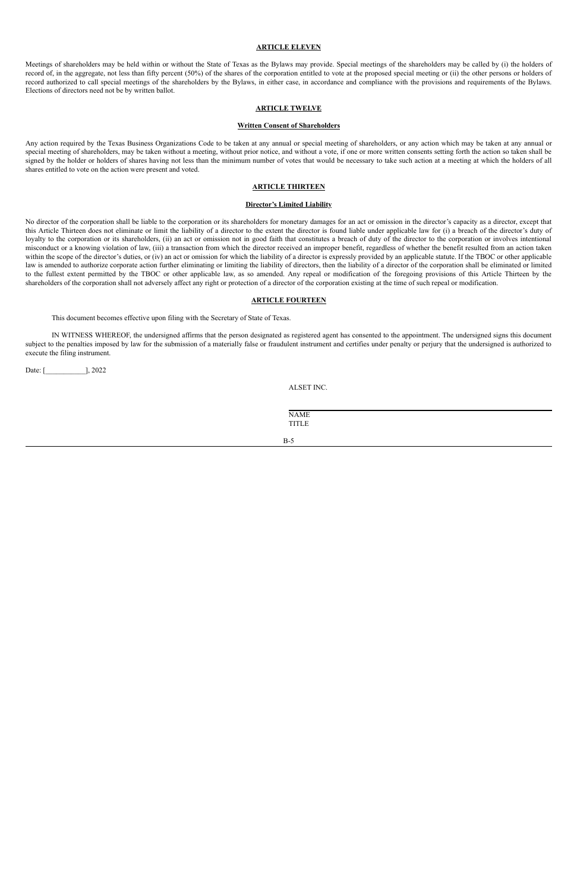## ARTICLE ELEVEN

Meetings of shareholders may be held within or without the State of Texas as the Bylaws may provide. Special meetings of the shareholders may be called by (i) the holders of record of, in the aggregate, not less than fifty percent (50%) of the shares of the corporation entitled to vote at the proposed special meeting or (ii) the other persons or holders of record authorized to call special meetings of the shareholders by the Bylaws, in either case, in accordance and compliance with the provisions and requirements of the Bylaws. Elections of directors need not be by written ballot.

## ARTICLE TWELVE

### Written Consent of Shareholders

Any action required by the Texas Business Organizations Code to be taken at any annual or special meeting of shareholders, or any action which may be taken at any annual or special meeting of shareholders, may be taken without a meeting, without prior notice, and without a vote, if one or more written consents setting forth the action so taken shall be signed by the holder or holders of shares having not less than the minimum number of votes that would be necessary to take such action at a meeting at which the holders of all shares entitled to vote on the action were present and voted.

## ARTICLE THIRTEEN

### Director's Limited Liability

No director of the corporation shall be liable to the corporation or its shareholders for monetary damages for an act or omission in the director's capacity as a director, except that this Article Thirteen does not eliminate or limit the liability of a director to the extent the director is found liable under applicable law for (i) a breach of the director's duty of loyalty to the corporation or its shareholders, (ii) an act or omission not in good faith that constitutes a breach of duty of the director to the corporation or involves intentional misconduct or a knowing violation of law, (iii) a transaction from which the director received an improper benefit, regardless of whether the benefit resulted from an action taken within the scope of the director's duties, or (iv) an act or omission for which the liability of a director is expressly provided by an applicable statute. If the TBOC or other applicable law is amended to authorize corporate action further eliminating or limiting the liability of directors, then the liability of a director of the corporation shall be eliminated or limited to the fullest extent permitted by the TBOC or other applicable law, as so amended. Any repeal or modification of the foregoing provisions of this Article Thirteen by the shareholders of the corporation shall not adversely affect any right or protection of a director of the corporation existing at the time of such repeal or modification.

## ARTICLE FOURTEEN

This document becomes effective upon filing with the Secretary of State of Texas.

IN WITNESS WHEREOF, the undersigned affirms that the person designated as registered agent has consented to the appointment. The undersigned signs this document subject to the penalties imposed by law for the submission of a materially false or fraudulent instrument and certifies under penalty or perjury that the undersigned is authorized to execute the filing instrument.

Date: [___________], 2022

ALSET INC.

NAME
TITLE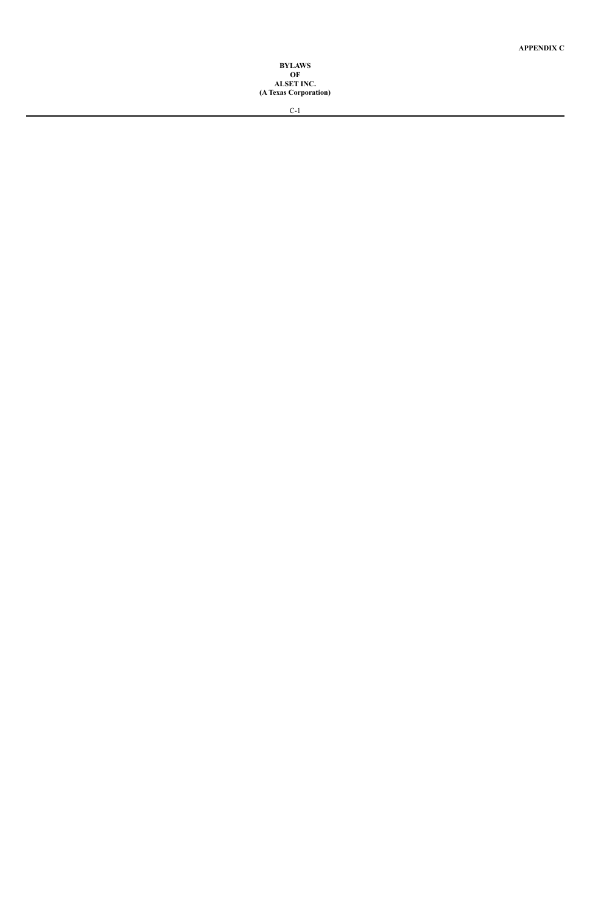**APPENDIX C**

**BYLAWS**
**OF**
**ALSET INC.**
**(A Texas Corporation)**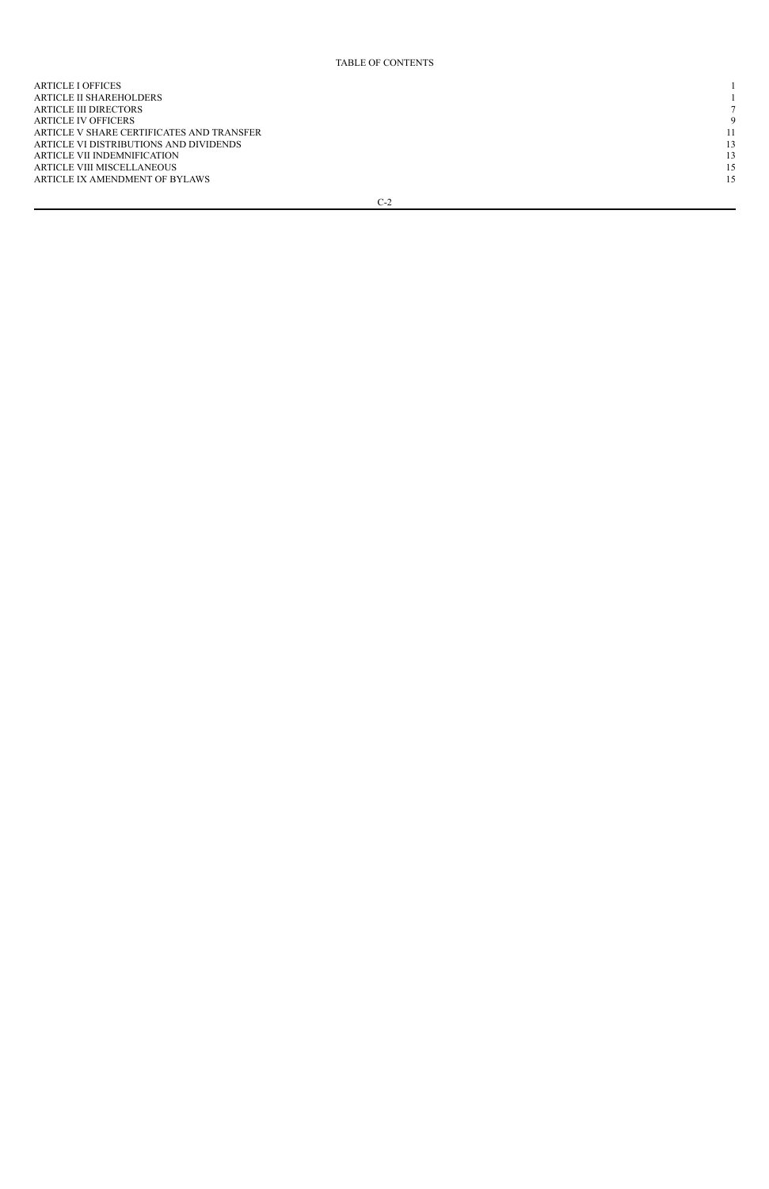## TABLE OF CONTENTS

| | |
|---|---|
| ARTICLE I OFFICES | 1 |
| ARTICLE II SHAREHOLDERS | 1 |
| ARTICLE III DIRECTORS | 7 |
| ARTICLE IV OFFICERS | 9 |
| ARTICLE V SHARE CERTIFICATES AND TRANSFER | 11 |
| ARTICLE VI DISTRIBUTIONS AND DIVIDENDS | 13 |
| ARTICLE VII INDEMNIFICATION | 13 |
| ARTICLE VIII MISCELLANEOUS | 15 |
| ARTICLE IX AMENDMENT OF BYLAWS | 15 |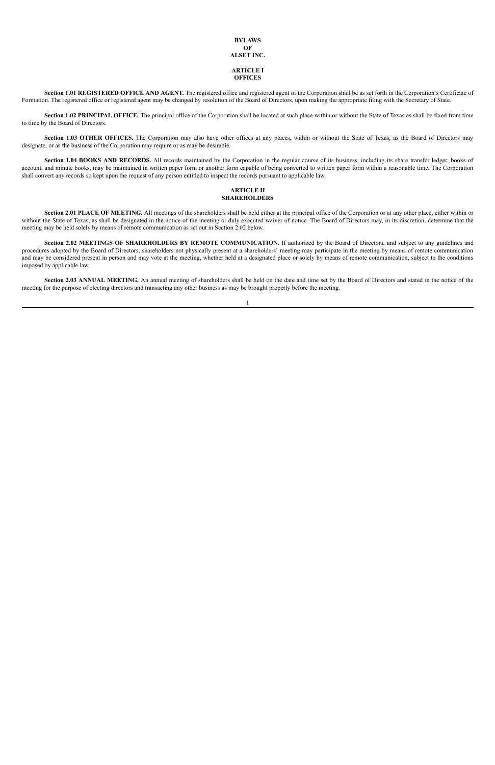# BYLAWS
# OF
# ALSET INC.

## ARTICLE I
## OFFICES

**Section 1.01 REGISTERED OFFICE AND AGENT.** The registered office and registered agent of the Corporation shall be as set forth in the Corporation's Certificate of Formation. The registered office or registered agent may be changed by resolution of the Board of Directors, upon making the appropriate filing with the Secretary of State.

**Section 1.02 PRINCIPAL OFFICE.** The principal office of the Corporation shall be located at such place within or without the State of Texas as shall be fixed from time to time by the Board of Directors.

**Section 1.03 OTHER OFFICES.** The Corporation may also have other offices at any places, within or without the State of Texas, as the Board of Directors may designate, or as the business of the Corporation may require or as may be desirable.

**Section 1.04 BOOKS AND RECORDS.** All records maintained by the Corporation in the regular course of its business, including its share transfer ledger, books of account, and minute books, may be maintained in written paper form or another form capable of being converted to written paper form within a reasonable time. The Corporation shall convert any records so kept upon the request of any person entitled to inspect the records pursuant to applicable law.

## ARTICLE II
## SHAREHOLDERS

**Section 2.01 PLACE OF MEETING.** All meetings of the shareholders shall be held either at the principal office of the Corporation or at any other place, either within or without the State of Texas, as shall be designated in the notice of the meeting or duly executed waiver of notice. The Board of Directors may, in its discretion, determine that the meeting may be held solely by means of remote communication as set out in Section 2.02 below.

**Section 2.02 MEETINGS OF SHAREHOLDERS BY REMOTE COMMUNICATION**. If authorized by the Board of Directors, and subject to any guidelines and procedures adopted by the Board of Directors, shareholders not physically present at a shareholders' meeting may participate in the meeting by means of remote communication and may be considered present in person and may vote at the meeting, whether held at a designated place or solely by means of remote communication, subject to the conditions imposed by applicable law.

**Section 2.03 ANNUAL MEETING.** An annual meeting of shareholders shall be held on the date and time set by the Board of Directors and stated in the notice of the meeting for the purpose of electing directors and transacting any other business as may be brought properly before the meeting.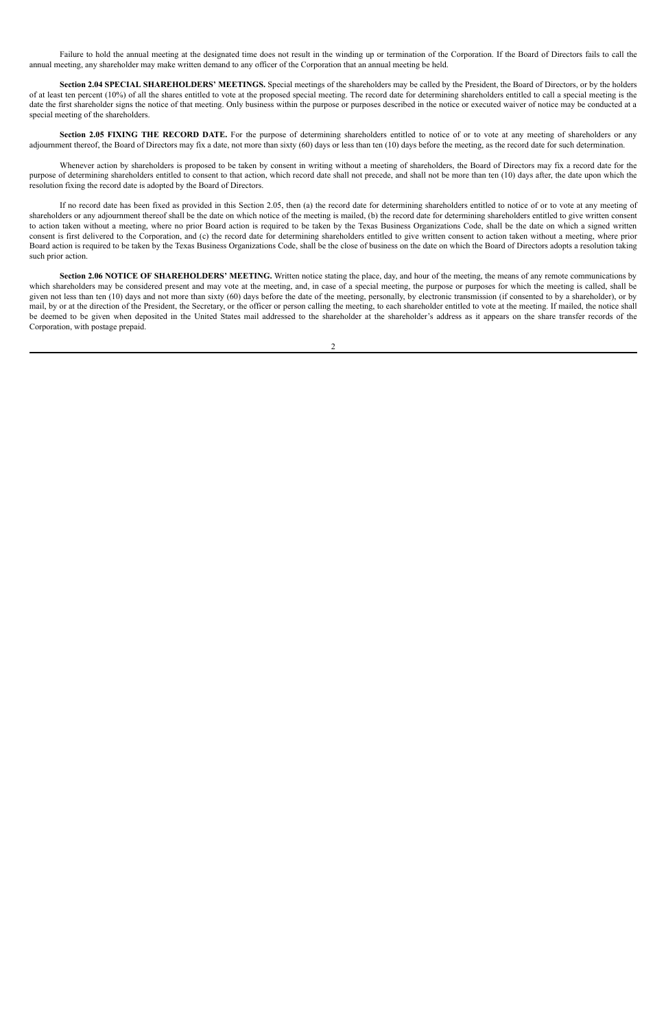Failure to hold the annual meeting at the designated time does not result in the winding up or termination of the Corporation. If the Board of Directors fails to call the annual meeting, any shareholder may make written demand to any officer of the Corporation that an annual meeting be held.

**Section 2.04 SPECIAL SHAREHOLDERS' MEETINGS.** Special meetings of the shareholders may be called by the President, the Board of Directors, or by the holders of at least ten percent (10%) of all the shares entitled to vote at the proposed special meeting. The record date for determining shareholders entitled to call a special meeting is the date the first shareholder signs the notice of that meeting. Only business within the purpose or purposes described in the notice or executed waiver of notice may be conducted at a special meeting of the shareholders.

**Section 2.05 FIXING THE RECORD DATE.** For the purpose of determining shareholders entitled to notice of or to vote at any meeting of shareholders or any adjournment thereof, the Board of Directors may fix a date, not more than sixty (60) days or less than ten (10) days before the meeting, as the record date for such determination.

Whenever action by shareholders is proposed to be taken by consent in writing without a meeting of shareholders, the Board of Directors may fix a record date for the purpose of determining shareholders entitled to consent to that action, which record date shall not precede, and shall not be more than ten (10) days after, the date upon which the resolution fixing the record date is adopted by the Board of Directors.

If no record date has been fixed as provided in this Section 2.05, then (a) the record date for determining shareholders entitled to notice of or to vote at any meeting of shareholders or any adjournment thereof shall be the date on which notice of the meeting is mailed, (b) the record date for determining shareholders entitled to give written consent to action taken without a meeting, where no prior Board action is required to be taken by the Texas Business Organizations Code, shall be the date on which a signed written consent is first delivered to the Corporation, and (c) the record date for determining shareholders entitled to give written consent to action taken without a meeting, where prior Board action is required to be taken by the Texas Business Organizations Code, shall be the close of business on the date on which the Board of Directors adopts a resolution taking such prior action.

**Section 2.06 NOTICE OF SHAREHOLDERS' MEETING.** Written notice stating the place, day, and hour of the meeting, the means of any remote communications by which shareholders may be considered present and may vote at the meeting, and, in case of a special meeting, the purpose or purposes for which the meeting is called, shall be given not less than ten (10) days and not more than sixty (60) days before the date of the meeting, personally, by electronic transmission (if consented to by a shareholder), or by mail, by or at the direction of the President, the Secretary, or the officer or person calling the meeting, to each shareholder entitled to vote at the meeting. If mailed, the notice shall be deemed to be given when deposited in the United States mail addressed to the shareholder at the shareholder's address as it appears on the share transfer records of the Corporation, with postage prepaid.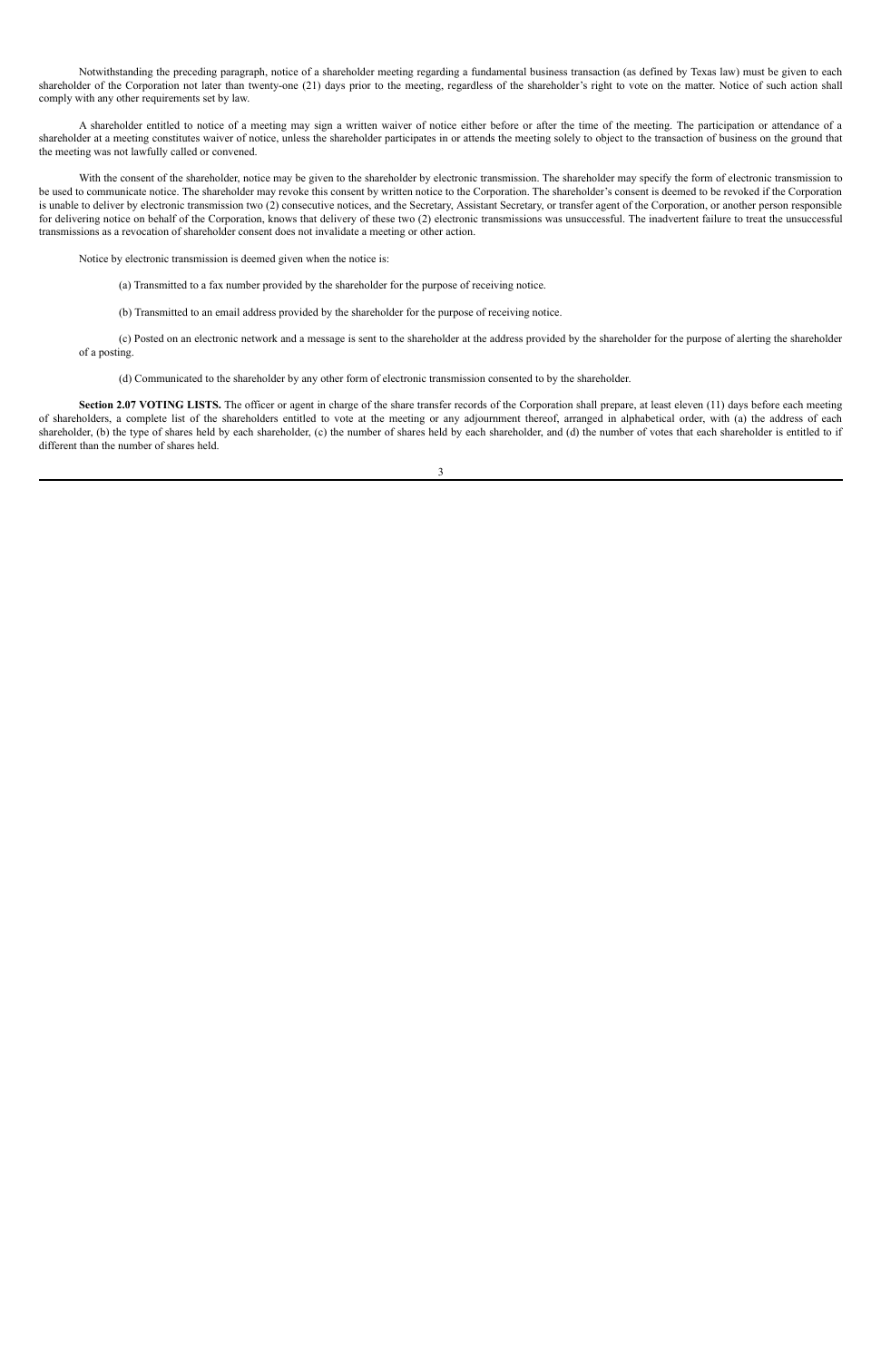Notwithstanding the preceding paragraph, notice of a shareholder meeting regarding a fundamental business transaction (as defined by Texas law) must be given to each shareholder of the Corporation not later than twenty-one (21) days prior to the meeting, regardless of the shareholder's right to vote on the matter. Notice of such action shall comply with any other requirements set by law.

A shareholder entitled to notice of a meeting may sign a written waiver of notice either before or after the time of the meeting. The participation or attendance of a shareholder at a meeting constitutes waiver of notice, unless the shareholder participates in or attends the meeting solely to object to the transaction of business on the ground that the meeting was not lawfully called or convened.

With the consent of the shareholder, notice may be given to the shareholder by electronic transmission. The shareholder may specify the form of electronic transmission to be used to communicate notice. The shareholder may revoke this consent by written notice to the Corporation. The shareholder's consent is deemed to be revoked if the Corporation is unable to deliver by electronic transmission two (2) consecutive notices, and the Secretary, Assistant Secretary, or transfer agent of the Corporation, or another person responsible for delivering notice on behalf of the Corporation, knows that delivery of these two (2) electronic transmissions was unsuccessful. The inadvertent failure to treat the unsuccessful transmissions as a revocation of shareholder consent does not invalidate a meeting or other action.

Notice by electronic transmission is deemed given when the notice is:

(a) Transmitted to a fax number provided by the shareholder for the purpose of receiving notice.

(b) Transmitted to an email address provided by the shareholder for the purpose of receiving notice.

(c) Posted on an electronic network and a message is sent to the shareholder at the address provided by the shareholder for the purpose of alerting the shareholder of a posting.

(d) Communicated to the shareholder by any other form of electronic transmission consented to by the shareholder.

**Section 2.07 VOTING LISTS.** The officer or agent in charge of the share transfer records of the Corporation shall prepare, at least eleven (11) days before each meeting of shareholders, a complete list of the shareholders entitled to vote at the meeting or any adjournment thereof, arranged in alphabetical order, with (a) the address of each shareholder, (b) the type of shares held by each shareholder, (c) the number of shares held by each shareholder, and (d) the number of votes that each shareholder is entitled to if different than the number of shares held.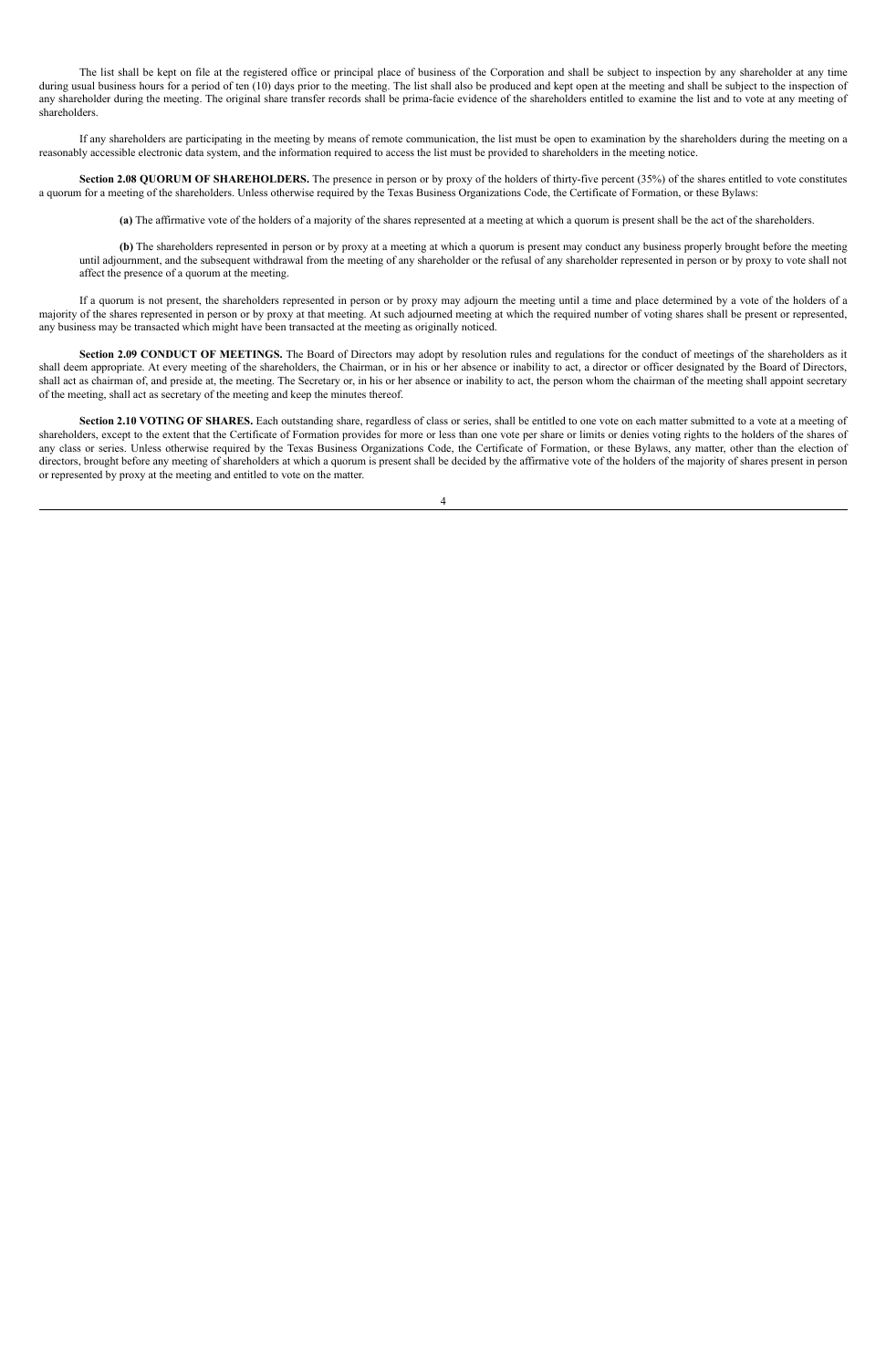The list shall be kept on file at the registered office or principal place of business of the Corporation and shall be subject to inspection by any shareholder at any time during usual business hours for a period of ten (10) days prior to the meeting. The list shall also be produced and kept open at the meeting and shall be subject to the inspection of any shareholder during the meeting. The original share transfer records shall be prima-facie evidence of the shareholders entitled to examine the list and to vote at any meeting of shareholders.

If any shareholders are participating in the meeting by means of remote communication, the list must be open to examination by the shareholders during the meeting on a reasonably accessible electronic data system, and the information required to access the list must be provided to shareholders in the meeting notice.

**Section 2.08 QUORUM OF SHAREHOLDERS.** The presence in person or by proxy of the holders of thirty-five percent (35%) of the shares entitled to vote constitutes a quorum for a meeting of the shareholders. Unless otherwise required by the Texas Business Organizations Code, the Certificate of Formation, or these Bylaws:

**(a)** The affirmative vote of the holders of a majority of the shares represented at a meeting at which a quorum is present shall be the act of the shareholders.

**(b)** The shareholders represented in person or by proxy at a meeting at which a quorum is present may conduct any business properly brought before the meeting until adjournment, and the subsequent withdrawal from the meeting of any shareholder or the refusal of any shareholder represented in person or by proxy to vote shall not affect the presence of a quorum at the meeting.

If a quorum is not present, the shareholders represented in person or by proxy may adjourn the meeting until a time and place determined by a vote of the holders of a majority of the shares represented in person or by proxy at that meeting. At such adjourned meeting at which the required number of voting shares shall be present or represented, any business may be transacted which might have been transacted at the meeting as originally noticed.

**Section 2.09 CONDUCT OF MEETINGS.** The Board of Directors may adopt by resolution rules and regulations for the conduct of meetings of the shareholders as it shall deem appropriate. At every meeting of the shareholders, the Chairman, or in his or her absence or inability to act, a director or officer designated by the Board of Directors, shall act as chairman of, and preside at, the meeting. The Secretary or, in his or her absence or inability to act, the person whom the chairman of the meeting shall appoint secretary of the meeting, shall act as secretary of the meeting and keep the minutes thereof.

**Section 2.10 VOTING OF SHARES.** Each outstanding share, regardless of class or series, shall be entitled to one vote on each matter submitted to a vote at a meeting of shareholders, except to the extent that the Certificate of Formation provides for more or less than one vote per share or limits or denies voting rights to the holders of the shares of any class or series. Unless otherwise required by the Texas Business Organizations Code, the Certificate of Formation, or these Bylaws, any matter, other than the election of directors, brought before any meeting of shareholders at which a quorum is present shall be decided by the affirmative vote of the holders of the majority of shares present in person or represented by proxy at the meeting and entitled to vote on the matter.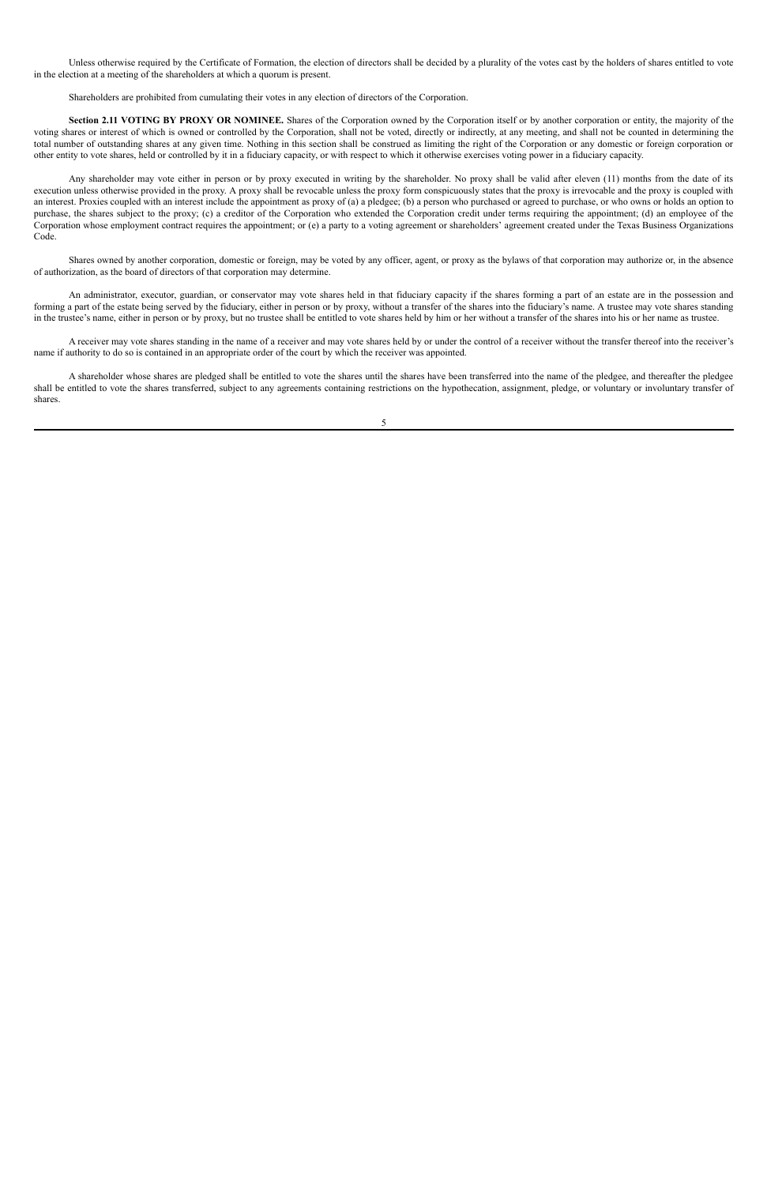Unless otherwise required by the Certificate of Formation, the election of directors shall be decided by a plurality of the votes cast by the holders of shares entitled to vote in the election at a meeting of the shareholders at which a quorum is present.

Shareholders are prohibited from cumulating their votes in any election of directors of the Corporation.

**Section 2.11 VOTING BY PROXY OR NOMINEE.** Shares of the Corporation owned by the Corporation itself or by another corporation or entity, the majority of the voting shares or interest of which is owned or controlled by the Corporation, shall not be voted, directly or indirectly, at any meeting, and shall not be counted in determining the total number of outstanding shares at any given time. Nothing in this section shall be construed as limiting the right of the Corporation or any domestic or foreign corporation or other entity to vote shares, held or controlled by it in a fiduciary capacity, or with respect to which it otherwise exercises voting power in a fiduciary capacity.

Any shareholder may vote either in person or by proxy executed in writing by the shareholder. No proxy shall be valid after eleven (11) months from the date of its execution unless otherwise provided in the proxy. A proxy shall be revocable unless the proxy form conspicuously states that the proxy is irrevocable and the proxy is coupled with an interest. Proxies coupled with an interest include the appointment as proxy of (a) a pledgee; (b) a person who purchased or agreed to purchase, or who owns or holds an option to purchase, the shares subject to the proxy; (c) a creditor of the Corporation who extended the Corporation credit under terms requiring the appointment; (d) an employee of the Corporation whose employment contract requires the appointment; or (e) a party to a voting agreement or shareholders' agreement created under the Texas Business Organizations Code.

Shares owned by another corporation, domestic or foreign, may be voted by any officer, agent, or proxy as the bylaws of that corporation may authorize or, in the absence of authorization, as the board of directors of that corporation may determine.

An administrator, executor, guardian, or conservator may vote shares held in that fiduciary capacity if the shares forming a part of an estate are in the possession and forming a part of the estate being served by the fiduciary, either in person or by proxy, without a transfer of the shares into the fiduciary's name. A trustee may vote shares standing in the trustee's name, either in person or by proxy, but no trustee shall be entitled to vote shares held by him or her without a transfer of the shares into his or her name as trustee.

A receiver may vote shares standing in the name of a receiver and may vote shares held by or under the control of a receiver without the transfer thereof into the receiver's name if authority to do so is contained in an appropriate order of the court by which the receiver was appointed.

A shareholder whose shares are pledged shall be entitled to vote the shares until the shares have been transferred into the name of the pledgee, and thereafter the pledgee shall be entitled to vote the shares transferred, subject to any agreements containing restrictions on the hypothecation, assignment, pledge, or voluntary or involuntary transfer of shares.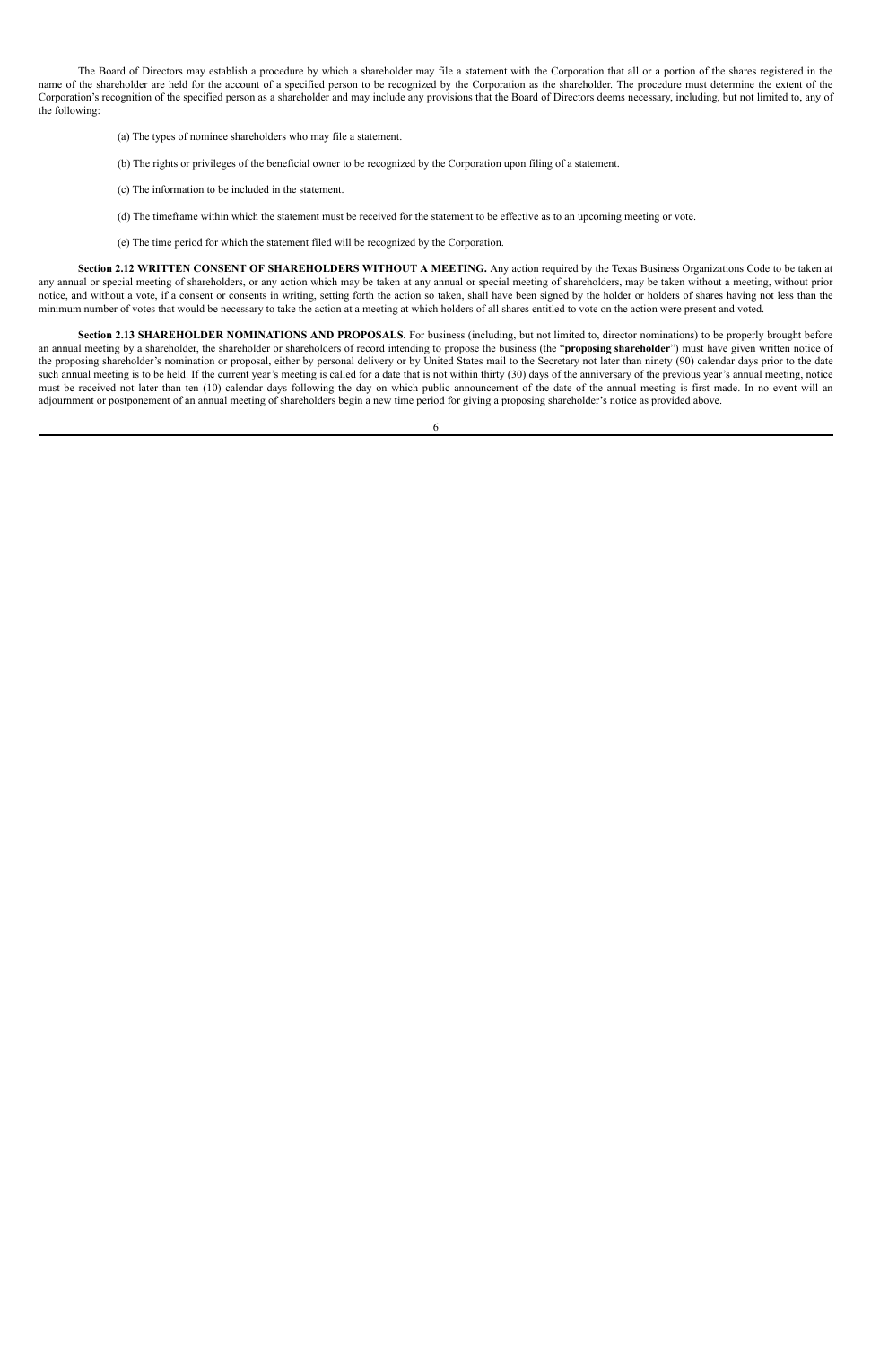The Board of Directors may establish a procedure by which a shareholder may file a statement with the Corporation that all or a portion of the shares registered in the name of the shareholder are held for the account of a specified person to be recognized by the Corporation as the shareholder. The procedure must determine the extent of the Corporation's recognition of the specified person as a shareholder and may include any provisions that the Board of Directors deems necessary, including, but not limited to, any of the following:

(a) The types of nominee shareholders who may file a statement.

(b) The rights or privileges of the beneficial owner to be recognized by the Corporation upon filing of a statement.

(c) The information to be included in the statement.

(d) The timeframe within which the statement must be received for the statement to be effective as to an upcoming meeting or vote.

(e) The time period for which the statement filed will be recognized by the Corporation.

**Section 2.12 WRITTEN CONSENT OF SHAREHOLDERS WITHOUT A MEETING.** Any action required by the Texas Business Organizations Code to be taken at any annual or special meeting of shareholders, or any action which may be taken at any annual or special meeting of shareholders, may be taken without a meeting, without prior notice, and without a vote, if a consent or consents in writing, setting forth the action so taken, shall have been signed by the holder or holders of shares having not less than the minimum number of votes that would be necessary to take the action at a meeting at which holders of all shares entitled to vote on the action were present and voted.

**Section 2.13 SHAREHOLDER NOMINATIONS AND PROPOSALS.** For business (including, but not limited to, director nominations) to be properly brought before an annual meeting by a shareholder, the shareholder or shareholders of record intending to propose the business (the "**proposing shareholder**") must have given written notice of the proposing shareholder's nomination or proposal, either by personal delivery or by United States mail to the Secretary not later than ninety (90) calendar days prior to the date such annual meeting is to be held. If the current year's meeting is called for a date that is not within thirty (30) days of the anniversary of the previous year's annual meeting, notice must be received not later than ten (10) calendar days following the day on which public announcement of the date of the annual meeting is first made. In no event will an adjournment or postponement of an annual meeting of shareholders begin a new time period for giving a proposing shareholder's notice as provided above.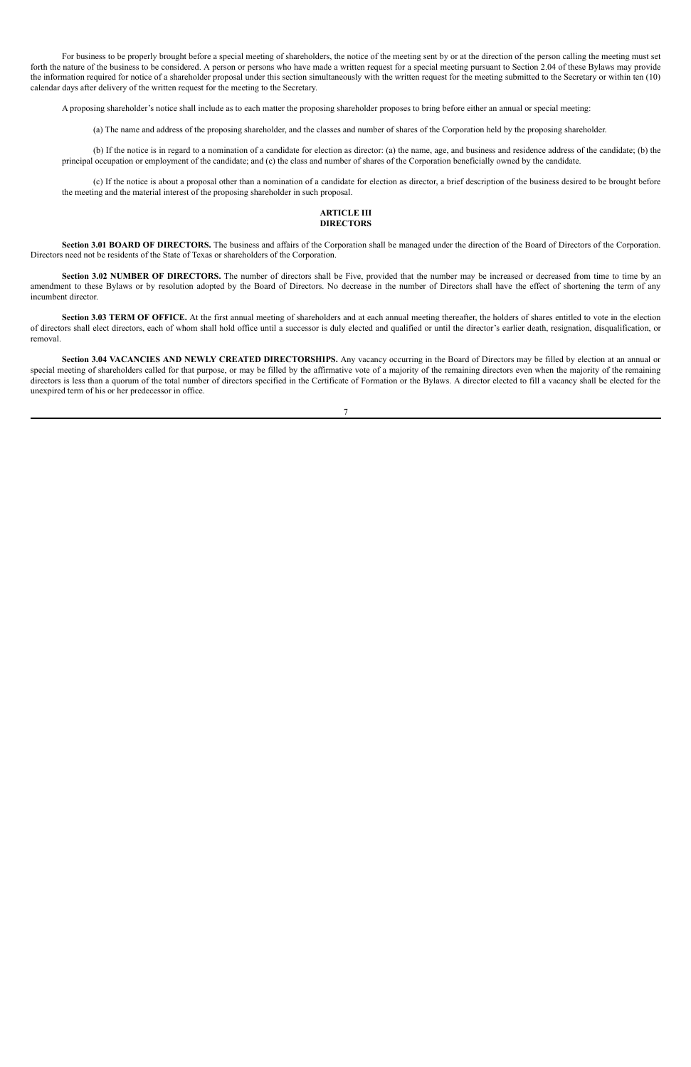For business to be properly brought before a special meeting of shareholders, the notice of the meeting sent by or at the direction of the person calling the meeting must set forth the nature of the business to be considered. A person or persons who have made a written request for a special meeting pursuant to Section 2.04 of these Bylaws may provide the information required for notice of a shareholder proposal under this section simultaneously with the written request for the meeting submitted to the Secretary or within ten (10) calendar days after delivery of the written request for the meeting to the Secretary.

A proposing shareholder's notice shall include as to each matter the proposing shareholder proposes to bring before either an annual or special meeting:

(a) The name and address of the proposing shareholder, and the classes and number of shares of the Corporation held by the proposing shareholder.

(b) If the notice is in regard to a nomination of a candidate for election as director: (a) the name, age, and business and residence address of the candidate; (b) the principal occupation or employment of the candidate; and (c) the class and number of shares of the Corporation beneficially owned by the candidate.

(c) If the notice is about a proposal other than a nomination of a candidate for election as director, a brief description of the business desired to be brought before the meeting and the material interest of the proposing shareholder in such proposal.

## ARTICLE III
## DIRECTORS

**Section 3.01 BOARD OF DIRECTORS.** The business and affairs of the Corporation shall be managed under the direction of the Board of Directors of the Corporation. Directors need not be residents of the State of Texas or shareholders of the Corporation.

**Section 3.02 NUMBER OF DIRECTORS.** The number of directors shall be Five, provided that the number may be increased or decreased from time to time by an amendment to these Bylaws or by resolution adopted by the Board of Directors. No decrease in the number of Directors shall have the effect of shortening the term of any incumbent director.

**Section 3.03 TERM OF OFFICE.** At the first annual meeting of shareholders and at each annual meeting thereafter, the holders of shares entitled to vote in the election of directors shall elect directors, each of whom shall hold office until a successor is duly elected and qualified or until the director's earlier death, resignation, disqualification, or removal.

**Section 3.04 VACANCIES AND NEWLY CREATED DIRECTORSHIPS.** Any vacancy occurring in the Board of Directors may be filled by election at an annual or special meeting of shareholders called for that purpose, or may be filled by the affirmative vote of a majority of the remaining directors even when the majority of the remaining directors is less than a quorum of the total number of directors specified in the Certificate of Formation or the Bylaws. A director elected to fill a vacancy shall be elected for the unexpired term of his or her predecessor in office.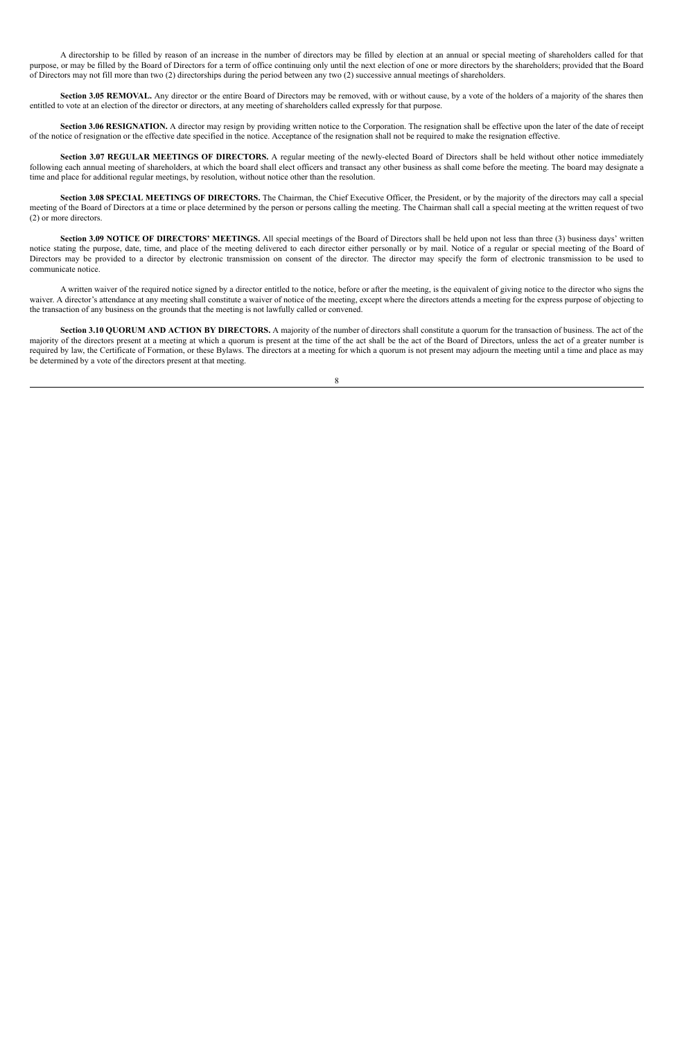A directorship to be filled by reason of an increase in the number of directors may be filled by election at an annual or special meeting of shareholders called for that purpose, or may be filled by the Board of Directors for a term of office continuing only until the next election of one or more directors by the shareholders; provided that the Board of Directors may not fill more than two (2) directorships during the period between any two (2) successive annual meetings of shareholders.

**Section 3.05 REMOVAL.** Any director or the entire Board of Directors may be removed, with or without cause, by a vote of the holders of a majority of the shares then entitled to vote at an election of the director or directors, at any meeting of shareholders called expressly for that purpose.

**Section 3.06 RESIGNATION.** A director may resign by providing written notice to the Corporation. The resignation shall be effective upon the later of the date of receipt of the notice of resignation or the effective date specified in the notice. Acceptance of the resignation shall not be required to make the resignation effective.

**Section 3.07 REGULAR MEETINGS OF DIRECTORS.** A regular meeting of the newly-elected Board of Directors shall be held without other notice immediately following each annual meeting of shareholders, at which the board shall elect officers and transact any other business as shall come before the meeting. The board may designate a time and place for additional regular meetings, by resolution, without notice other than the resolution.

**Section 3.08 SPECIAL MEETINGS OF DIRECTORS.** The Chairman, the Chief Executive Officer, the President, or by the majority of the directors may call a special meeting of the Board of Directors at a time or place determined by the person or persons calling the meeting. The Chairman shall call a special meeting at the written request of two (2) or more directors.

**Section 3.09 NOTICE OF DIRECTORS' MEETINGS.** All special meetings of the Board of Directors shall be held upon not less than three (3) business days' written notice stating the purpose, date, time, and place of the meeting delivered to each director either personally or by mail. Notice of a regular or special meeting of the Board of Directors may be provided to a director by electronic transmission on consent of the director. The director may specify the form of electronic transmission to be used to communicate notice.

A written waiver of the required notice signed by a director entitled to the notice, before or after the meeting, is the equivalent of giving notice to the director who signs the waiver. A director's attendance at any meeting shall constitute a waiver of notice of the meeting, except where the directors attends a meeting for the express purpose of objecting to the transaction of any business on the grounds that the meeting is not lawfully called or convened.

**Section 3.10 QUORUM AND ACTION BY DIRECTORS.** A majority of the number of directors shall constitute a quorum for the transaction of business. The act of the majority of the directors present at a meeting at which a quorum is present at the time of the act shall be the act of the Board of Directors, unless the act of a greater number is required by law, the Certificate of Formation, or these Bylaws. The directors at a meeting for which a quorum is not present may adjourn the meeting until a time and place as may be determined by a vote of the directors present at that meeting.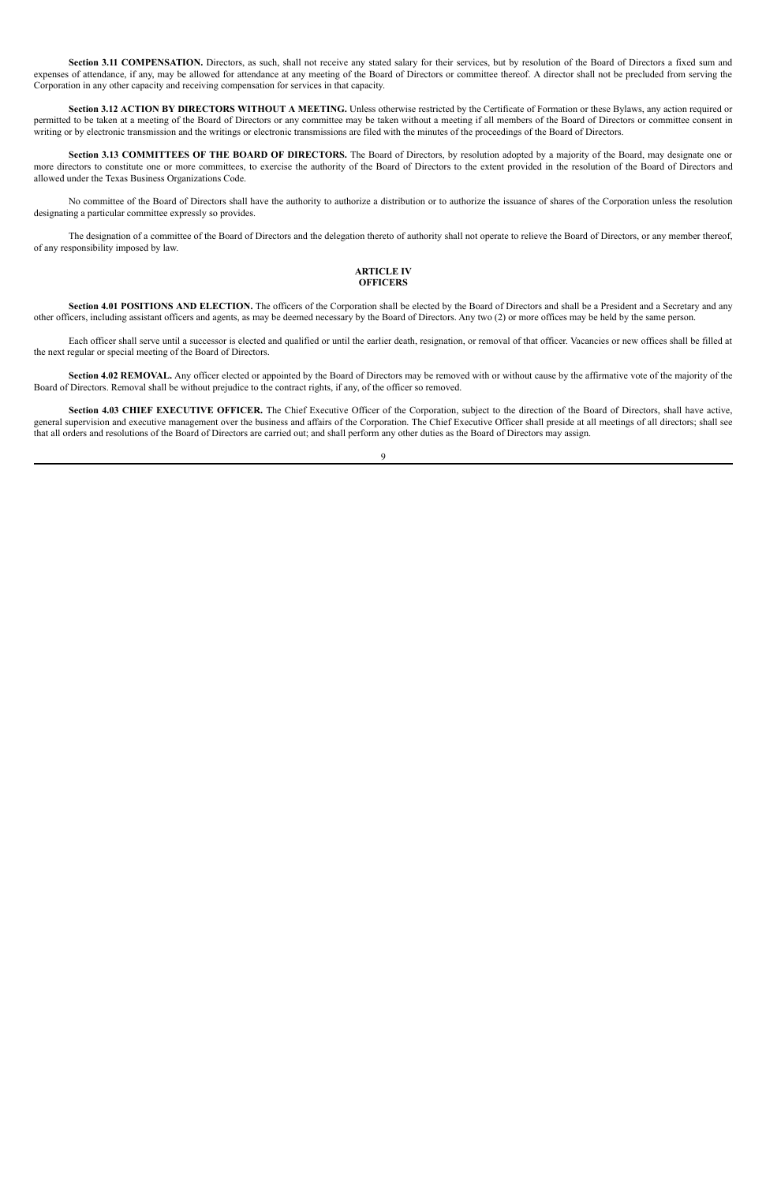**Section 3.11 COMPENSATION.** Directors, as such, shall not receive any stated salary for their services, but by resolution of the Board of Directors a fixed sum and expenses of attendance, if any, may be allowed for attendance at any meeting of the Board of Directors or committee thereof. A director shall not be precluded from serving the Corporation in any other capacity and receiving compensation for services in that capacity.

**Section 3.12 ACTION BY DIRECTORS WITHOUT A MEETING.** Unless otherwise restricted by the Certificate of Formation or these Bylaws, any action required or permitted to be taken at a meeting of the Board of Directors or any committee may be taken without a meeting if all members of the Board of Directors or committee consent in writing or by electronic transmission and the writings or electronic transmissions are filed with the minutes of the proceedings of the Board of Directors.

**Section 3.13 COMMITTEES OF THE BOARD OF DIRECTORS.** The Board of Directors, by resolution adopted by a majority of the Board, may designate one or more directors to constitute one or more committees, to exercise the authority of the Board of Directors to the extent provided in the resolution of the Board of Directors and allowed under the Texas Business Organizations Code.

No committee of the Board of Directors shall have the authority to authorize a distribution or to authorize the issuance of shares of the Corporation unless the resolution designating a particular committee expressly so provides.

The designation of a committee of the Board of Directors and the delegation thereto of authority shall not operate to relieve the Board of Directors, or any member thereof, of any responsibility imposed by law.

## ARTICLE IV
## OFFICERS

**Section 4.01 POSITIONS AND ELECTION.** The officers of the Corporation shall be elected by the Board of Directors and shall be a President and a Secretary and any other officers, including assistant officers and agents, as may be deemed necessary by the Board of Directors. Any two (2) or more offices may be held by the same person.

Each officer shall serve until a successor is elected and qualified or until the earlier death, resignation, or removal of that officer. Vacancies or new offices shall be filled at the next regular or special meeting of the Board of Directors.

**Section 4.02 REMOVAL.** Any officer elected or appointed by the Board of Directors may be removed with or without cause by the affirmative vote of the majority of the Board of Directors. Removal shall be without prejudice to the contract rights, if any, of the officer so removed.

**Section 4.03 CHIEF EXECUTIVE OFFICER.** The Chief Executive Officer of the Corporation, subject to the direction of the Board of Directors, shall have active, general supervision and executive management over the business and affairs of the Corporation. The Chief Executive Officer shall preside at all meetings of all directors; shall see that all orders and resolutions of the Board of Directors are carried out; and shall perform any other duties as the Board of Directors may assign.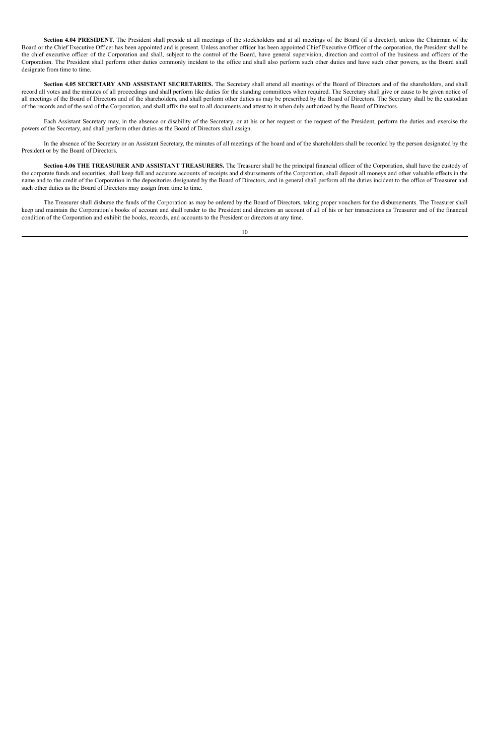**Section 4.04 PRESIDENT.** The President shall preside at all meetings of the stockholders and at all meetings of the Board (if a director), unless the Chairman of the Board or the Chief Executive Officer has been appointed and is present. Unless another officer has been appointed Chief Executive Officer of the corporation, the President shall be the chief executive officer of the Corporation and shall, subject to the control of the Board, have general supervision, direction and control of the business and officers of the Corporation. The President shall perform other duties commonly incident to the office and shall also perform such other duties and have such other powers, as the Board shall designate from time to time.

**Section 4.05 SECRETARY AND ASSISTANT SECRETARIES.** The Secretary shall attend all meetings of the Board of Directors and of the shareholders, and shall record all votes and the minutes of all proceedings and shall perform like duties for the standing committees when required. The Secretary shall give or cause to be given notice of all meetings of the Board of Directors and of the shareholders, and shall perform other duties as may be prescribed by the Board of Directors. The Secretary shall be the custodian of the records and of the seal of the Corporation, and shall affix the seal to all documents and attest to it when duly authorized by the Board of Directors.

Each Assistant Secretary may, in the absence or disability of the Secretary, or at his or her request or the request of the President, perform the duties and exercise the powers of the Secretary, and shall perform other duties as the Board of Directors shall assign.

In the absence of the Secretary or an Assistant Secretary, the minutes of all meetings of the board and of the shareholders shall be recorded by the person designated by the President or by the Board of Directors.

**Section 4.06 THE TREASURER AND ASSISTANT TREASURERS.** The Treasurer shall be the principal financial officer of the Corporation, shall have the custody of the corporate funds and securities, shall keep full and accurate accounts of receipts and disbursements of the Corporation, shall deposit all moneys and other valuable effects in the name and to the credit of the Corporation in the depositories designated by the Board of Directors, and in general shall perform all the duties incident to the office of Treasurer and such other duties as the Board of Directors may assign from time to time.

The Treasurer shall disburse the funds of the Corporation as may be ordered by the Board of Directors, taking proper vouchers for the disbursements. The Treasurer shall keep and maintain the Corporation's books of account and shall render to the President and directors an account of all of his or her transactions as Treasurer and of the financial condition of the Corporation and exhibit the books, records, and accounts to the President or directors at any time.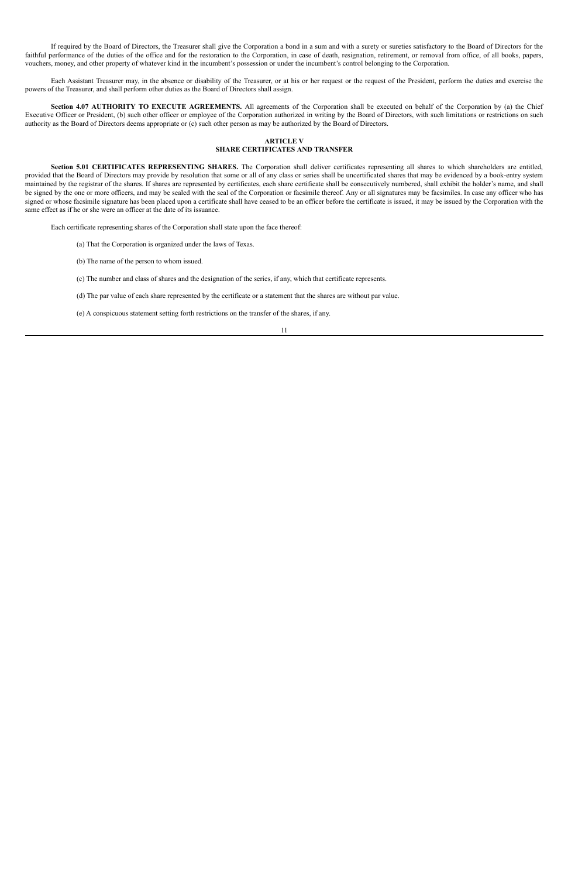If required by the Board of Directors, the Treasurer shall give the Corporation a bond in a sum and with a surety or sureties satisfactory to the Board of Directors for the faithful performance of the duties of the office and for the restoration to the Corporation, in case of death, resignation, retirement, or removal from office, of all books, papers, vouchers, money, and other property of whatever kind in the incumbent's possession or under the incumbent's control belonging to the Corporation.

Each Assistant Treasurer may, in the absence or disability of the Treasurer, or at his or her request or the request of the President, perform the duties and exercise the powers of the Treasurer, and shall perform other duties as the Board of Directors shall assign.

**Section 4.07 AUTHORITY TO EXECUTE AGREEMENTS.** All agreements of the Corporation shall be executed on behalf of the Corporation by (a) the Chief Executive Officer or President, (b) such other officer or employee of the Corporation authorized in writing by the Board of Directors, with such limitations or restrictions on such authority as the Board of Directors deems appropriate or (c) such other person as may be authorized by the Board of Directors.

## ARTICLE V
## SHARE CERTIFICATES AND TRANSFER

**Section 5.01 CERTIFICATES REPRESENTING SHARES.** The Corporation shall deliver certificates representing all shares to which shareholders are entitled, provided that the Board of Directors may provide by resolution that some or all of any class or series shall be uncertificated shares that may be evidenced by a book-entry system maintained by the registrar of the shares. If shares are represented by certificates, each share certificate shall be consecutively numbered, shall exhibit the holder's name, and shall be signed by the one or more officers, and may be sealed with the seal of the Corporation or facsimile thereof. Any or all signatures may be facsimiles. In case any officer who has signed or whose facsimile signature has been placed upon a certificate shall have ceased to be an officer before the certificate is issued, it may be issued by the Corporation with the same effect as if he or she were an officer at the date of its issuance.

Each certificate representing shares of the Corporation shall state upon the face thereof:

(a) That the Corporation is organized under the laws of Texas.

(b) The name of the person to whom issued.

(c) The number and class of shares and the designation of the series, if any, which that certificate represents.

(d) The par value of each share represented by the certificate or a statement that the shares are without par value.

(e) A conspicuous statement setting forth restrictions on the transfer of the shares, if any.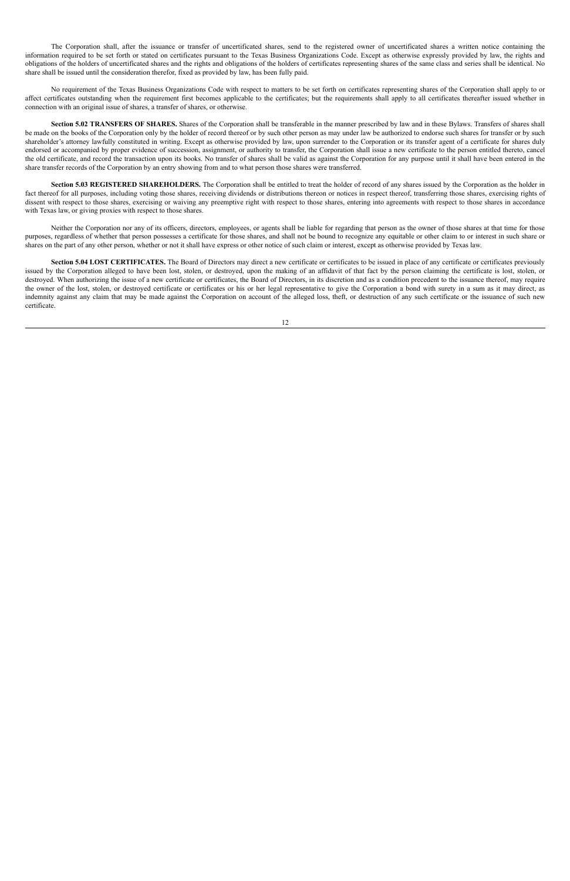The Corporation shall, after the issuance or transfer of uncertificated shares, send to the registered owner of uncertificated shares a written notice containing the information required to be set forth or stated on certificates pursuant to the Texas Business Organizations Code. Except as otherwise expressly provided by law, the rights and obligations of the holders of uncertificated shares and the rights and obligations of the holders of certificates representing shares of the same class and series shall be identical. No share shall be issued until the consideration therefor, fixed as provided by law, has been fully paid.

No requirement of the Texas Business Organizations Code with respect to matters to be set forth on certificates representing shares of the Corporation shall apply to or affect certificates outstanding when the requirement first becomes applicable to the certificates; but the requirements shall apply to all certificates thereafter issued whether in connection with an original issue of shares, a transfer of shares, or otherwise.

**Section 5.02 TRANSFERS OF SHARES.** Shares of the Corporation shall be transferable in the manner prescribed by law and in these Bylaws. Transfers of shares shall be made on the books of the Corporation only by the holder of record thereof or by such other person as may under law be authorized to endorse such shares for transfer or by such shareholder's attorney lawfully constituted in writing. Except as otherwise provided by law, upon surrender to the Corporation or its transfer agent of a certificate for shares duly endorsed or accompanied by proper evidence of succession, assignment, or authority to transfer, the Corporation shall issue a new certificate to the person entitled thereto, cancel the old certificate, and record the transaction upon its books. No transfer of shares shall be valid as against the Corporation for any purpose until it shall have been entered in the share transfer records of the Corporation by an entry showing from and to what person those shares were transferred.

**Section 5.03 REGISTERED SHAREHOLDERS.** The Corporation shall be entitled to treat the holder of record of any shares issued by the Corporation as the holder in fact thereof for all purposes, including voting those shares, receiving dividends or distributions thereon or notices in respect thereof, transferring those shares, exercising rights of dissent with respect to those shares, exercising or waiving any preemptive right with respect to those shares, entering into agreements with respect to those shares in accordance with Texas law, or giving proxies with respect to those shares.

Neither the Corporation nor any of its officers, directors, employees, or agents shall be liable for regarding that person as the owner of those shares at that time for those purposes, regardless of whether that person possesses a certificate for those shares, and shall not be bound to recognize any equitable or other claim to or interest in such share or shares on the part of any other person, whether or not it shall have express or other notice of such claim or interest, except as otherwise provided by Texas law.

**Section 5.04 LOST CERTIFICATES.** The Board of Directors may direct a new certificate or certificates to be issued in place of any certificate or certificates previously issued by the Corporation alleged to have been lost, stolen, or destroyed, upon the making of an affidavit of that fact by the person claiming the certificate is lost, stolen, or destroyed. When authorizing the issue of a new certificate or certificates, the Board of Directors, in its discretion and as a condition precedent to the issuance thereof, may require the owner of the lost, stolen, or destroyed certificate or certificates or his or her legal representative to give the Corporation a bond with surety in a sum as it may direct, as indemnity against any claim that may be made against the Corporation on account of the alleged loss, theft, or destruction of any such certificate or the issuance of such new certificate.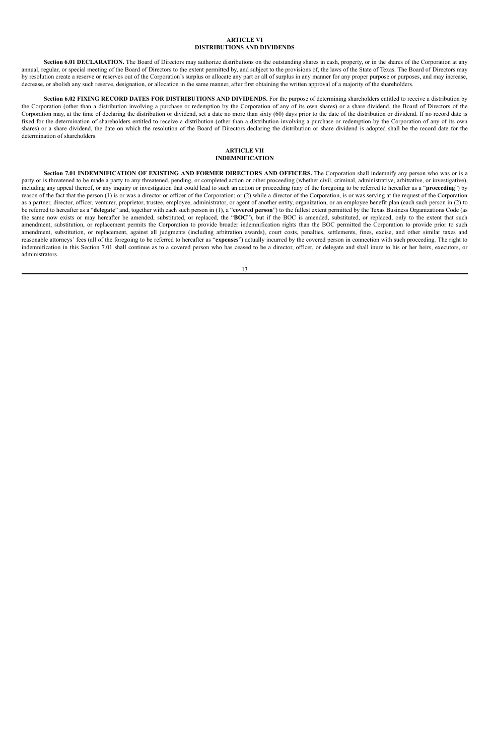## ARTICLE VI
## DISTRIBUTIONS AND DIVIDENDS

**Section 6.01 DECLARATION.** The Board of Directors may authorize distributions on the outstanding shares in cash, property, or in the shares of the Corporation at any annual, regular, or special meeting of the Board of Directors to the extent permitted by, and subject to the provisions of, the laws of the State of Texas. The Board of Directors may by resolution create a reserve or reserves out of the Corporation's surplus or allocate any part or all of surplus in any manner for any proper purpose or purposes, and may increase, decrease, or abolish any such reserve, designation, or allocation in the same manner, after first obtaining the written approval of a majority of the shareholders.

**Section 6.02 FIXING RECORD DATES FOR DISTRIBUTIONS AND DIVIDENDS.** For the purpose of determining shareholders entitled to receive a distribution by the Corporation (other than a distribution involving a purchase or redemption by the Corporation of any of its own shares) or a share dividend, the Board of Directors of the Corporation may, at the time of declaring the distribution or dividend, set a date no more than sixty (60) days prior to the date of the distribution or dividend. If no record date is fixed for the determination of shareholders entitled to receive a distribution (other than a distribution involving a purchase or redemption by the Corporation of any of its own shares) or a share dividend, the date on which the resolution of the Board of Directors declaring the distribution or share dividend is adopted shall be the record date for the determination of shareholders.

## ARTICLE VII
## INDEMNIFICATION

**Section 7.01 INDEMNIFICATION OF EXISTING AND FORMER DIRECTORS AND OFFICERS.** The Corporation shall indemnify any person who was or is a party or is threatened to be made a party to any threatened, pending, or completed action or other proceeding (whether civil, criminal, administrative, arbitrative, or investigative), including any appeal thereof, or any inquiry or investigation that could lead to such an action or proceeding (any of the foregoing to be referred to hereafter as a "**proceeding**") by reason of the fact that the person (1) is or was a director or officer of the Corporation; or (2) while a director of the Corporation, is or was serving at the request of the Corporation as a partner, director, officer, venturer, proprietor, trustee, employee, administrator, or agent of another entity, organization, or an employee benefit plan (each such person in (2) to be referred to hereafter as a "**delegate**" and, together with each such person in (1), a "**covered person**") to the fullest extent permitted by the Texas Business Organizations Code (as the same now exists or may hereafter be amended, substituted, or replaced, the "**BOC**"), but if the BOC is amended, substituted, or replaced, only to the extent that such amendment, substitution, or replacement permits the Corporation to provide broader indemnification rights than the BOC permitted the Corporation to provide prior to such amendment, substitution, or replacement, against all judgments (including arbitration awards), court costs, penalties, settlements, fines, excise, and other similar taxes and reasonable attorneys' fees (all of the foregoing to be referred to hereafter as "**expenses**") actually incurred by the covered person in connection with such proceeding. The right to indemnification in this Section 7.01 shall continue as to a covered person who has ceased to be a director, officer, or delegate and shall inure to his or her heirs, executors, or administrators.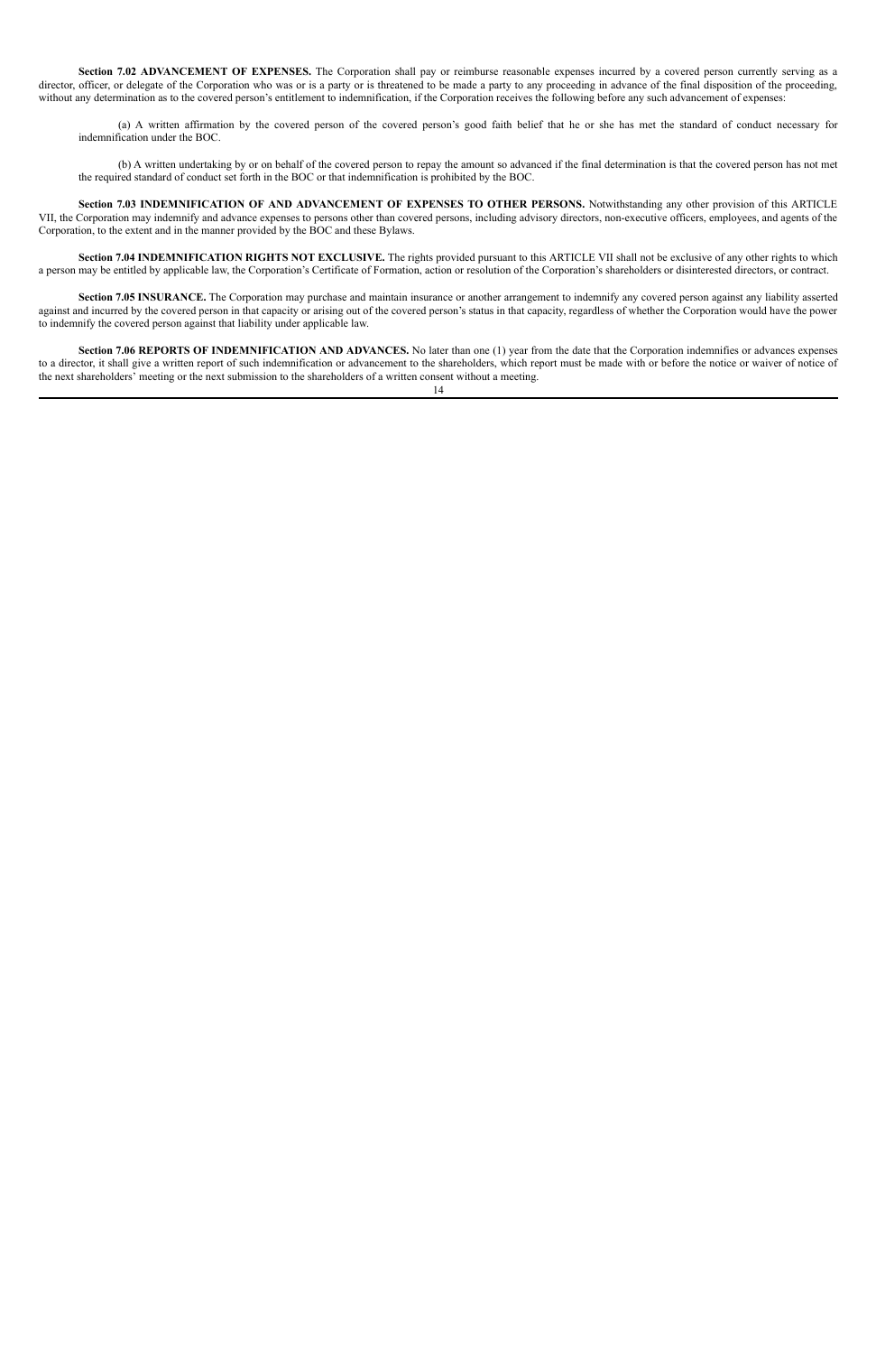**Section 7.02 ADVANCEMENT OF EXPENSES.** The Corporation shall pay or reimburse reasonable expenses incurred by a covered person currently serving as a director, officer, or delegate of the Corporation who was or is a party or is threatened to be made a party to any proceeding in advance of the final disposition of the proceeding, without any determination as to the covered person's entitlement to indemnification, if the Corporation receives the following before any such advancement of expenses:

(a) A written affirmation by the covered person of the covered person's good faith belief that he or she has met the standard of conduct necessary for indemnification under the BOC.

(b) A written undertaking by or on behalf of the covered person to repay the amount so advanced if the final determination is that the covered person has not met the required standard of conduct set forth in the BOC or that indemnification is prohibited by the BOC.

**Section 7.03 INDEMNIFICATION OF AND ADVANCEMENT OF EXPENSES TO OTHER PERSONS.** Notwithstanding any other provision of this ARTICLE VII, the Corporation may indemnify and advance expenses to persons other than covered persons, including advisory directors, non-executive officers, employees, and agents of the Corporation, to the extent and in the manner provided by the BOC and these Bylaws.

**Section 7.04 INDEMNIFICATION RIGHTS NOT EXCLUSIVE.** The rights provided pursuant to this ARTICLE VII shall not be exclusive of any other rights to which a person may be entitled by applicable law, the Corporation's Certificate of Formation, action or resolution of the Corporation's shareholders or disinterested directors, or contract.

**Section 7.05 INSURANCE.** The Corporation may purchase and maintain insurance or another arrangement to indemnify any covered person against any liability asserted against and incurred by the covered person in that capacity or arising out of the covered person's status in that capacity, regardless of whether the Corporation would have the power to indemnify the covered person against that liability under applicable law.

**Section 7.06 REPORTS OF INDEMNIFICATION AND ADVANCES.** No later than one (1) year from the date that the Corporation indemnifies or advances expenses to a director, it shall give a written report of such indemnification or advancement to the shareholders, which report must be made with or before the notice or waiver of notice of the next shareholders' meeting or the next submission to the shareholders of a written consent without a meeting.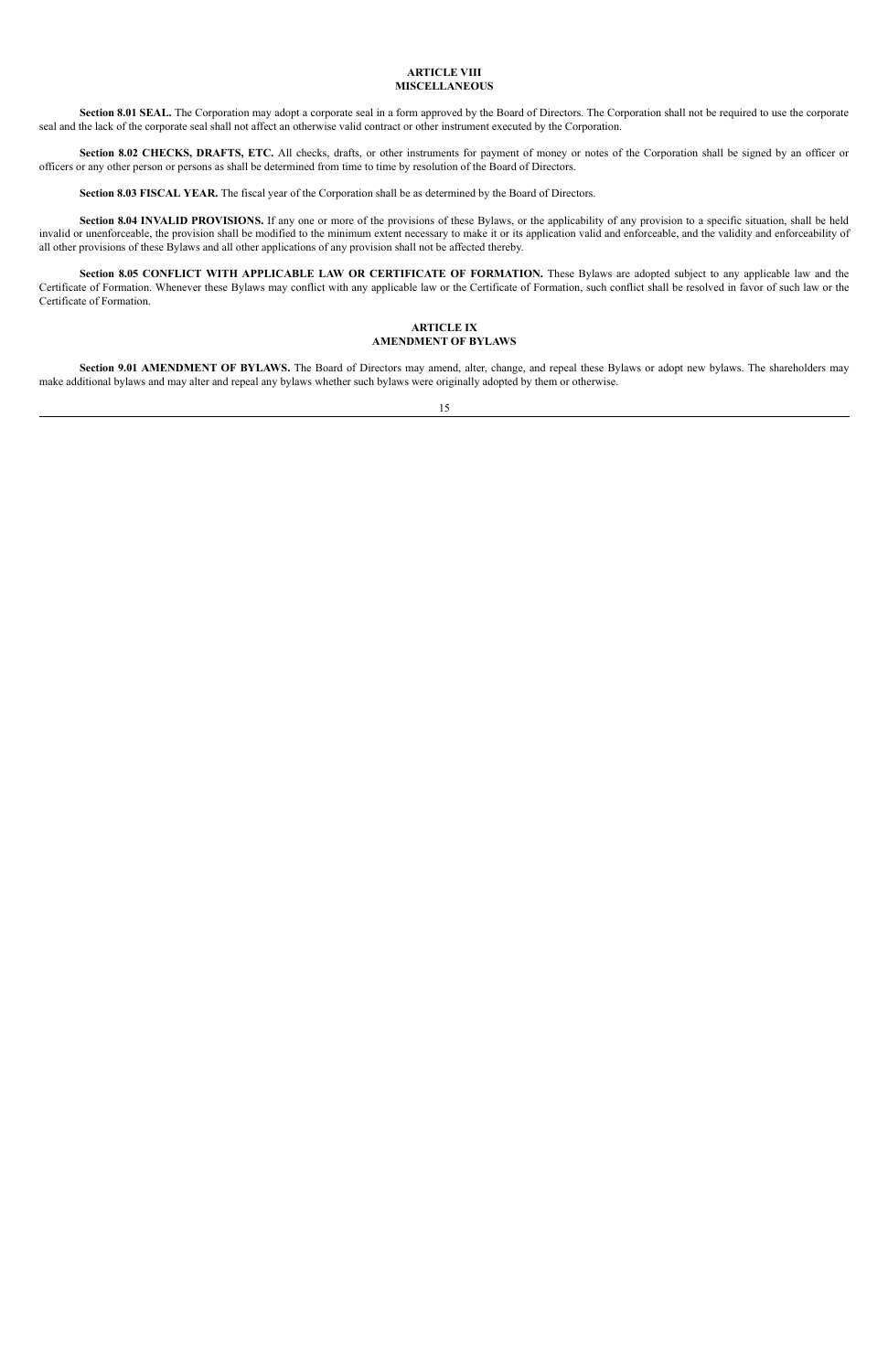## ARTICLE VIII
## MISCELLANEOUS

**Section 8.01 SEAL.** The Corporation may adopt a corporate seal in a form approved by the Board of Directors. The Corporation shall not be required to use the corporate seal and the lack of the corporate seal shall not affect an otherwise valid contract or other instrument executed by the Corporation.

**Section 8.02 CHECKS, DRAFTS, ETC.** All checks, drafts, or other instruments for payment of money or notes of the Corporation shall be signed by an officer or officers or any other person or persons as shall be determined from time to time by resolution of the Board of Directors.

**Section 8.03 FISCAL YEAR.** The fiscal year of the Corporation shall be as determined by the Board of Directors.

**Section 8.04 INVALID PROVISIONS.** If any one or more of the provisions of these Bylaws, or the applicability of any provision to a specific situation, shall be held invalid or unenforceable, the provision shall be modified to the minimum extent necessary to make it or its application valid and enforceable, and the validity and enforceability of all other provisions of these Bylaws and all other applications of any provision shall not be affected thereby.

**Section 8.05 CONFLICT WITH APPLICABLE LAW OR CERTIFICATE OF FORMATION.** These Bylaws are adopted subject to any applicable law and the Certificate of Formation. Whenever these Bylaws may conflict with any applicable law or the Certificate of Formation, such conflict shall be resolved in favor of such law or the Certificate of Formation.

## ARTICLE IX
## AMENDMENT OF BYLAWS

**Section 9.01 AMENDMENT OF BYLAWS.** The Board of Directors may amend, alter, change, and repeal these Bylaws or adopt new bylaws. The shareholders may make additional bylaws and may alter and repeal any bylaws whether such bylaws were originally adopted by them or otherwise.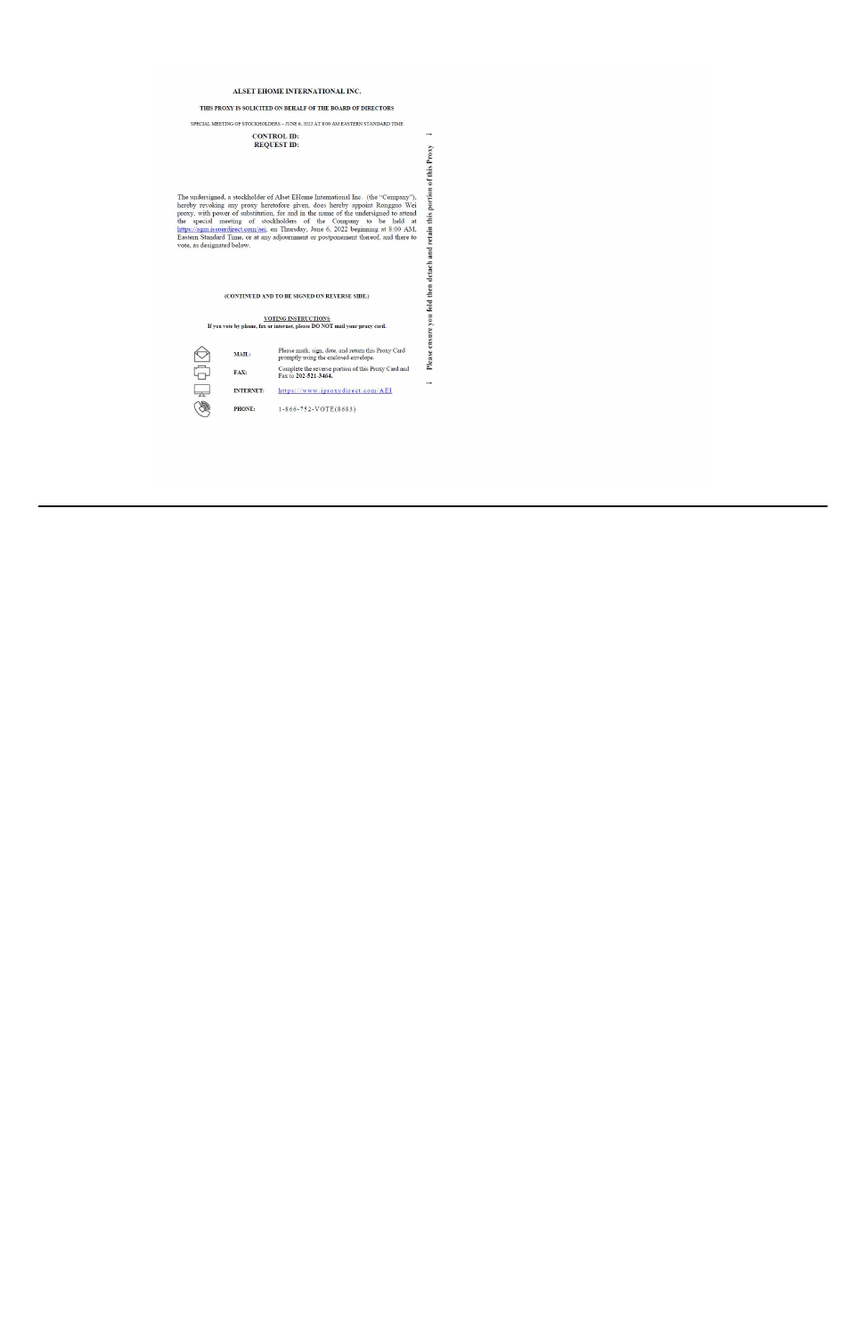**ALSET EHOME INTERNATIONAL INC.**

**THIS PROXY IS SOLICITED ON BEHALF OF THE BOARD OF DIRECTORS**

SPECIAL MEETING OF STOCKHOLDERS – JUNE 6, 2022 AT 8:00 AM EASTERN STANDARD TIME

**CONTROL ID:**
**REQUEST ID:**

The undersigned, a stockholder of Alset EHome International Inc. (the "Company"), hereby revoking any proxy heretofore given, does hereby appoint Rongguo Wei proxy, with power of substitution, for and in the name of the undersigned to attend the special meeting of stockholders of the Company to be held at https://agm.issuerdirect.com/aei, on Thursday, June 6, 2022 beginning at 8:00 AM, Eastern Standard Time, or at any adjournment or postponement thereof, and there to vote, as designated below.

**(CONTINUED AND TO BE SIGNED ON REVERSE SIDE.)**

**VOTING INSTRUCTIONS**

**If you vote by phone, fax or internet, please DO NOT mail your proxy card.**

| | |
|---|---|
| **MAIL:** | Please mark, sign, date, and return this Proxy Card promptly using the enclosed envelope. |
| **FAX:** | Complete the reverse portion of this Proxy Card and Fax to **202-521-3464.** |
| **INTERNET:** | https://www.iproxydirect.com/AEI |
| **PHONE:** | 1-866-752-VOTE(8683) |

**Please ensure you fold then detach and retain this portion of this Proxy**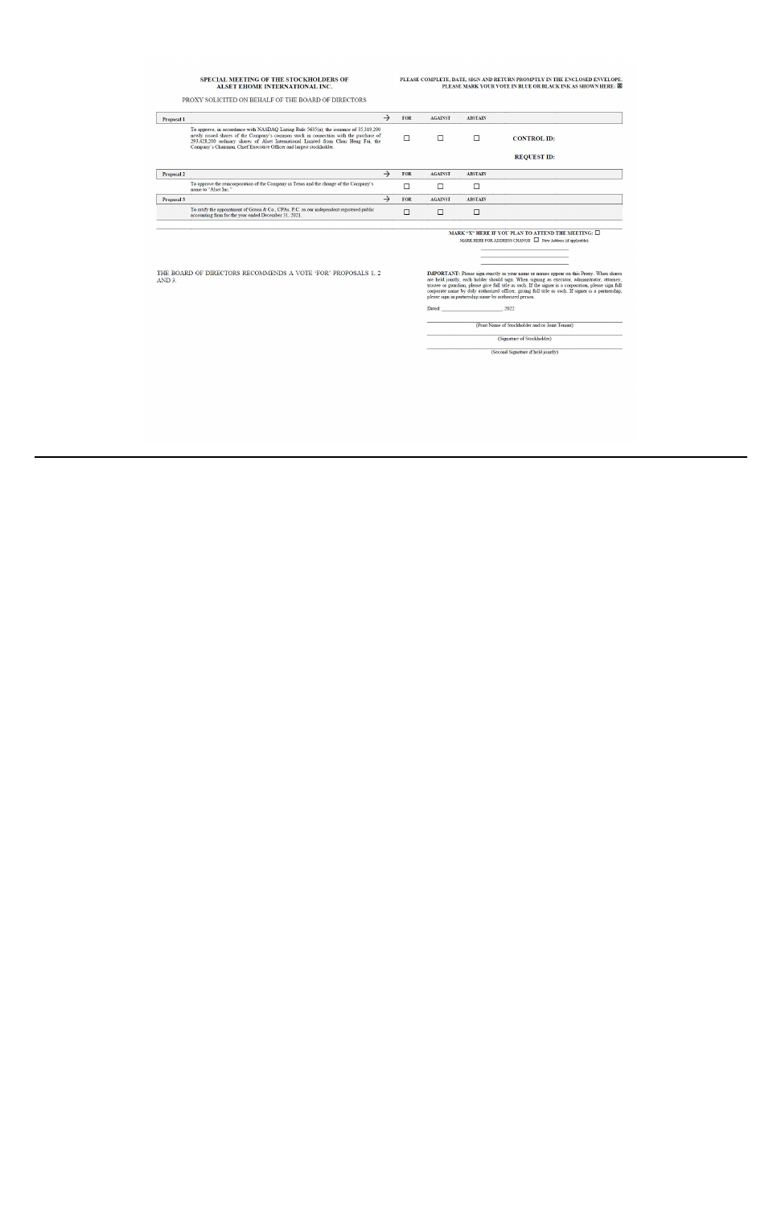**SPECIAL MEETING OF THE STOCKHOLDERS OF ALSET EHOME INTERNATIONAL INC.**

PROXY SOLICITED ON BEHALF OF THE BOARD OF DIRECTORS

**PLEASE COMPLETE, DATE, SIGN AND RETURN PROMPTLY IN THE ENCLOSED ENVELOPE. PLEASE MARK YOUR VOTE IN BLUE OR BLACK INK AS SHOWN HERE: ☒**

| | | FOR | AGAINST | ABSTAIN | |
|---|---|---|---|---|---|
| **Proposal 1** | → | | | | |
| | To approve, in accordance with NASDAQ Listing Rule 5635(a), the issuance of 35,319,290 newly issued shares of the Company's common stock in connection with the purchase of 293,428,200 ordinary shares of Alset International Limited from Chan Heng Fai, the Company's Chairman, Chief Executive Officer and largest stockholder. | ☐ | ☐ | ☐ | **CONTROL ID:** |
| | | | | | **REQUEST ID:** |
| **Proposal 2** | → | | | | |
| | To approve the reincorporation of the Company in Texas and the change of the Company's name to "Alset Inc." | ☐ | ☐ | ☐ | |
| **Proposal 3** | → | | | | |
| | To ratify the appointment of Grassi & Co., CPAs, P.C. as our independent registered public accounting firm for the year ended December 31, 2023. | ☐ | ☐ | ☐ | |

**MARK "X" HERE IF YOU PLAN TO ATTEND THE MEETING:** ☐

MARK HERE FOR ADDRESS CHANGE ☐ New Address (if applicable):

\_\_\_\_\_\_\_\_\_\_\_\_\_\_\_\_\_\_\_\_\_\_\_\_

\_\_\_\_\_\_\_\_\_\_\_\_\_\_\_\_\_\_\_\_\_\_\_\_

\_\_\_\_\_\_\_\_\_\_\_\_\_\_\_\_\_\_\_\_\_\_\_\_

THE BOARD OF DIRECTORS RECOMMENDS A VOTE 'FOR' PROPOSALS 1, 2 AND 3.

**IMPORTANT:** Please sign exactly as your name or names appear on this Proxy. When shares are held jointly, each holder should sign. When signing as executor, administrator, attorney, trustee or guardian, please give full title as such. If the signer is a corporation, please sign full corporate name by duly authorized officer, giving full title as such. If signer is a partnership, please sign in partnership name by authorized person.

Dated: \_\_\_\_\_\_\_\_\_\_\_\_\_\_\_\_\_\_\_\_, 2022

\_\_\_\_\_\_\_\_\_\_\_\_\_\_\_\_\_\_\_\_\_\_\_\_\_\_\_\_\_\_\_\_\_\_\_\_

(Print Name of Stockholder and/or Joint Tenant)

\_\_\_\_\_\_\_\_\_\_\_\_\_\_\_\_\_\_\_\_\_\_\_\_\_\_\_\_\_\_\_\_\_\_\_\_

(Signature of Stockholder)

\_\_\_\_\_\_\_\_\_\_\_\_\_\_\_\_\_\_\_\_\_\_\_\_\_\_\_\_\_\_\_\_\_\_\_\_

(Second Signature if held jointly)